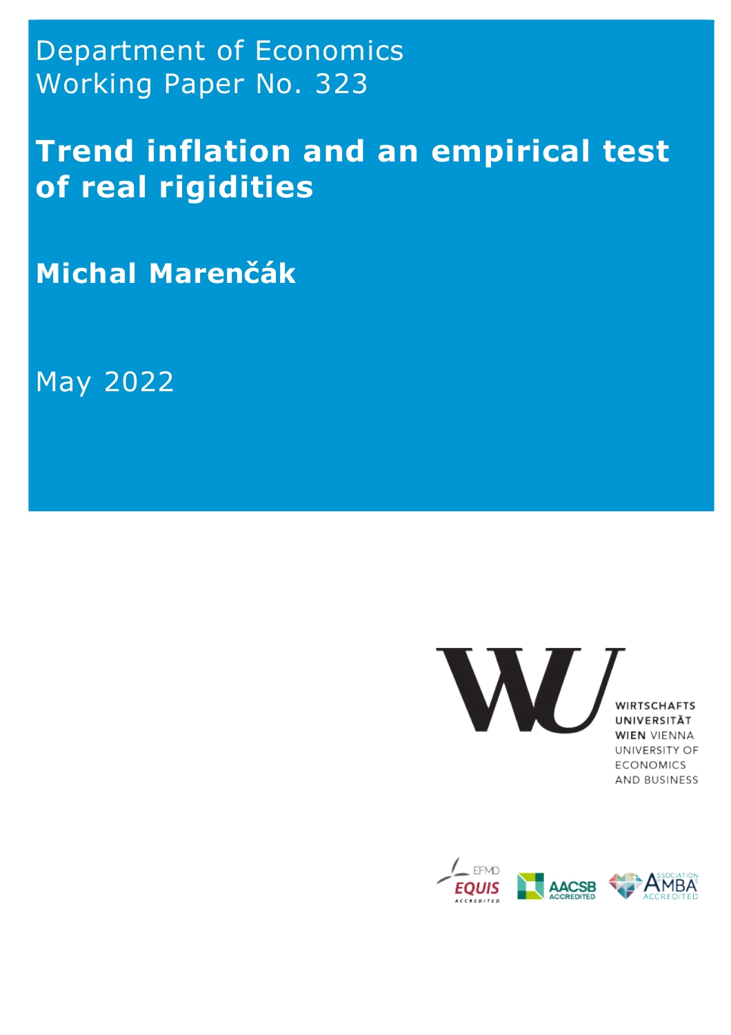Department of Economics
Working Paper No. 323

# Trend inflation and an empirical test of real rigidities

**Michal Marenčák**

May 2022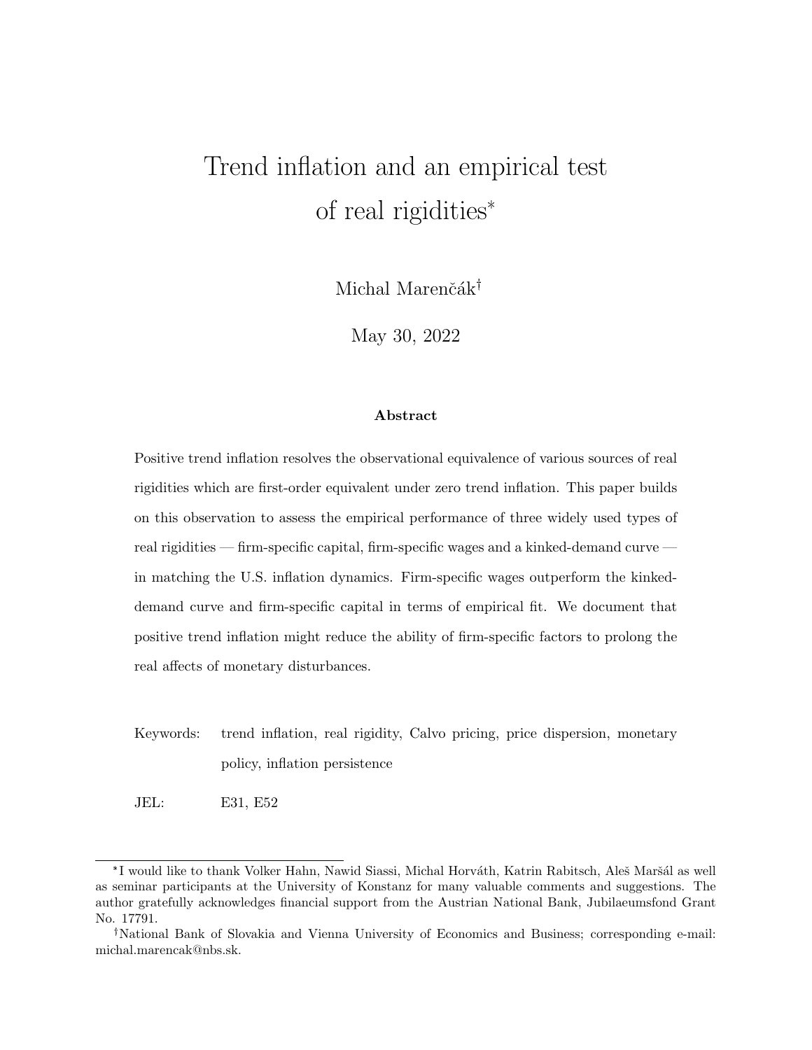# Trend inflation and an empirical test of real rigidities[*]

Michal Marenčák[†]

May 30, 2022

**Abstract**

Positive trend inflation resolves the observational equivalence of various sources of real rigidities which are first-order equivalent under zero trend inflation. This paper builds on this observation to assess the empirical performance of three widely used types of real rigidities — firm-specific capital, firm-specific wages and a kinked-demand curve — in matching the U.S. inflation dynamics. Firm-specific wages outperform the kinked-demand curve and firm-specific capital in terms of empirical fit. We document that positive trend inflation might reduce the ability of firm-specific factors to prolong the real affects of monetary disturbances.

Keywords: trend inflation, real rigidity, Calvo pricing, price dispersion, monetary policy, inflation persistence

JEL: E31, E52

---

[*] I would like to thank Volker Hahn, Nawid Siassi, Michal Horváth, Katrin Rabitsch, Aleš Maršál as well as seminar participants at the University of Konstanz for many valuable comments and suggestions. The author gratefully acknowledges financial support from the Austrian National Bank, Jubilaeumsfond Grant No. 17791.

[†] National Bank of Slovakia and Vienna University of Economics and Business; corresponding e-mail: michal.marencak@nbs.sk.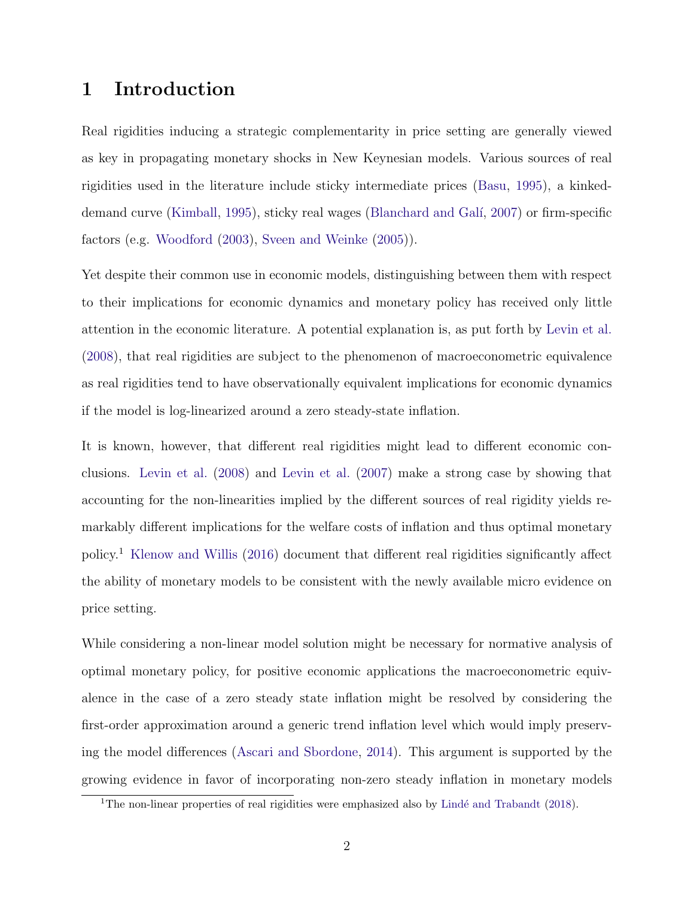# 1 Introduction

Real rigidities inducing a strategic complementarity in price setting are generally viewed as key in propagating monetary shocks in New Keynesian models. Various sources of real rigidities used in the literature include sticky intermediate prices (Basu, 1995), a kinked-demand curve (Kimball, 1995), sticky real wages (Blanchard and Galí, 2007) or firm-specific factors (e.g. Woodford (2003), Sveen and Weinke (2005)).

Yet despite their common use in economic models, distinguishing between them with respect to their implications for economic dynamics and monetary policy has received only little attention in the economic literature. A potential explanation is, as put forth by Levin et al. (2008), that real rigidities are subject to the phenomenon of macroeconometric equivalence as real rigidities tend to have observationally equivalent implications for economic dynamics if the model is log-linearized around a zero steady-state inflation.

It is known, however, that different real rigidities might lead to different economic conclusions. Levin et al. (2008) and Levin et al. (2007) make a strong case by showing that accounting for the non-linearities implied by the different sources of real rigidity yields remarkably different implications for the welfare costs of inflation and thus optimal monetary policy.[1] Klenow and Willis (2016) document that different real rigidities significantly affect the ability of monetary models to be consistent with the newly available micro evidence on price setting.

While considering a non-linear model solution might be necessary for normative analysis of optimal monetary policy, for positive economic applications the macroeconometric equivalence in the case of a zero steady state inflation might be resolved by considering the first-order approximation around a generic trend inflation level which would imply preserving the model differences (Ascari and Sbordone, 2014). This argument is supported by the growing evidence in favor of incorporating non-zero steady inflation in monetary models

[1] The non-linear properties of real rigidities were emphasized also by Lindé and Trabandt (2018).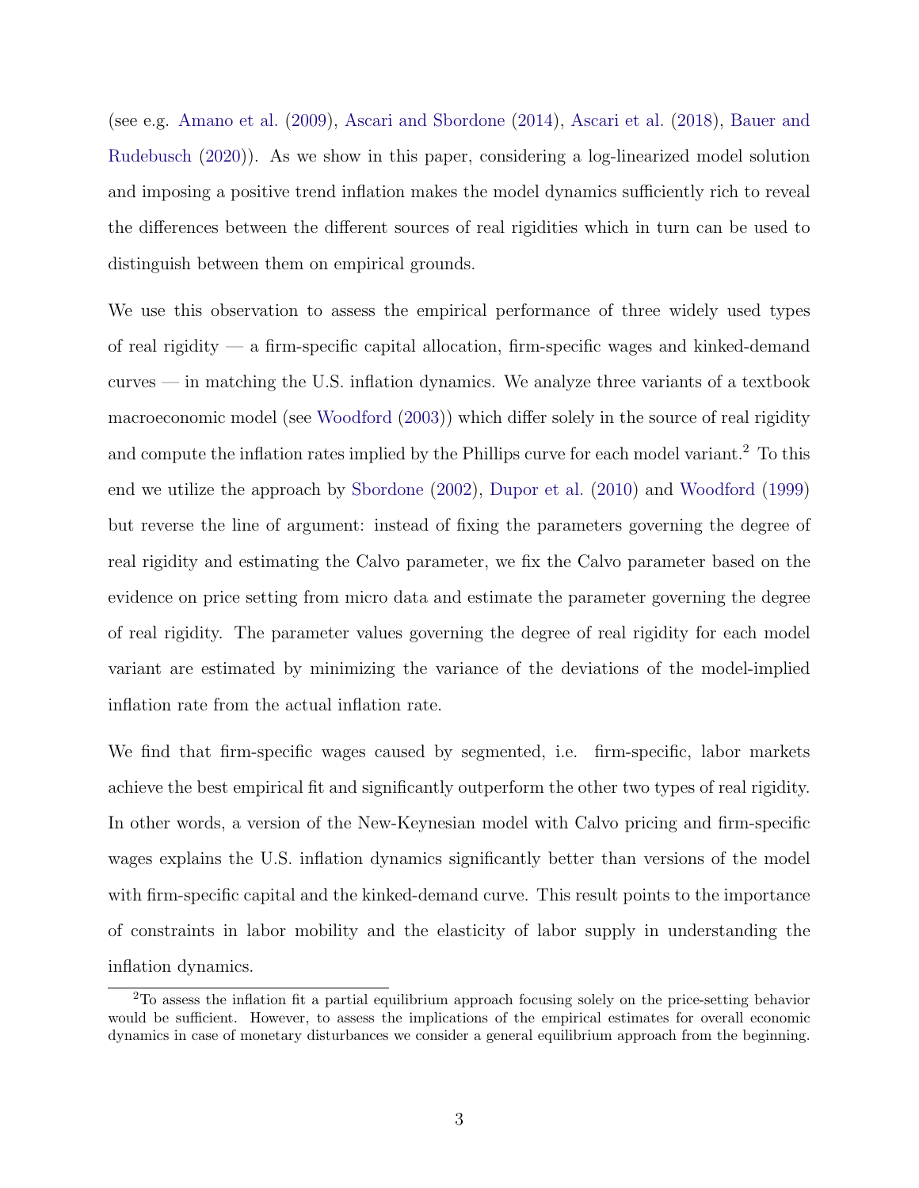(see e.g. Amano et al. (2009), Ascari and Sbordone (2014), Ascari et al. (2018), Bauer and Rudebusch (2020)). As we show in this paper, considering a log-linearized model solution and imposing a positive trend inflation makes the model dynamics sufficiently rich to reveal the differences between the different sources of real rigidities which in turn can be used to distinguish between them on empirical grounds.

We use this observation to assess the empirical performance of three widely used types of real rigidity — a firm-specific capital allocation, firm-specific wages and kinked-demand curves — in matching the U.S. inflation dynamics. We analyze three variants of a textbook macroeconomic model (see Woodford (2003)) which differ solely in the source of real rigidity and compute the inflation rates implied by the Phillips curve for each model variant.[2] To this end we utilize the approach by Sbordone (2002), Dupor et al. (2010) and Woodford (1999) but reverse the line of argument: instead of fixing the parameters governing the degree of real rigidity and estimating the Calvo parameter, we fix the Calvo parameter based on the evidence on price setting from micro data and estimate the parameter governing the degree of real rigidity. The parameter values governing the degree of real rigidity for each model variant are estimated by minimizing the variance of the deviations of the model-implied inflation rate from the actual inflation rate.

We find that firm-specific wages caused by segmented, i.e. firm-specific, labor markets achieve the best empirical fit and significantly outperform the other two types of real rigidity. In other words, a version of the New-Keynesian model with Calvo pricing and firm-specific wages explains the U.S. inflation dynamics significantly better than versions of the model with firm-specific capital and the kinked-demand curve. This result points to the importance of constraints in labor mobility and the elasticity of labor supply in understanding the inflation dynamics.

[2] To assess the inflation fit a partial equilibrium approach focusing solely on the price-setting behavior would be sufficient. However, to assess the implications of the empirical estimates for overall economic dynamics in case of monetary disturbances we consider a general equilibrium approach from the beginning.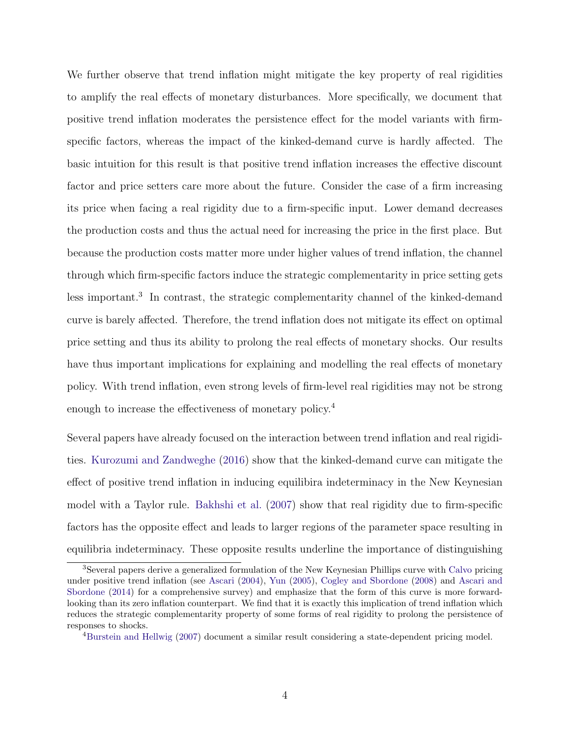We further observe that trend inflation might mitigate the key property of real rigidities to amplify the real effects of monetary disturbances. More specifically, we document that positive trend inflation moderates the persistence effect for the model variants with firm-specific factors, whereas the impact of the kinked-demand curve is hardly affected. The basic intuition for this result is that positive trend inflation increases the effective discount factor and price setters care more about the future. Consider the case of a firm increasing its price when facing a real rigidity due to a firm-specific input. Lower demand decreases the production costs and thus the actual need for increasing the price in the first place. But because the production costs matter more under higher values of trend inflation, the channel through which firm-specific factors induce the strategic complementarity in price setting gets less important.[3] In contrast, the strategic complementarity channel of the kinked-demand curve is barely affected. Therefore, the trend inflation does not mitigate its effect on optimal price setting and thus its ability to prolong the real effects of monetary shocks. Our results have thus important implications for explaining and modelling the real effects of monetary policy. With trend inflation, even strong levels of firm-level real rigidities may not be strong enough to increase the effectiveness of monetary policy.[4]

Several papers have already focused on the interaction between trend inflation and real rigidities. Kurozumi and Zandweghe (2016) show that the kinked-demand curve can mitigate the effect of positive trend inflation in inducing equilibira indeterminacy in the New Keynesian model with a Taylor rule. Bakhshi et al. (2007) show that real rigidity due to firm-specific factors has the opposite effect and leads to larger regions of the parameter space resulting in equilibria indeterminacy. These opposite results underline the importance of distinguishing

[3] Several papers derive a generalized formulation of the New Keynesian Phillips curve with Calvo pricing under positive trend inflation (see Ascari (2004), Yun (2005), Cogley and Sbordone (2008) and Ascari and Sbordone (2014) for a comprehensive survey) and emphasize that the form of this curve is more forward-looking than its zero inflation counterpart. We find that it is exactly this implication of trend inflation which reduces the strategic complementarity property of some forms of real rigidity to prolong the persistence of responses to shocks.

[4] Burstein and Hellwig (2007) document a similar result considering a state-dependent pricing model.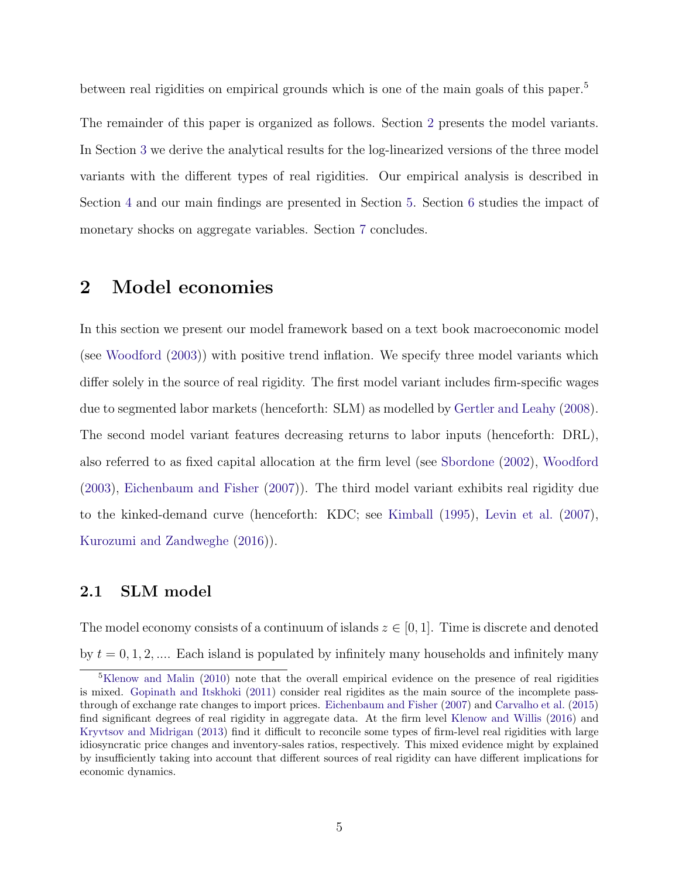between real rigidities on empirical grounds which is one of the main goals of this paper.[5]

The remainder of this paper is organized as follows. Section 2 presents the model variants. In Section 3 we derive the analytical results for the log-linearized versions of the three model variants with the different types of real rigidities. Our empirical analysis is described in Section 4 and our main findings are presented in Section 5. Section 6 studies the impact of monetary shocks on aggregate variables. Section 7 concludes.

## 2 Model economies

In this section we present our model framework based on a text book macroeconomic model (see Woodford (2003)) with positive trend inflation. We specify three model variants which differ solely in the source of real rigidity. The first model variant includes firm-specific wages due to segmented labor markets (henceforth: SLM) as modelled by Gertler and Leahy (2008). The second model variant features decreasing returns to labor inputs (henceforth: DRL), also referred to as fixed capital allocation at the firm level (see Sbordone (2002), Woodford (2003), Eichenbaum and Fisher (2007)). The third model variant exhibits real rigidity due to the kinked-demand curve (henceforth: KDC; see Kimball (1995), Levin et al. (2007), Kurozumi and Zandweghe (2016)).

### 2.1 SLM model

The model economy consists of a continuum of islands $z \in [0, 1]$. Time is discrete and denoted by $t = 0, 1, 2, ....$ Each island is populated by infinitely many households and infinitely many

[5] Klenow and Malin (2010) note that the overall empirical evidence on the presence of real rigidities is mixed. Gopinath and Itskhoki (2011) consider real rigidites as the main source of the incomplete pass-through of exchange rate changes to import prices. Eichenbaum and Fisher (2007) and Carvalho et al. (2015) find significant degrees of real rigidity in aggregate data. At the firm level Klenow and Willis (2016) and Kryvtsov and Midrigan (2013) find it difficult to reconcile some types of firm-level real rigidities with large idiosyncratic price changes and inventory-sales ratios, respectively. This mixed evidence might by explained by insufficiently taking into account that different sources of real rigidity can have different implications for economic dynamics.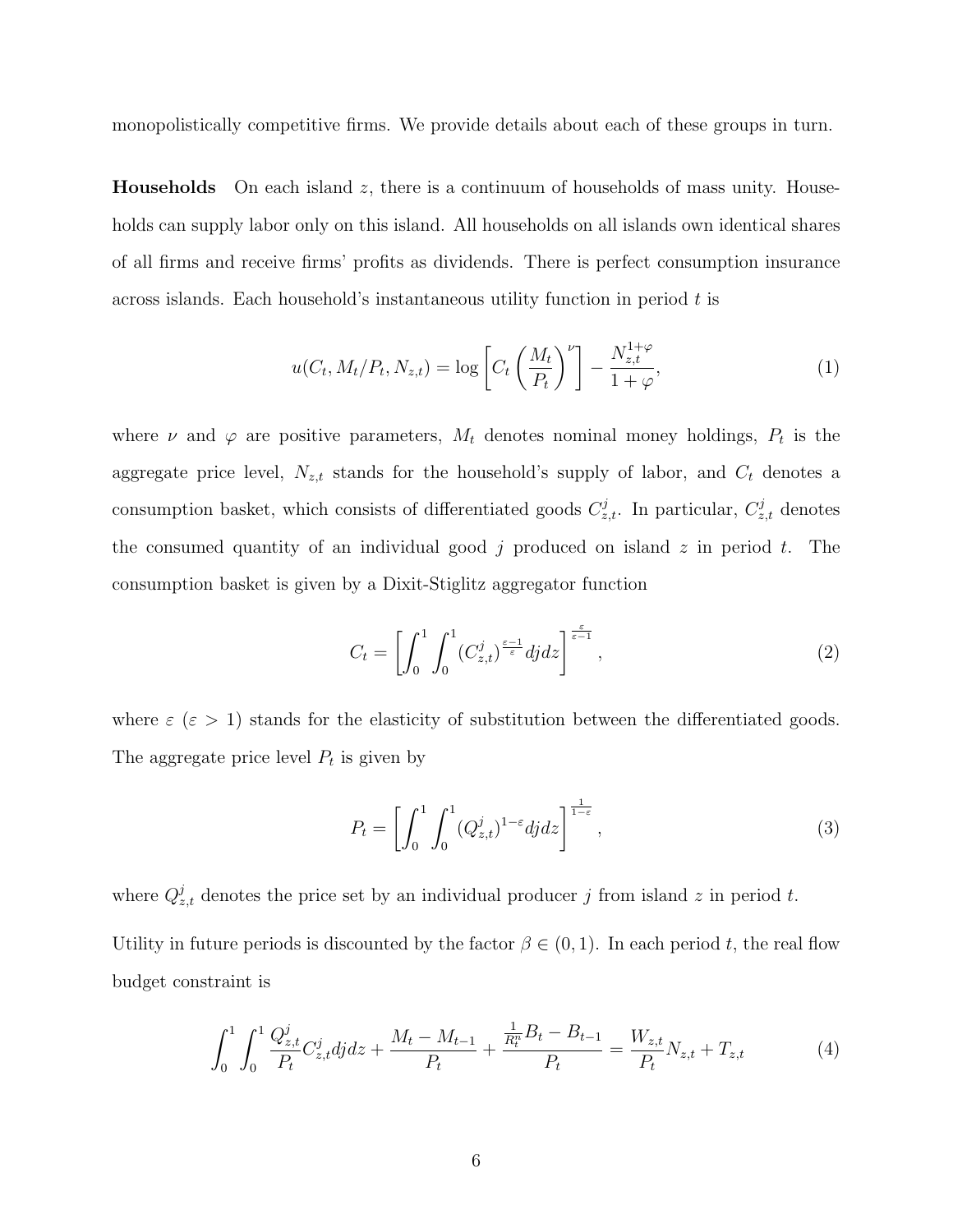monopolistically competitive firms. We provide details about each of these groups in turn.

**Households** On each island $z$, there is a continuum of households of mass unity. Households can supply labor only on this island. All households on all islands own identical shares of all firms and receive firms' profits as dividends. There is perfect consumption insurance across islands. Each household's instantaneous utility function in period $t$ is

$$u(C_t, M_t/P_t, N_{z,t}) = \log\left[C_t\left(\frac{M_t}{P_t}\right)^{\nu}\right] - \frac{N_{z,t}^{1+\varphi}}{1+\varphi}, \tag{1}$$

where $\nu$ and $\varphi$ are positive parameters, $M_t$ denotes nominal money holdings, $P_t$ is the aggregate price level, $N_{z,t}$ stands for the household's supply of labor, and $C_t$ denotes a consumption basket, which consists of differentiated goods $C_{z,t}^j$. In particular, $C_{z,t}^j$ denotes the consumed quantity of an individual good $j$ produced on island $z$ in period $t$. The consumption basket is given by a Dixit-Stiglitz aggregator function

$$C_t = \left[\int_0^1 \int_0^1 (C_{z,t}^j)^{\frac{\varepsilon-1}{\varepsilon}} dj dz\right]^{\frac{\varepsilon}{\varepsilon-1}}, \tag{2}$$

where $\varepsilon$ ($\varepsilon > 1$) stands for the elasticity of substitution between the differentiated goods. The aggregate price level $P_t$ is given by

$$P_t = \left[\int_0^1 \int_0^1 (Q_{z,t}^j)^{1-\varepsilon} dj dz\right]^{\frac{1}{1-\varepsilon}}, \tag{3}$$

where $Q_{z,t}^j$ denotes the price set by an individual producer $j$ from island $z$ in period $t$.

Utility in future periods is discounted by the factor $\beta \in (0, 1)$. In each period $t$, the real flow budget constraint is

$$\int_0^1 \int_0^1 \frac{Q_{z,t}^j}{P_t} C_{z,t}^j dj dz + \frac{M_t - M_{t-1}}{P_t} + \frac{\frac{1}{R_t^n} B_t - B_{t-1}}{P_t} = \frac{W_{z,t}}{P_t} N_{z,t} + T_{z,t} \tag{4}$$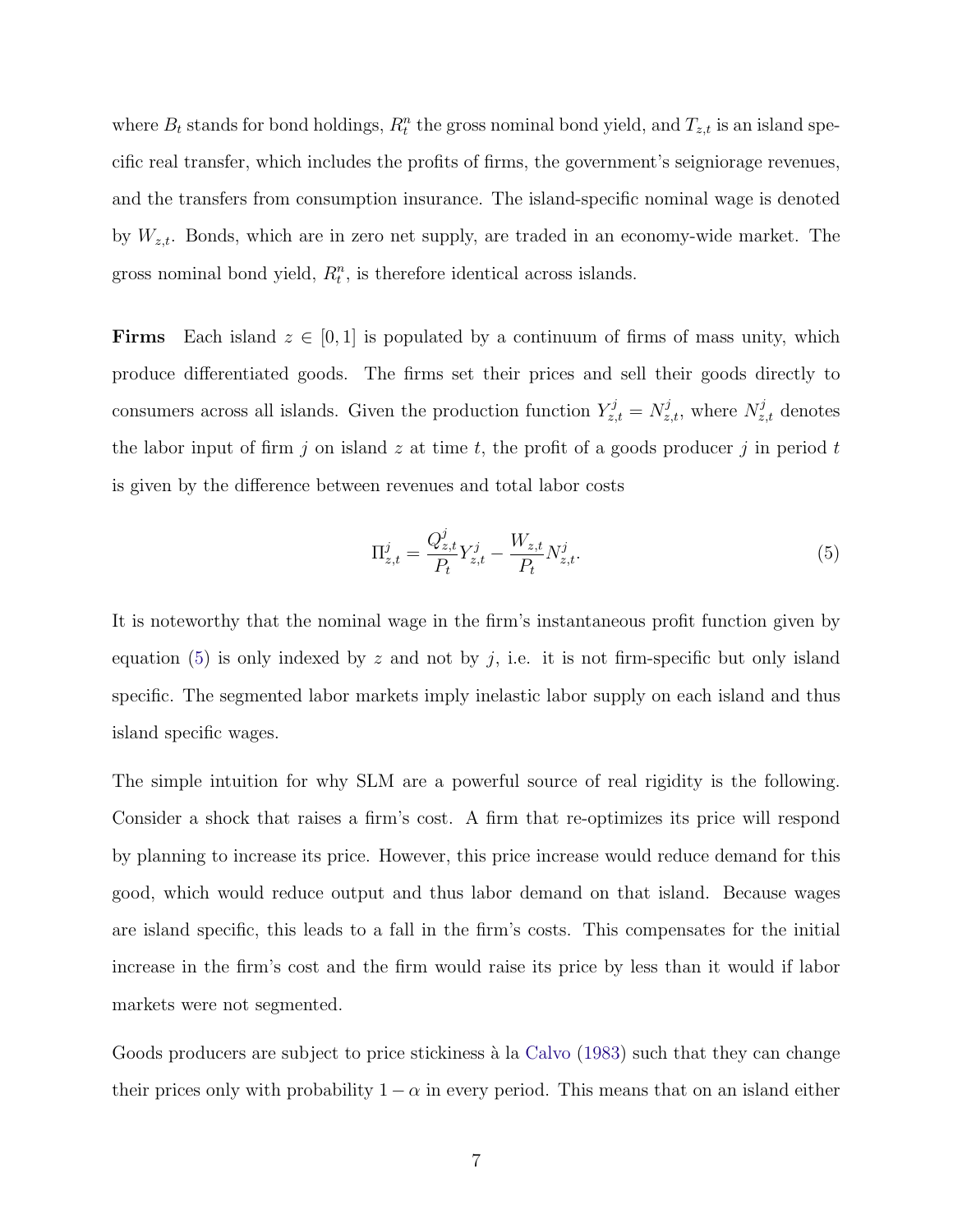where $B_t$ stands for bond holdings, $R_t^n$ the gross nominal bond yield, and $T_{z,t}$ is an island specific real transfer, which includes the profits of firms, the government's seigniorage revenues, and the transfers from consumption insurance. The island-specific nominal wage is denoted by $W_{z,t}$. Bonds, which are in zero net supply, are traded in an economy-wide market. The gross nominal bond yield, $R_t^n$, is therefore identical across islands.

**Firms** Each island $z \in [0,1]$ is populated by a continuum of firms of mass unity, which produce differentiated goods. The firms set their prices and sell their goods directly to consumers across all islands. Given the production function $Y_{z,t}^j = N_{z,t}^j$, where $N_{z,t}^j$ denotes the labor input of firm $j$ on island $z$ at time $t$, the profit of a goods producer $j$ in period $t$ is given by the difference between revenues and total labor costs

$$\Pi_{z,t}^j = \frac{Q_{z,t}^j}{P_t} Y_{z,t}^j - \frac{W_{z,t}}{P_t} N_{z,t}^j. \tag{5}$$

It is noteworthy that the nominal wage in the firm's instantaneous profit function given by equation (5) is only indexed by $z$ and not by $j$, i.e. it is not firm-specific but only island specific. The segmented labor markets imply inelastic labor supply on each island and thus island specific wages.

The simple intuition for why SLM are a powerful source of real rigidity is the following. Consider a shock that raises a firm's cost. A firm that re-optimizes its price will respond by planning to increase its price. However, this price increase would reduce demand for this good, which would reduce output and thus labor demand on that island. Because wages are island specific, this leads to a fall in the firm's costs. This compensates for the initial increase in the firm's cost and the firm would raise its price by less than it would if labor markets were not segmented.

Goods producers are subject to price stickiness à la Calvo (1983) such that they can change their prices only with probability $1-\alpha$ in every period. This means that on an island either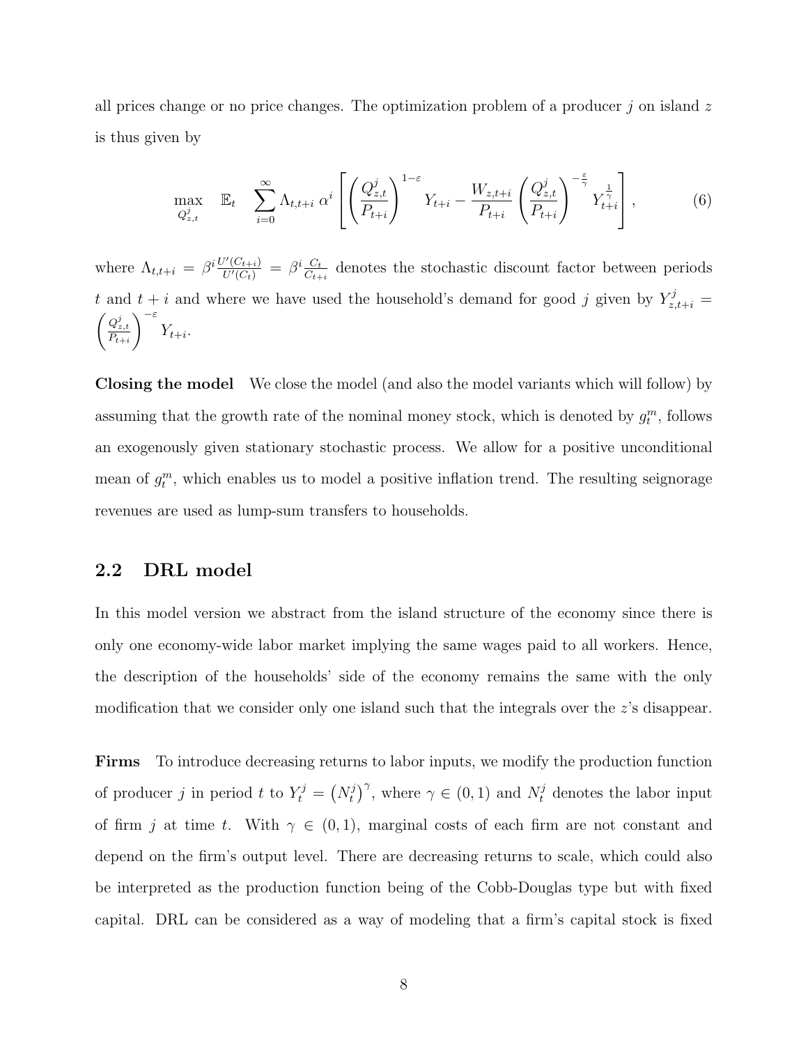all prices change or no price changes. The optimization problem of a producer $j$ on island $z$ is thus given by

$$\max_{Q^j_{z,t}} \quad \mathbb{E}_t \quad \sum_{i=0}^{\infty} \Lambda_{t,t+i}\, \alpha^i \left[ \left( \frac{Q^j_{z,t}}{P_{t+i}} \right)^{1-\varepsilon} Y_{t+i} - \frac{W_{z,t+i}}{P_{t+i}} \left( \frac{Q^j_{z,t}}{P_{t+i}} \right)^{-\frac{\varepsilon}{\gamma}} Y_{t+i}^{\frac{1}{\gamma}} \right], \tag{6}$$

where $\Lambda_{t,t+i} = \beta^i \frac{U'(C_{t+i})}{U'(C_t)} = \beta^i \frac{C_t}{C_{t+i}}$ denotes the stochastic discount factor between periods $t$ and $t+i$ and where we have used the household's demand for good $j$ given by $Y^j_{z,t+i} = \left( \frac{Q^j_{z,t}}{P_{t+i}} \right)^{-\varepsilon} Y_{t+i}$.

**Closing the model** We close the model (and also the model variants which will follow) by assuming that the growth rate of the nominal money stock, which is denoted by $g^m_t$, follows an exogenously given stationary stochastic process. We allow for a positive unconditional mean of $g^m_t$, which enables us to model a positive inflation trend. The resulting seignorage revenues are used as lump-sum transfers to households.

## 2.2 DRL model

In this model version we abstract from the island structure of the economy since there is only one economy-wide labor market implying the same wages paid to all workers. Hence, the description of the households' side of the economy remains the same with the only modification that we consider only one island such that the integrals over the $z$'s disappear.

**Firms** To introduce decreasing returns to labor inputs, we modify the production function of producer $j$ in period $t$ to $Y^j_t = \left(N^j_t\right)^{\gamma}$, where $\gamma \in (0,1)$ and $N^j_t$ denotes the labor input of firm $j$ at time $t$. With $\gamma \in (0,1)$, marginal costs of each firm are not constant and depend on the firm's output level. There are decreasing returns to scale, which could also be interpreted as the production function being of the Cobb-Douglas type but with fixed capital. DRL can be considered as a way of modeling that a firm's capital stock is fixed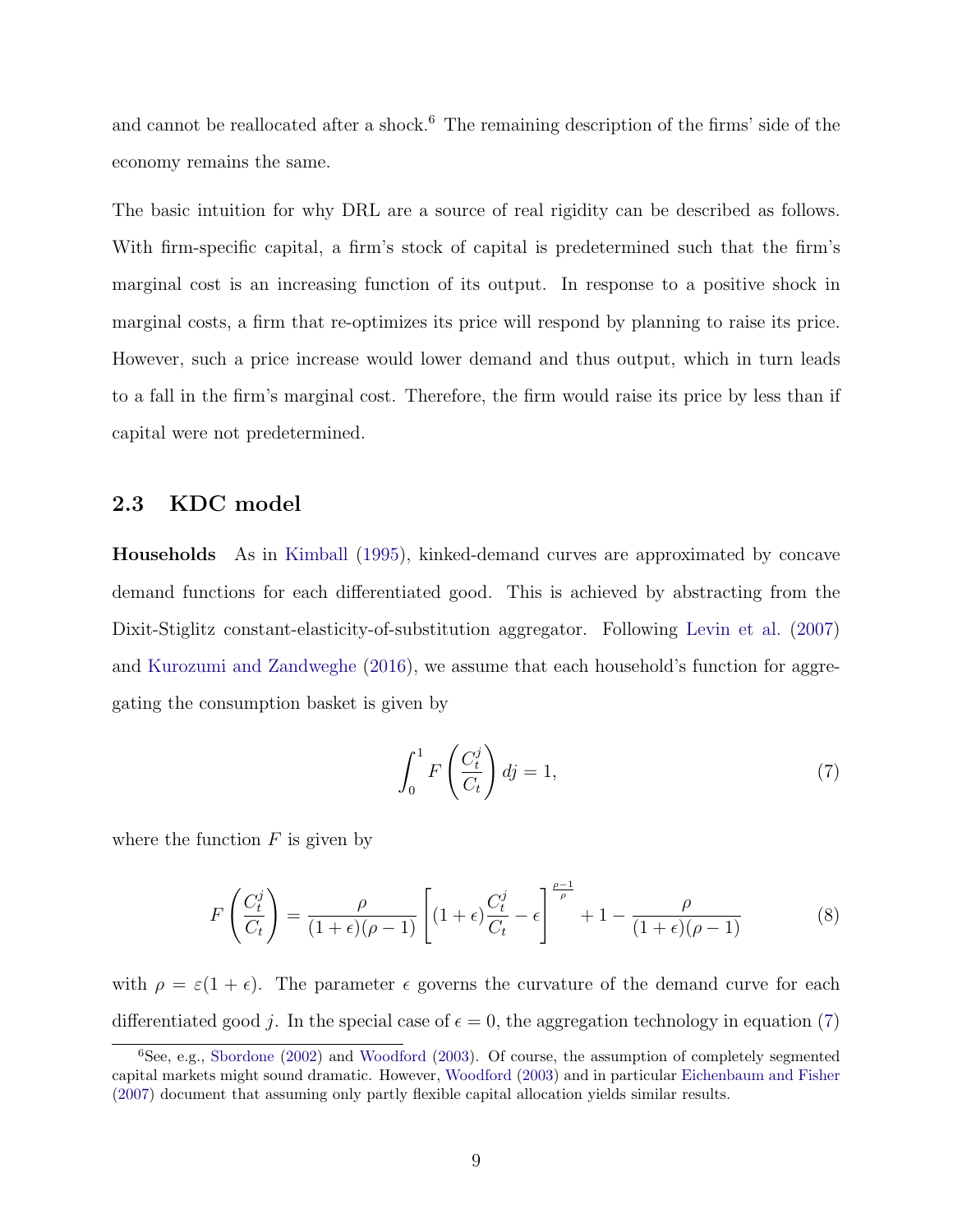and cannot be reallocated after a shock.[6] The remaining description of the firms' side of the economy remains the same.

The basic intuition for why DRL are a source of real rigidity can be described as follows. With firm-specific capital, a firm's stock of capital is predetermined such that the firm's marginal cost is an increasing function of its output. In response to a positive shock in marginal costs, a firm that re-optimizes its price will respond by planning to raise its price. However, such a price increase would lower demand and thus output, which in turn leads to a fall in the firm's marginal cost. Therefore, the firm would raise its price by less than if capital were not predetermined.

### 2.3 KDC model

**Households** As in Kimball (1995), kinked-demand curves are approximated by concave demand functions for each differentiated good. This is achieved by abstracting from the Dixit-Stiglitz constant-elasticity-of-substitution aggregator. Following Levin et al. (2007) and Kurozumi and Zandweghe (2016), we assume that each household's function for aggregating the consumption basket is given by

$$\int_0^1 F\left(\frac{C_t^j}{C_t}\right) dj = 1, \tag{7}$$

where the function $F$ is given by

$$F\left(\frac{C_t^j}{C_t}\right) = \frac{\rho}{(1+\epsilon)(\rho-1)}\left[(1+\epsilon)\frac{C_t^j}{C_t} - \epsilon\right]^{\frac{\rho-1}{\rho}} + 1 - \frac{\rho}{(1+\epsilon)(\rho-1)} \tag{8}$$

with $\rho = \varepsilon(1+\epsilon)$. The parameter $\epsilon$ governs the curvature of the demand curve for each differentiated good $j$. In the special case of $\epsilon = 0$, the aggregation technology in equation (7)

[6] See, e.g., Sbordone (2002) and Woodford (2003). Of course, the assumption of completely segmented capital markets might sound dramatic. However, Woodford (2003) and in particular Eichenbaum and Fisher (2007) document that assuming only partly flexible capital allocation yields similar results.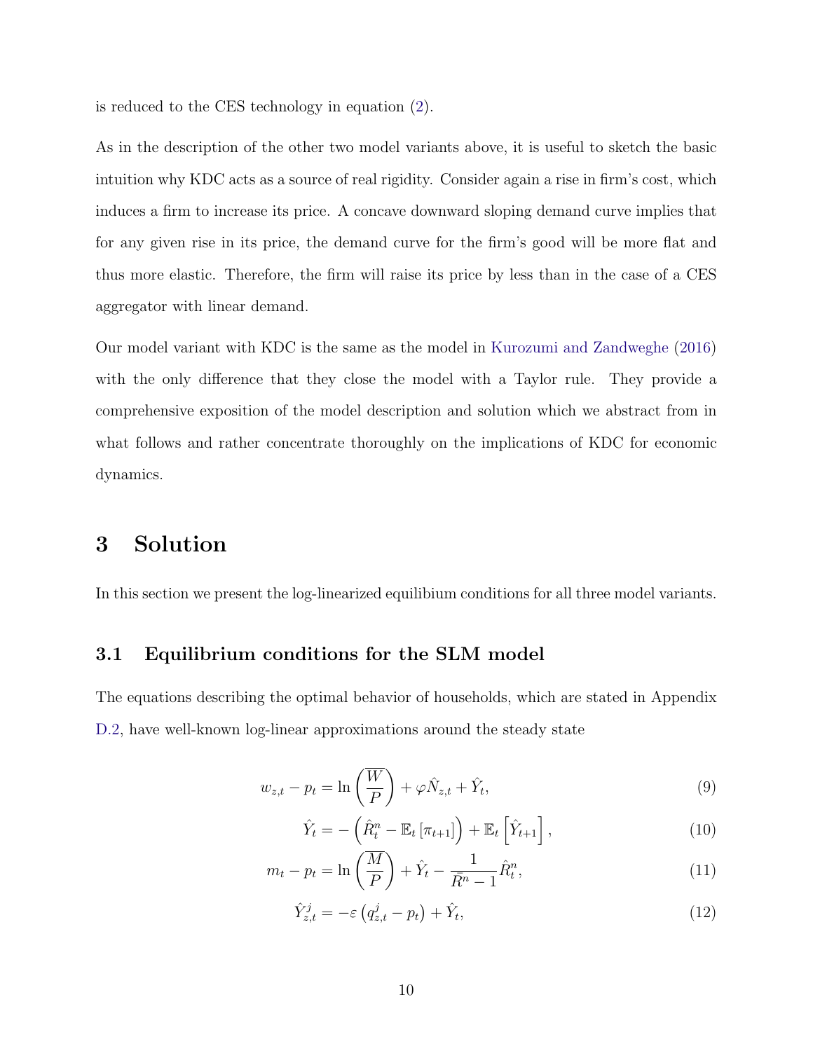is reduced to the CES technology in equation (2).

As in the description of the other two model variants above, it is useful to sketch the basic intuition why KDC acts as a source of real rigidity. Consider again a rise in firm's cost, which induces a firm to increase its price. A concave downward sloping demand curve implies that for any given rise in its price, the demand curve for the firm's good will be more flat and thus more elastic. Therefore, the firm will raise its price by less than in the case of a CES aggregator with linear demand.

Our model variant with KDC is the same as the model in Kurozumi and Zandweghe (2016) with the only difference that they close the model with a Taylor rule. They provide a comprehensive exposition of the model description and solution which we abstract from in what follows and rather concentrate thoroughly on the implications of KDC for economic dynamics.

# 3 Solution

In this section we present the log-linearized equilibium conditions for all three model variants.

## 3.1 Equilibrium conditions for the SLM model

The equations describing the optimal behavior of households, which are stated in Appendix D.2, have well-known log-linear approximations around the steady state

$$w_{z,t} - p_t = \ln\left(\frac{\overline{W}}{P}\right) + \varphi \hat{N}_{z,t} + \hat{Y}_t, \tag{9}$$

$$\hat{Y}_t = -\left(\hat{R}^n_t - \mathbb{E}_t\left[\pi_{t+1}\right]\right) + \mathbb{E}_t\left[\hat{Y}_{t+1}\right], \tag{10}$$

$$m_t - p_t = \ln\left(\frac{\overline{M}}{P}\right) + \hat{Y}_t - \frac{1}{\bar{R}^n - 1}\hat{R}^n_t, \tag{11}$$

$$\hat{Y}^j_{z,t} = -\varepsilon\left(q^j_{z,t} - p_t\right) + \hat{Y}_t, \tag{12}$$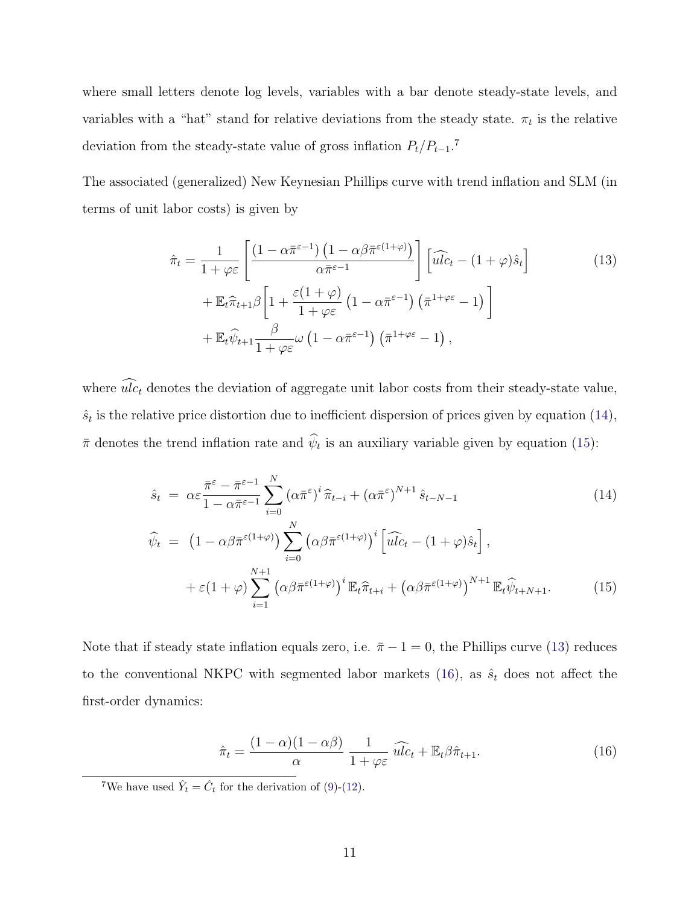where small letters denote log levels, variables with a bar denote steady-state levels, and variables with a "hat" stand for relative deviations from the steady state. $\pi_t$ is the relative deviation from the steady-state value of gross inflation $P_t/P_{t-1}$.[7]

The associated (generalized) New Keynesian Phillips curve with trend inflation and SLM (in terms of unit labor costs) is given by

$$
\begin{aligned}
\hat{\pi}_t = & \frac{1}{1+\varphi\varepsilon}\left[\frac{\left(1-\alpha\bar{\pi}^{\varepsilon-1}\right)\left(1-\alpha\beta\bar{\pi}^{\varepsilon(1+\varphi)}\right)}{\alpha\bar{\pi}^{\varepsilon-1}}\right]\left[\widehat{ulc}_t-(1+\varphi)\hat{s}_t\right] \\
& + \mathbb{E}_t\widehat{\pi}_{t+1}\beta\left[1+\frac{\varepsilon(1+\varphi)}{1+\varphi\varepsilon}\left(1-\alpha\bar{\pi}^{\varepsilon-1}\right)\left(\bar{\pi}^{1+\varphi\varepsilon}-1\right)\right] \\
& + \mathbb{E}_t\widehat{\psi}_{t+1}\frac{\beta}{1+\varphi\varepsilon}\omega\left(1-\alpha\bar{\pi}^{\varepsilon-1}\right)\left(\bar{\pi}^{1+\varphi\varepsilon}-1\right),
\end{aligned}
\tag{13}
$$

where $\widehat{ulc}_t$ denotes the deviation of aggregate unit labor costs from their steady-state value, $\hat{s}_t$ is the relative price distortion due to inefficient dispersion of prices given by equation (14), $\bar{\pi}$ denotes the trend inflation rate and $\widehat{\psi}_t$ is an auxiliary variable given by equation (15):

$$
\hat{s}_t = \alpha\varepsilon\frac{\bar{\pi}^{\varepsilon}-\bar{\pi}^{\varepsilon-1}}{1-\alpha\bar{\pi}^{\varepsilon-1}}\sum_{i=0}^{N}\left(\alpha\bar{\pi}^{\varepsilon}\right)^i\widehat{\pi}_{t-i}+\left(\alpha\bar{\pi}^{\varepsilon}\right)^{N+1}\hat{s}_{t-N-1}
\tag{14}
$$

$$
\begin{aligned}
\widehat{\psi}_t = & \left(1-\alpha\beta\bar{\pi}^{\varepsilon(1+\varphi)}\right)\sum_{i=0}^{N}\left(\alpha\beta\bar{\pi}^{\varepsilon(1+\varphi)}\right)^i\left[\widehat{ulc}_t-(1+\varphi)\hat{s}_t\right], \\
& + \varepsilon(1+\varphi)\sum_{i=1}^{N+1}\left(\alpha\beta\bar{\pi}^{\varepsilon(1+\varphi)}\right)^i\mathbb{E}_t\widehat{\pi}_{t+i}+\left(\alpha\beta\bar{\pi}^{\varepsilon(1+\varphi)}\right)^{N+1}\mathbb{E}_t\widehat{\psi}_{t+N+1}.
\end{aligned}
\tag{15}
$$

Note that if steady state inflation equals zero, i.e. $\bar{\pi}-1=0$, the Phillips curve (13) reduces to the conventional NKPC with segmented labor markets (16), as $\hat{s}_t$ does not affect the first-order dynamics:

$$
\hat{\pi}_t = \frac{(1-\alpha)(1-\alpha\beta)}{\alpha}\,\frac{1}{1+\varphi\varepsilon}\,\widehat{ulc}_t+\mathbb{E}_t\beta\hat{\pi}_{t+1}.
\tag{16}
$$

[7] We have used $\hat{Y}_t=\hat{C}_t$ for the derivation of (9)-(12).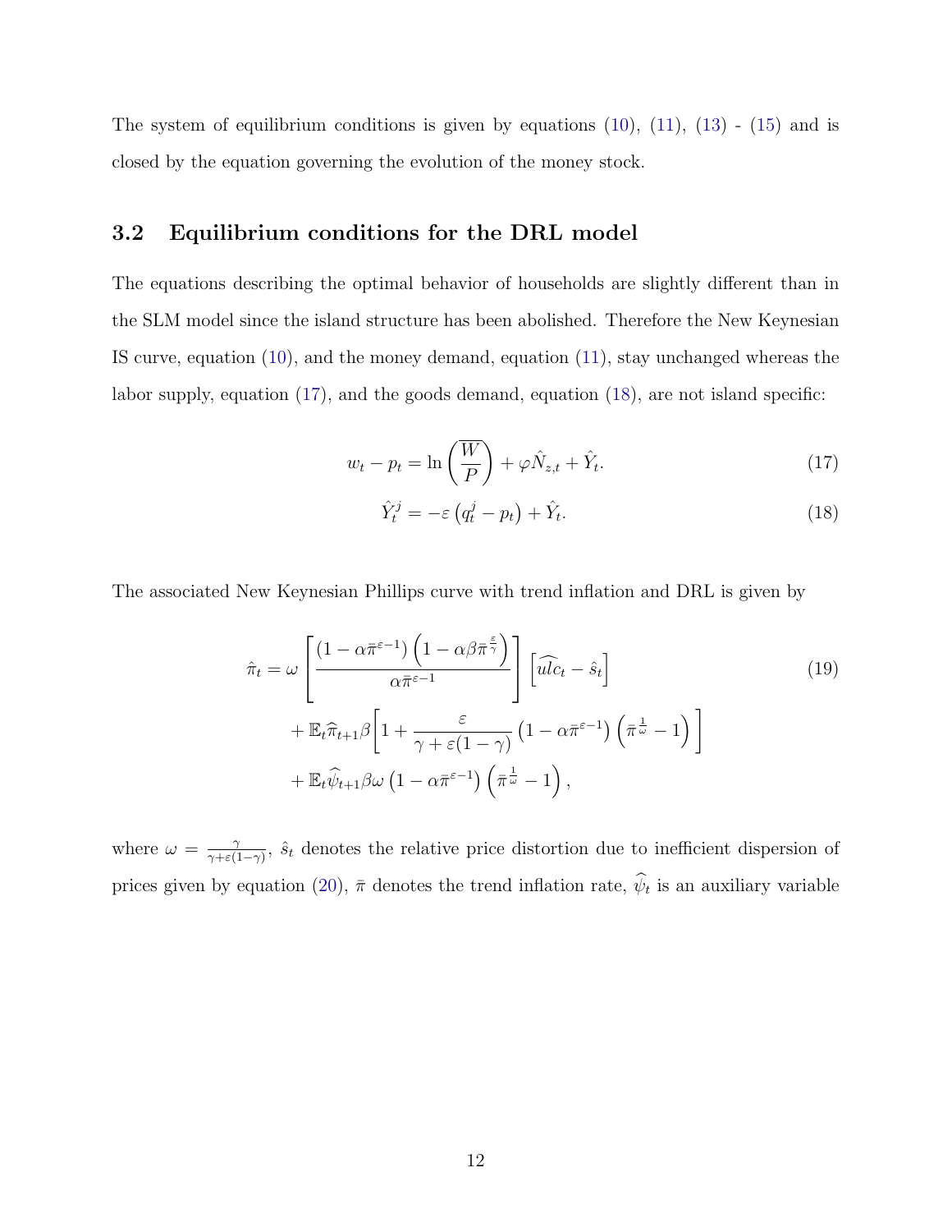The system of equilibrium conditions is given by equations (10), (11), (13) - (15) and is closed by the equation governing the evolution of the money stock.

### 3.2 Equilibrium conditions for the DRL model

The equations describing the optimal behavior of households are slightly different than in the SLM model since the island structure has been abolished. Therefore the New Keynesian IS curve, equation (10), and the money demand, equation (11), stay unchanged whereas the labor supply, equation (17), and the goods demand, equation (18), are not island specific:

$$w_t - p_t = \ln\left(\overline{\frac{W}{P}}\right) + \varphi \hat{N}_{z,t} + \hat{Y}_t. \tag{17}$$

$$\hat{Y}_t^j = -\varepsilon\left(q_t^j - p_t\right) + \hat{Y}_t. \tag{18}$$

The associated New Keynesian Phillips curve with trend inflation and DRL is given by

$$\begin{aligned}
\hat{\pi}_t = {} & \omega\left[\frac{\left(1-\alpha\bar{\pi}^{\varepsilon-1}\right)\left(1-\alpha\beta\bar{\pi}^{\frac{\varepsilon}{\gamma}}\right)}{\alpha\bar{\pi}^{\varepsilon-1}}\right]\left[\widehat{ulc}_t - \hat{s}_t\right] \\
& + \mathbb{E}_t\widehat{\pi}_{t+1}\beta\left[1+\frac{\varepsilon}{\gamma+\varepsilon(1-\gamma)}\left(1-\alpha\bar{\pi}^{\varepsilon-1}\right)\left(\bar{\pi}^{\frac{1}{\omega}}-1\right)\right] \\
& + \mathbb{E}_t\widehat{\psi}_{t+1}\beta\omega\left(1-\alpha\bar{\pi}^{\varepsilon-1}\right)\left(\bar{\pi}^{\frac{1}{\omega}}-1\right),
\end{aligned} \tag{19}$$

where $\omega = \frac{\gamma}{\gamma+\varepsilon(1-\gamma)}$, $\hat{s}_t$ denotes the relative price distortion due to inefficient dispersion of prices given by equation (20), $\bar{\pi}$ denotes the trend inflation rate, $\widehat{\psi}_t$ is an auxiliary variable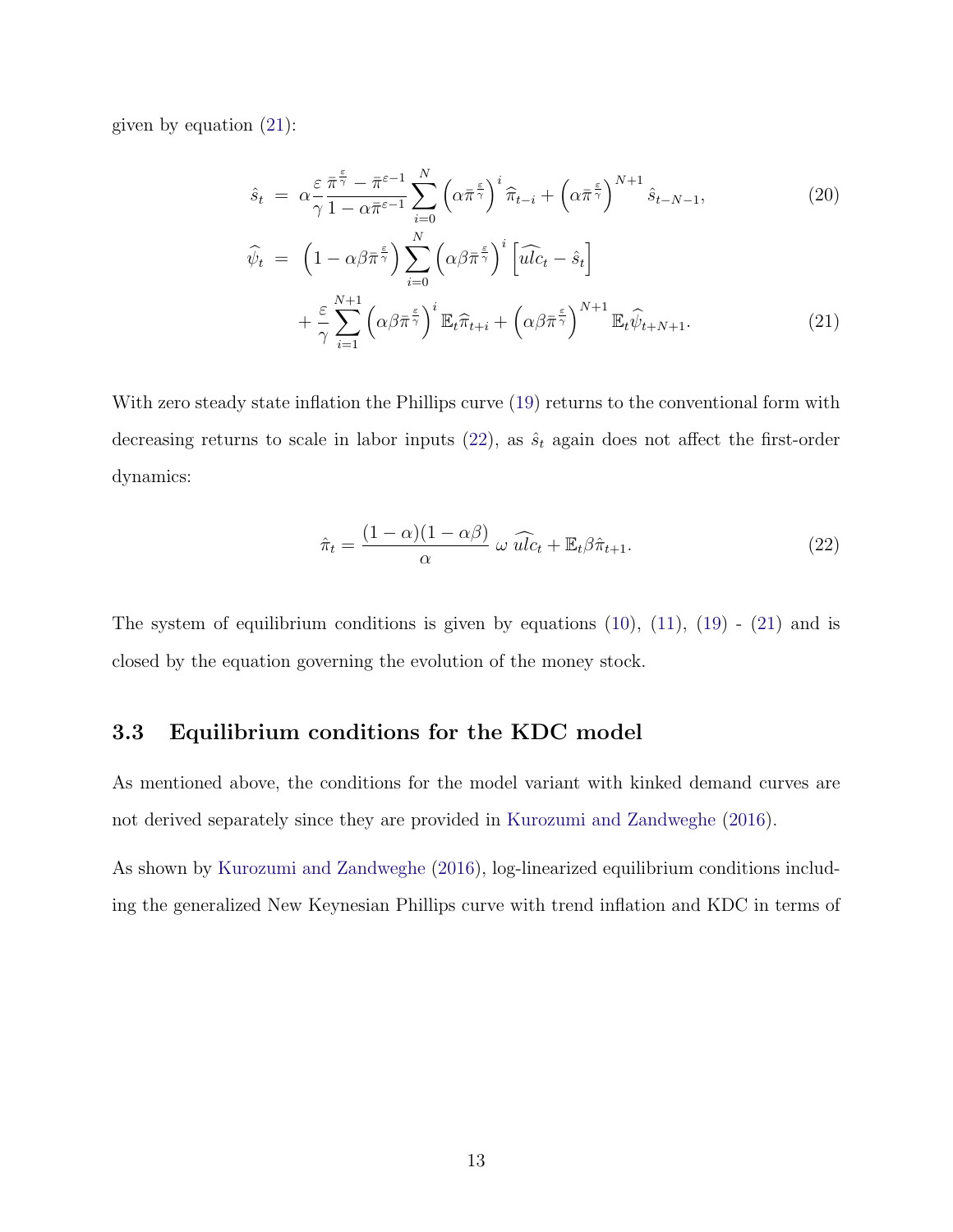given by equation (21):

$$
\hat{s}_t = \alpha \frac{\varepsilon}{\gamma} \frac{\bar{\pi}^{\frac{\varepsilon}{\gamma}} - \bar{\pi}^{\varepsilon-1}}{1 - \alpha \bar{\pi}^{\varepsilon-1}} \sum_{i=0}^{N} \left( \alpha \bar{\pi}^{\frac{\varepsilon}{\gamma}} \right)^i \widehat{\pi}_{t-i} + \left( \alpha \bar{\pi}^{\frac{\varepsilon}{\gamma}} \right)^{N+1} \hat{s}_{t-N-1}, \tag{20}
$$

$$
\begin{aligned}
\widehat{\psi}_t = & \left(1 - \alpha\beta\bar{\pi}^{\frac{\varepsilon}{\gamma}}\right) \sum_{i=0}^{N} \left( \alpha\beta\bar{\pi}^{\frac{\varepsilon}{\gamma}} \right)^i \left[ \widehat{ulc}_t - \hat{s}_t \right] \\
& + \frac{\varepsilon}{\gamma} \sum_{i=1}^{N+1} \left( \alpha\beta\bar{\pi}^{\frac{\varepsilon}{\gamma}} \right)^i \mathbb{E}_t \widehat{\pi}_{t+i} + \left( \alpha\beta\bar{\pi}^{\frac{\varepsilon}{\gamma}} \right)^{N+1} \mathbb{E}_t \widehat{\psi}_{t+N+1}.
\end{aligned} \tag{21}
$$

With zero steady state inflation the Phillips curve (19) returns to the conventional form with decreasing returns to scale in labor inputs (22), as $\hat{s}_t$ again does not affect the first-order dynamics:

$$
\hat{\pi}_t = \frac{(1-\alpha)(1-\alpha\beta)}{\alpha} \, \omega \, \widehat{ulc}_t + \mathbb{E}_t \beta \hat{\pi}_{t+1}. \tag{22}
$$

The system of equilibrium conditions is given by equations (10), (11), (19) - (21) and is closed by the equation governing the evolution of the money stock.

### 3.3 Equilibrium conditions for the KDC model

As mentioned above, the conditions for the model variant with kinked demand curves are not derived separately since they are provided in Kurozumi and Zandweghe (2016).

As shown by Kurozumi and Zandweghe (2016), log-linearized equilibrium conditions including the generalized New Keynesian Phillips curve with trend inflation and KDC in terms of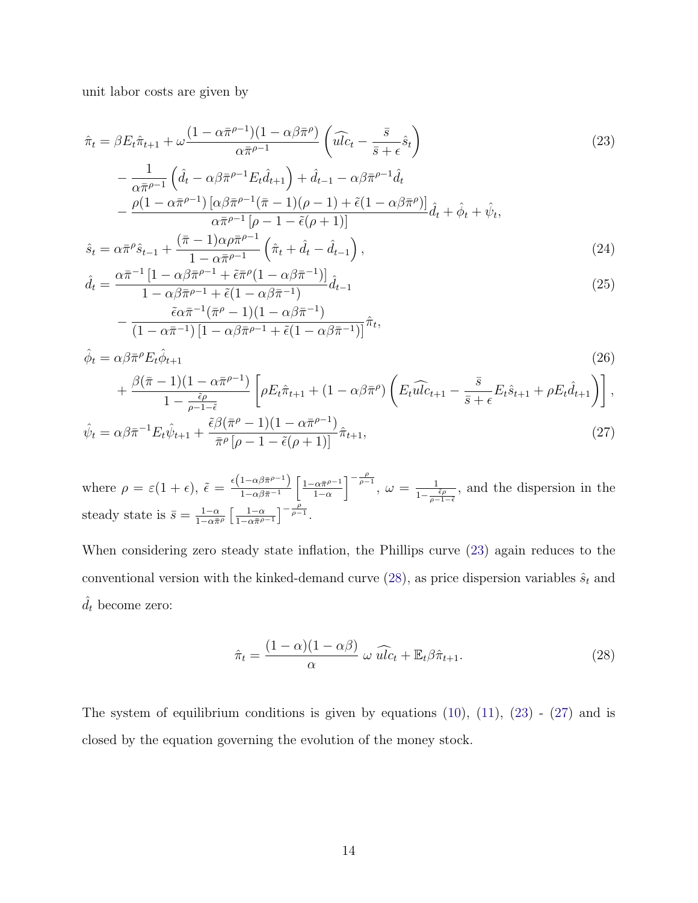unit labor costs are given by

$$
\begin{aligned}
\hat{\pi}_t = {} & \beta E_t \hat{\pi}_{t+1} + \omega \frac{(1-\alpha\bar{\pi}^{\rho-1})(1-\alpha\beta\bar{\pi}^{\rho})}{\alpha\bar{\pi}^{\rho-1}} \left( \widehat{ulc}_t - \frac{\bar{s}}{\bar{s}+\epsilon} \hat{s}_t \right) \\
& - \frac{1}{\alpha\bar{\pi}^{\rho-1}} \left( \hat{d}_t - \alpha\beta\bar{\pi}^{\rho-1} E_t \hat{d}_{t+1} \right) + \hat{d}_{t-1} - \alpha\beta\bar{\pi}^{\rho-1}\hat{d}_t \\
& - \frac{\rho(1-\alpha\bar{\pi}^{\rho-1})\left[\alpha\beta\bar{\pi}^{\rho-1}(\bar{\pi}-1)(\rho-1) + \tilde{\epsilon}(1-\alpha\beta\bar{\pi}^{\rho})\right]}{\alpha\bar{\pi}^{\rho-1}\left[\rho - 1 - \tilde{\epsilon}(\rho+1)\right]} \hat{d}_t + \hat{\phi}_t + \hat{\psi}_t,
\end{aligned} \tag{23}
$$

$$
\hat{s}_t = \alpha\bar{\pi}^{\rho}\hat{s}_{t-1} + \frac{(\bar{\pi}-1)\alpha\rho\bar{\pi}^{\rho-1}}{1-\alpha\bar{\pi}^{\rho-1}} \left( \hat{\pi}_t + \hat{d}_t - \hat{d}_{t-1} \right), \tag{24}
$$

$$
\begin{aligned}
\hat{d}_t = {} & \frac{\alpha\bar{\pi}^{-1}\left[1-\alpha\beta\bar{\pi}^{\rho-1} + \tilde{\epsilon}\bar{\pi}^{\rho}(1-\alpha\beta\bar{\pi}^{-1})\right]}{1-\alpha\beta\bar{\pi}^{\rho-1} + \tilde{\epsilon}(1-\alpha\beta\bar{\pi}^{-1})} \hat{d}_{t-1} \\
& - \frac{\tilde{\epsilon}\alpha\bar{\pi}^{-1}(\bar{\pi}^{\rho}-1)(1-\alpha\beta\bar{\pi}^{-1})}{(1-\alpha\bar{\pi}^{-1})\left[1-\alpha\beta\bar{\pi}^{\rho-1} + \tilde{\epsilon}(1-\alpha\beta\bar{\pi}^{-1})\right]} \hat{\pi}_t,
\end{aligned} \tag{25}
$$

$$
\begin{aligned}
\hat{\phi}_t = {} & \alpha\beta\bar{\pi}^{\rho} E_t \hat{\phi}_{t+1} \\
& + \frac{\beta(\bar{\pi}-1)(1-\alpha\bar{\pi}^{\rho-1})}{1-\frac{\tilde{\epsilon}\rho}{\rho-1-\tilde{\epsilon}}} \left[ \rho E_t \hat{\pi}_{t+1} + (1-\alpha\beta\bar{\pi}^{\rho}) \left( E_t \widehat{ulc}_{t+1} - \frac{\bar{s}}{\bar{s}+\epsilon} E_t \hat{s}_{t+1} + \rho E_t \hat{d}_{t+1} \right) \right],
\end{aligned} \tag{26}
$$

$$
\hat{\psi}_t = \alpha\beta\bar{\pi}^{-1} E_t \hat{\psi}_{t+1} + \frac{\tilde{\epsilon}\beta(\bar{\pi}^{\rho}-1)(1-\alpha\bar{\pi}^{\rho-1})}{\bar{\pi}^{\rho}\left[\rho-1-\tilde{\epsilon}(\rho+1)\right]} \hat{\pi}_{t+1}, \tag{27}
$$

where $\rho = \varepsilon(1+\epsilon)$, $\tilde{\epsilon} = \frac{\epsilon\left(1-\alpha\beta\bar{\pi}^{\rho-1}\right)}{1-\alpha\beta\bar{\pi}^{-1}} \left[\frac{1-\alpha\bar{\pi}^{\rho-1}}{1-\alpha}\right]^{-\frac{\rho}{\rho-1}}$, $\omega = \frac{1}{1-\frac{\tilde{\epsilon}\rho}{\rho-1-\tilde{\epsilon}}}$, and the dispersion in the steady state is $\bar{s} = \frac{1-\alpha}{1-\alpha\bar{\pi}^{\rho}} \left[\frac{1-\alpha}{1-\alpha\bar{\pi}^{\rho-1}}\right]^{-\frac{\rho}{\rho-1}}$.

When considering zero steady state inflation, the Phillips curve (23) again reduces to the conventional version with the kinked-demand curve (28), as price dispersion variables $\hat{s}_t$ and $\hat{d}_t$ become zero:

$$
\hat{\pi}_t = \frac{(1-\alpha)(1-\alpha\beta)}{\alpha} \, \omega \, \widehat{ulc}_t + \mathbb{E}_t \beta \hat{\pi}_{t+1}. \tag{28}
$$

The system of equilibrium conditions is given by equations (10), (11), (23) - (27) and is closed by the equation governing the evolution of the money stock.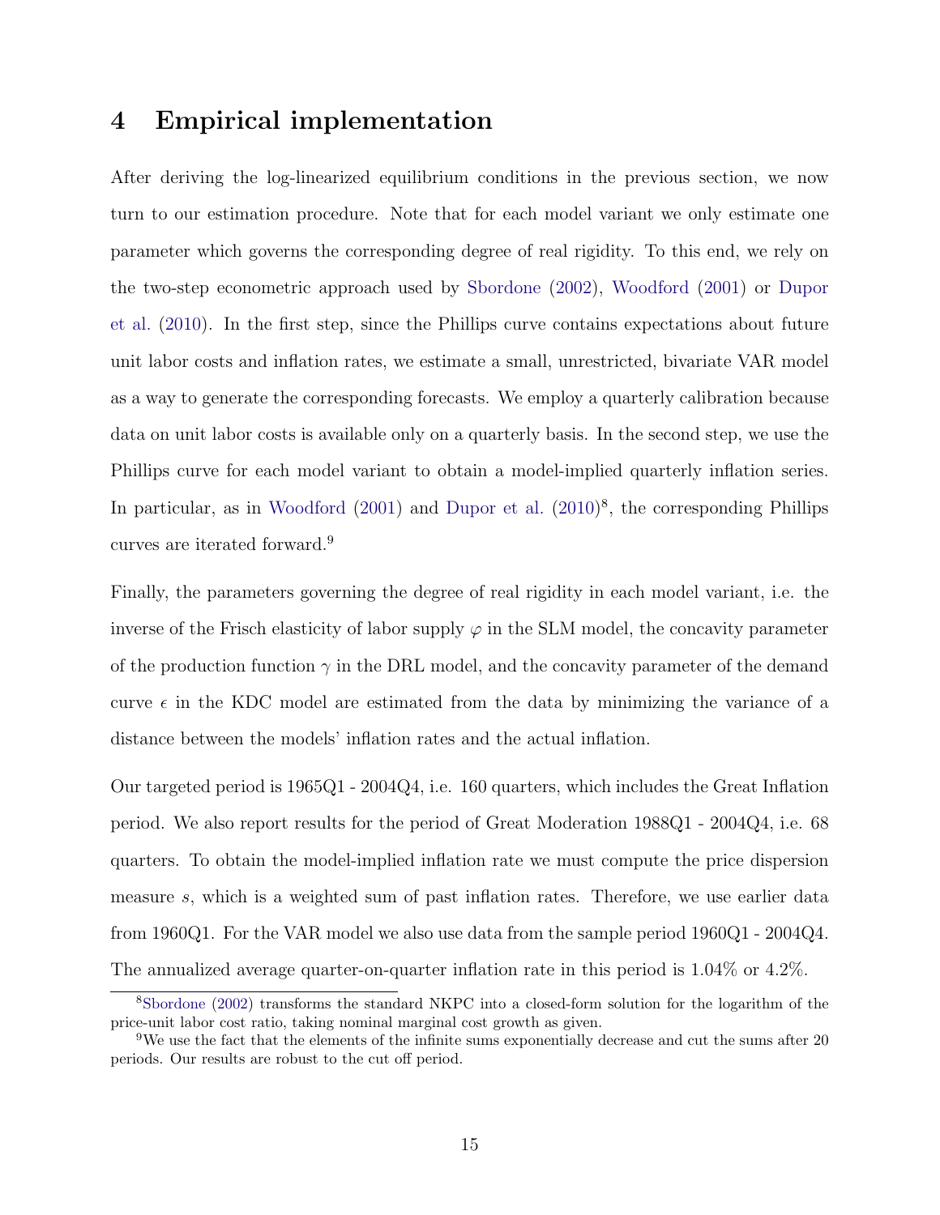# 4 Empirical implementation

After deriving the log-linearized equilibrium conditions in the previous section, we now turn to our estimation procedure. Note that for each model variant we only estimate one parameter which governs the corresponding degree of real rigidity. To this end, we rely on the two-step econometric approach used by Sbordone (2002), Woodford (2001) or Dupor et al. (2010). In the first step, since the Phillips curve contains expectations about future unit labor costs and inflation rates, we estimate a small, unrestricted, bivariate VAR model as a way to generate the corresponding forecasts. We employ a quarterly calibration because data on unit labor costs is available only on a quarterly basis. In the second step, we use the Phillips curve for each model variant to obtain a model-implied quarterly inflation series. In particular, as in Woodford (2001) and Dupor et al. (2010)[8], the corresponding Phillips curves are iterated forward.[9]

Finally, the parameters governing the degree of real rigidity in each model variant, i.e. the inverse of the Frisch elasticity of labor supply $\varphi$ in the SLM model, the concavity parameter of the production function $\gamma$ in the DRL model, and the concavity parameter of the demand curve $\epsilon$ in the KDC model are estimated from the data by minimizing the variance of a distance between the models' inflation rates and the actual inflation.

Our targeted period is 1965Q1 - 2004Q4, i.e. 160 quarters, which includes the Great Inflation period. We also report results for the period of Great Moderation 1988Q1 - 2004Q4, i.e. 68 quarters. To obtain the model-implied inflation rate we must compute the price dispersion measure $s$, which is a weighted sum of past inflation rates. Therefore, we use earlier data from 1960Q1. For the VAR model we also use data from the sample period 1960Q1 - 2004Q4. The annualized average quarter-on-quarter inflation rate in this period is 1.04% or 4.2%.

[8] Sbordone (2002) transforms the standard NKPC into a closed-form solution for the logarithm of the price-unit labor cost ratio, taking nominal marginal cost growth as given.

[9] We use the fact that the elements of the infinite sums exponentially decrease and cut the sums after 20 periods. Our results are robust to the cut off period.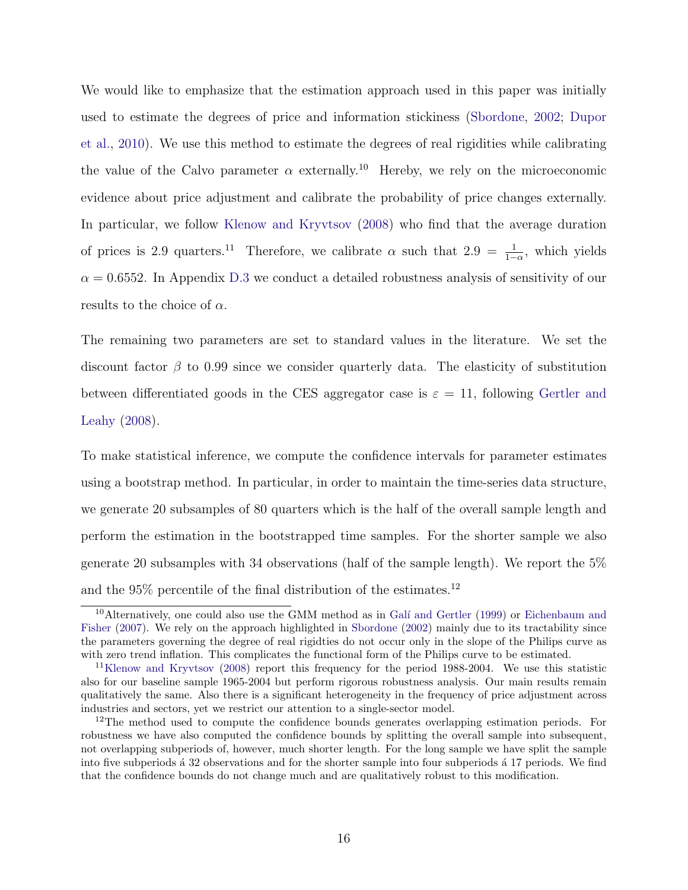We would like to emphasize that the estimation approach used in this paper was initially used to estimate the degrees of price and information stickiness (Sbordone, 2002; Dupor et al., 2010). We use this method to estimate the degrees of real rigidities while calibrating the value of the Calvo parameter $\alpha$ externally.[10] Hereby, we rely on the microeconomic evidence about price adjustment and calibrate the probability of price changes externally. In particular, we follow Klenow and Kryvtsov (2008) who find that the average duration of prices is 2.9 quarters.[11] Therefore, we calibrate $\alpha$ such that $2.9 = \frac{1}{1-\alpha}$, which yields $\alpha = 0.6552$. In Appendix D.3 we conduct a detailed robustness analysis of sensitivity of our results to the choice of $\alpha$.

The remaining two parameters are set to standard values in the literature. We set the discount factor $\beta$ to 0.99 since we consider quarterly data. The elasticity of substitution between differentiated goods in the CES aggregator case is $\varepsilon = 11$, following Gertler and Leahy (2008).

To make statistical inference, we compute the confidence intervals for parameter estimates using a bootstrap method. In particular, in order to maintain the time-series data structure, we generate 20 subsamples of 80 quarters which is the half of the overall sample length and perform the estimation in the bootstrapped time samples. For the shorter sample we also generate 20 subsamples with 34 observations (half of the sample length). We report the 5% and the 95% percentile of the final distribution of the estimates.[12]

[10] Alternatively, one could also use the GMM method as in Galí and Gertler (1999) or Eichenbaum and Fisher (2007). We rely on the approach highlighted in Sbordone (2002) mainly due to its tractability since the parameters governing the degree of real rigidties do not occur only in the slope of the Philips curve as with zero trend inflation. This complicates the functional form of the Philips curve to be estimated.

[11] Klenow and Kryvtsov (2008) report this frequency for the period 1988-2004. We use this statistic also for our baseline sample 1965-2004 but perform rigorous robustness analysis. Our main results remain qualitatively the same. Also there is a significant heterogeneity in the frequency of price adjustment across industries and sectors, yet we restrict our attention to a single-sector model.

[12] The method used to compute the confidence bounds generates overlapping estimation periods. For robustness we have also computed the confidence bounds by splitting the overall sample into subsequent, not overlapping subperiods of, however, much shorter length. For the long sample we have split the sample into five subperiods á 32 observations and for the shorter sample into four subperiods á 17 periods. We find that the confidence bounds do not change much and are qualitatively robust to this modification.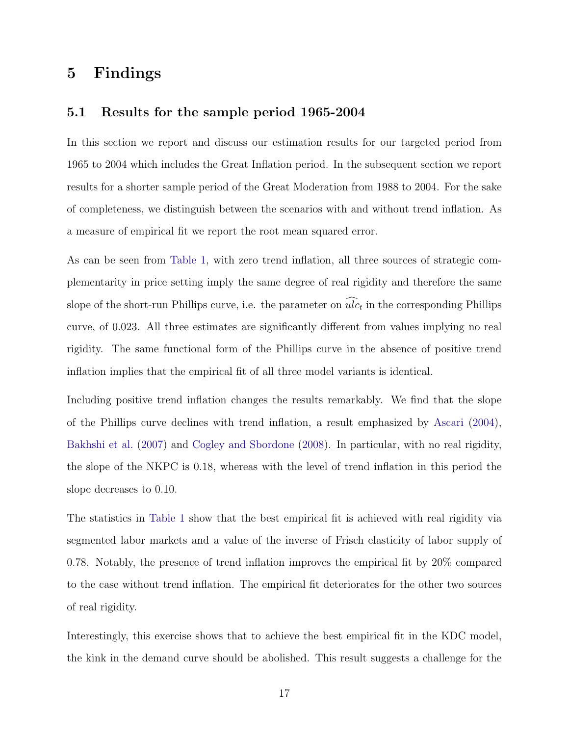# 5 Findings

## 5.1 Results for the sample period 1965-2004

In this section we report and discuss our estimation results for our targeted period from 1965 to 2004 which includes the Great Inflation period. In the subsequent section we report results for a shorter sample period of the Great Moderation from 1988 to 2004. For the sake of completeness, we distinguish between the scenarios with and without trend inflation. As a measure of empirical fit we report the root mean squared error.

As can be seen from Table 1, with zero trend inflation, all three sources of strategic complementarity in price setting imply the same degree of real rigidity and therefore the same slope of the short-run Phillips curve, i.e. the parameter on $\widehat{ulc}_t$ in the corresponding Phillips curve, of 0.023. All three estimates are significantly different from values implying no real rigidity. The same functional form of the Phillips curve in the absence of positive trend inflation implies that the empirical fit of all three model variants is identical.

Including positive trend inflation changes the results remarkably. We find that the slope of the Phillips curve declines with trend inflation, a result emphasized by Ascari (2004), Bakhshi et al. (2007) and Cogley and Sbordone (2008). In particular, with no real rigidity, the slope of the NKPC is 0.18, whereas with the level of trend inflation in this period the slope decreases to 0.10.

The statistics in Table 1 show that the best empirical fit is achieved with real rigidity via segmented labor markets and a value of the inverse of Frisch elasticity of labor supply of 0.78. Notably, the presence of trend inflation improves the empirical fit by 20% compared to the case without trend inflation. The empirical fit deteriorates for the other two sources of real rigidity.

Interestingly, this exercise shows that to achieve the best empirical fit in the KDC model, the kink in the demand curve should be abolished. This result suggests a challenge for the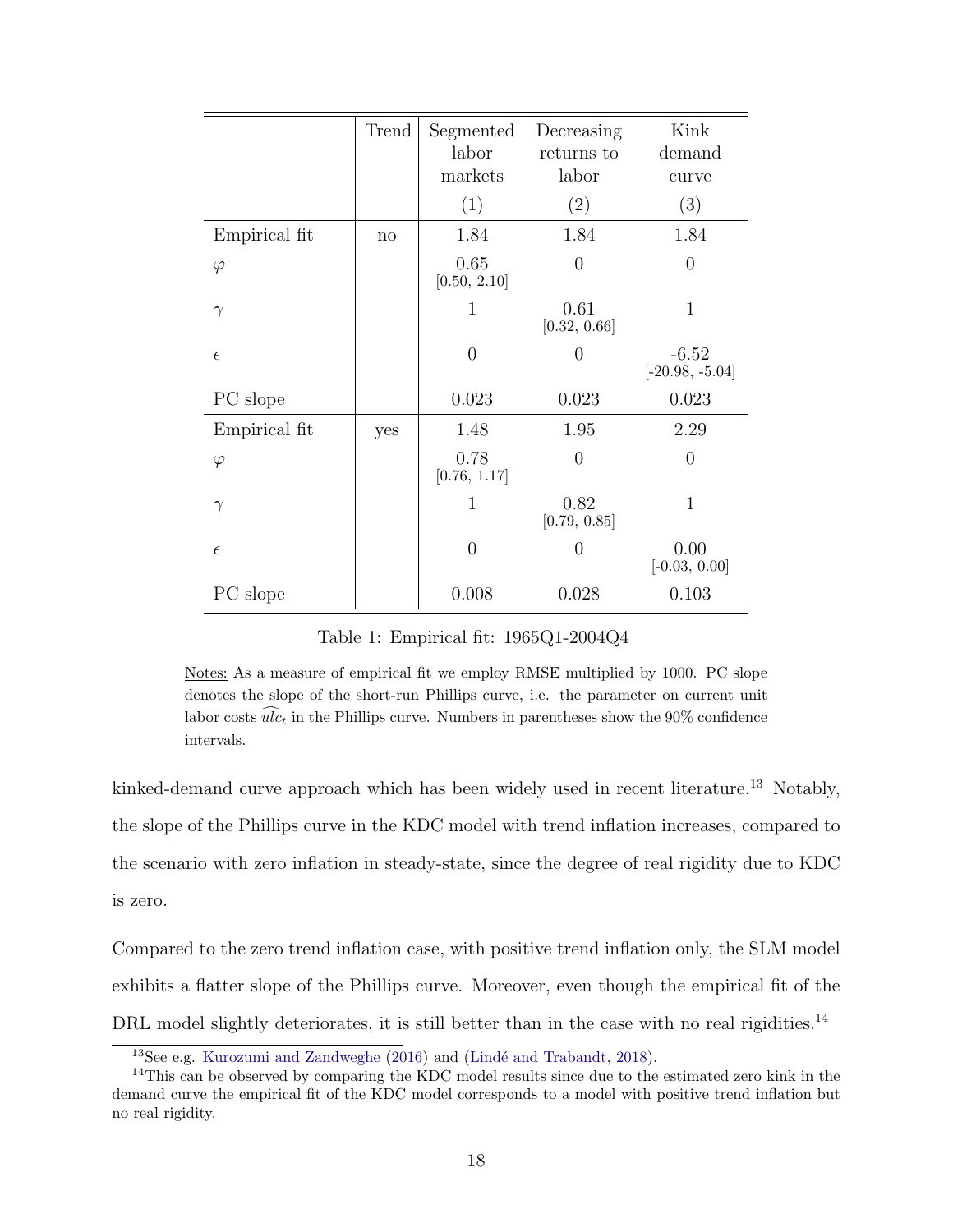| | Trend | Segmented labor markets | Decreasing returns to labor | Kink demand curve |
|---|---|---|---|---|
| | | (1) | (2) | (3) |
| Empirical fit | no | 1.84 | 1.84 | 1.84 |
| $\varphi$ | | 0.65 [0.50, 2.10] | 0 | 0 |
| $\gamma$ | | 1 | 0.61 [0.32, 0.66] | 1 |
| $\epsilon$ | | 0 | 0 | -6.52 [-20.98, -5.04] |
| PC slope | | 0.023 | 0.023 | 0.023 |
| Empirical fit | yes | 1.48 | 1.95 | 2.29 |
| $\varphi$ | | 0.78 [0.76, 1.17] | 0 | 0 |
| $\gamma$ | | 1 | 0.82 [0.79, 0.85] | 1 |
| $\epsilon$ | | 0 | 0 | 0.00 [-0.03, 0.00] |
| PC slope | | 0.008 | 0.028 | 0.103 |

Table 1: Empirical fit: 1965Q1-2004Q4

Notes: As a measure of empirical fit we employ RMSE multiplied by 1000. PC slope denotes the slope of the short-run Phillips curve, i.e. the parameter on current unit labor costs $\widehat{ulc}_t$ in the Phillips curve. Numbers in parentheses show the 90% confidence intervals.

kinked-demand curve approach which has been widely used in recent literature.[13] Notably, the slope of the Phillips curve in the KDC model with trend inflation increases, compared to the scenario with zero inflation in steady-state, since the degree of real rigidity due to KDC is zero.

Compared to the zero trend inflation case, with positive trend inflation only, the SLM model exhibits a flatter slope of the Phillips curve. Moreover, even though the empirical fit of the DRL model slightly deteriorates, it is still better than in the case with no real rigidities.[14]

[13] See e.g. Kurozumi and Zandweghe (2016) and (Lindé and Trabandt, 2018).

[14] This can be observed by comparing the KDC model results since due to the estimated zero kink in the demand curve the empirical fit of the KDC model corresponds to a model with positive trend inflation but no real rigidity.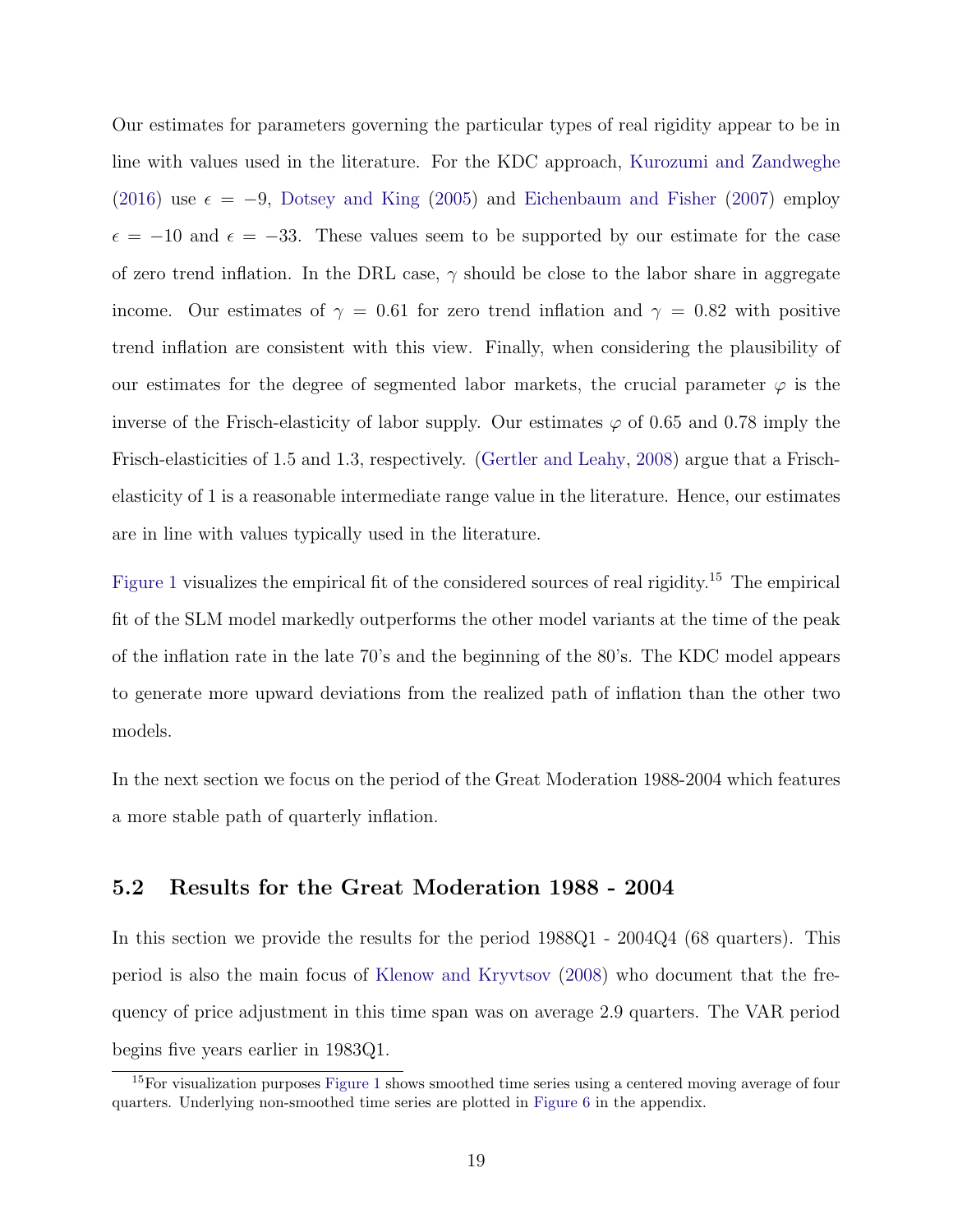Our estimates for parameters governing the particular types of real rigidity appear to be in line with values used in the literature. For the KDC approach, Kurozumi and Zandweghe (2016) use $\epsilon = -9$, Dotsey and King (2005) and Eichenbaum and Fisher (2007) employ $\epsilon = -10$ and $\epsilon = -33$. These values seem to be supported by our estimate for the case of zero trend inflation. In the DRL case, $\gamma$ should be close to the labor share in aggregate income. Our estimates of $\gamma = 0.61$ for zero trend inflation and $\gamma = 0.82$ with positive trend inflation are consistent with this view. Finally, when considering the plausibility of our estimates for the degree of segmented labor markets, the crucial parameter $\varphi$ is the inverse of the Frisch-elasticity of labor supply. Our estimates $\varphi$ of 0.65 and 0.78 imply the Frisch-elasticities of 1.5 and 1.3, respectively. (Gertler and Leahy, 2008) argue that a Frisch-elasticity of 1 is a reasonable intermediate range value in the literature. Hence, our estimates are in line with values typically used in the literature.

Figure 1 visualizes the empirical fit of the considered sources of real rigidity.[15] The empirical fit of the SLM model markedly outperforms the other model variants at the time of the peak of the inflation rate in the late 70's and the beginning of the 80's. The KDC model appears to generate more upward deviations from the realized path of inflation than the other two models.

In the next section we focus on the period of the Great Moderation 1988-2004 which features a more stable path of quarterly inflation.

## 5.2 Results for the Great Moderation 1988 - 2004

In this section we provide the results for the period 1988Q1 - 2004Q4 (68 quarters). This period is also the main focus of Klenow and Kryvtsov (2008) who document that the frequency of price adjustment in this time span was on average 2.9 quarters. The VAR period begins five years earlier in 1983Q1.

[15] For visualization purposes Figure 1 shows smoothed time series using a centered moving average of four quarters. Underlying non-smoothed time series are plotted in Figure 6 in the appendix.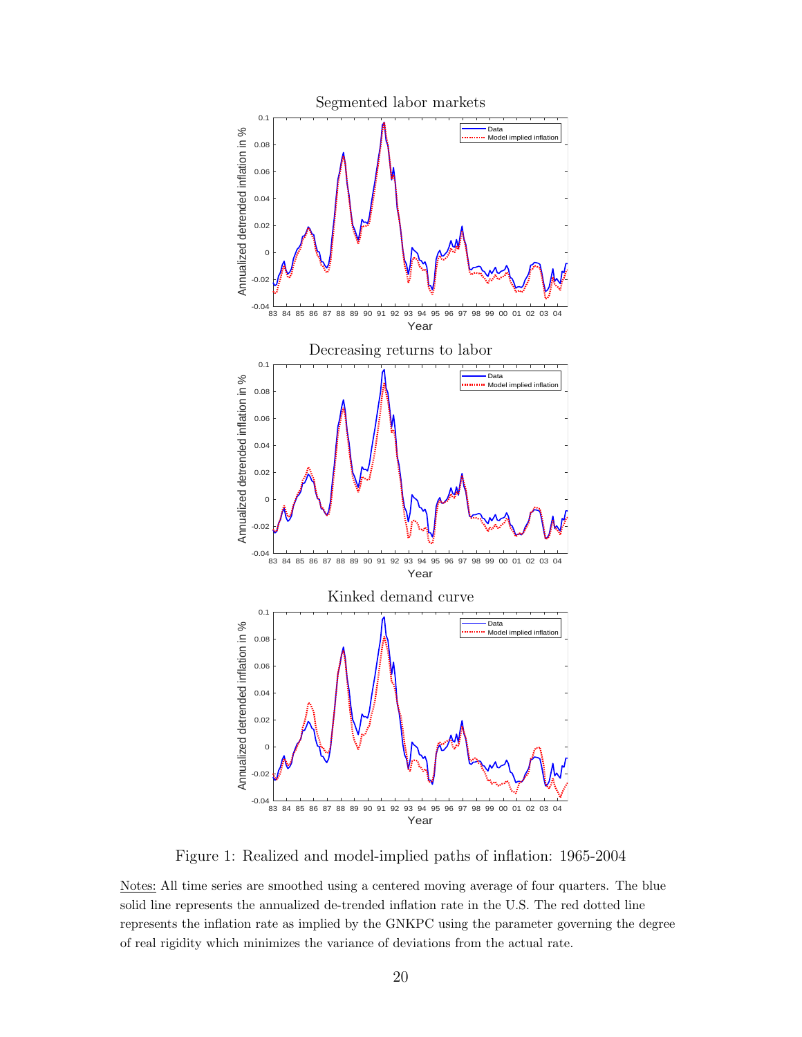Figure 1: Realized and model-implied paths of inflation: 1965-2004

Notes: All time series are smoothed using a centered moving average of four quarters. The blue solid line represents the annualized de-trended inflation rate in the U.S. The red dotted line represents the inflation rate as implied by the GNKPC using the parameter governing the degree of real rigidity which minimizes the variance of deviations from the actual rate.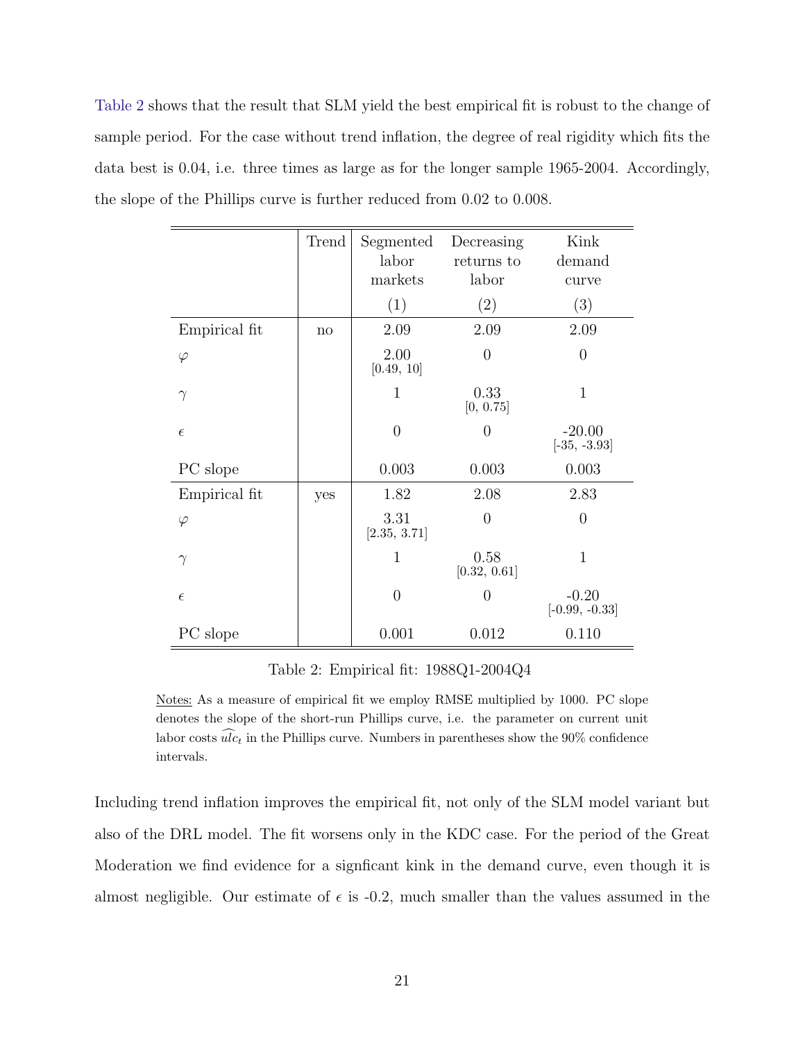Table 2 shows that the result that SLM yield the best empirical fit is robust to the change of sample period. For the case without trend inflation, the degree of real rigidity which fits the data best is 0.04, i.e. three times as large as for the longer sample 1965-2004. Accordingly, the slope of the Phillips curve is further reduced from 0.02 to 0.008.

| | Trend | Segmented labor markets | Decreasing returns to labor | Kink demand curve |
|---|---|---|---|---|
| | | (1) | (2) | (3) |
| Empirical fit | no | 2.09 | 2.09 | 2.09 |
| $\varphi$ | | 2.00 [0.49, 10] | 0 | 0 |
| $\gamma$ | | 1 | 0.33 [0, 0.75] | 1 |
| $\epsilon$ | | 0 | 0 | -20.00 [-35, -3.93] |
| PC slope | | 0.003 | 0.003 | 0.003 |
| Empirical fit | yes | 1.82 | 2.08 | 2.83 |
| $\varphi$ | | 3.31 [2.35, 3.71] | 0 | 0 |
| $\gamma$ | | 1 | 0.58 [0.32, 0.61] | 1 |
| $\epsilon$ | | 0 | 0 | -0.20 [-0.99, -0.33] |
| PC slope | | 0.001 | 0.012 | 0.110 |

Table 2: Empirical fit: 1988Q1-2004Q4

Notes: As a measure of empirical fit we employ RMSE multiplied by 1000. PC slope denotes the slope of the short-run Phillips curve, i.e. the parameter on current unit labor costs $\widehat{ulc}_t$ in the Phillips curve. Numbers in parentheses show the 90% confidence intervals.

Including trend inflation improves the empirical fit, not only of the SLM model variant but also of the DRL model. The fit worsens only in the KDC case. For the period of the Great Moderation we find evidence for a signficant kink in the demand curve, even though it is almost negligible. Our estimate of $\epsilon$ is -0.2, much smaller than the values assumed in the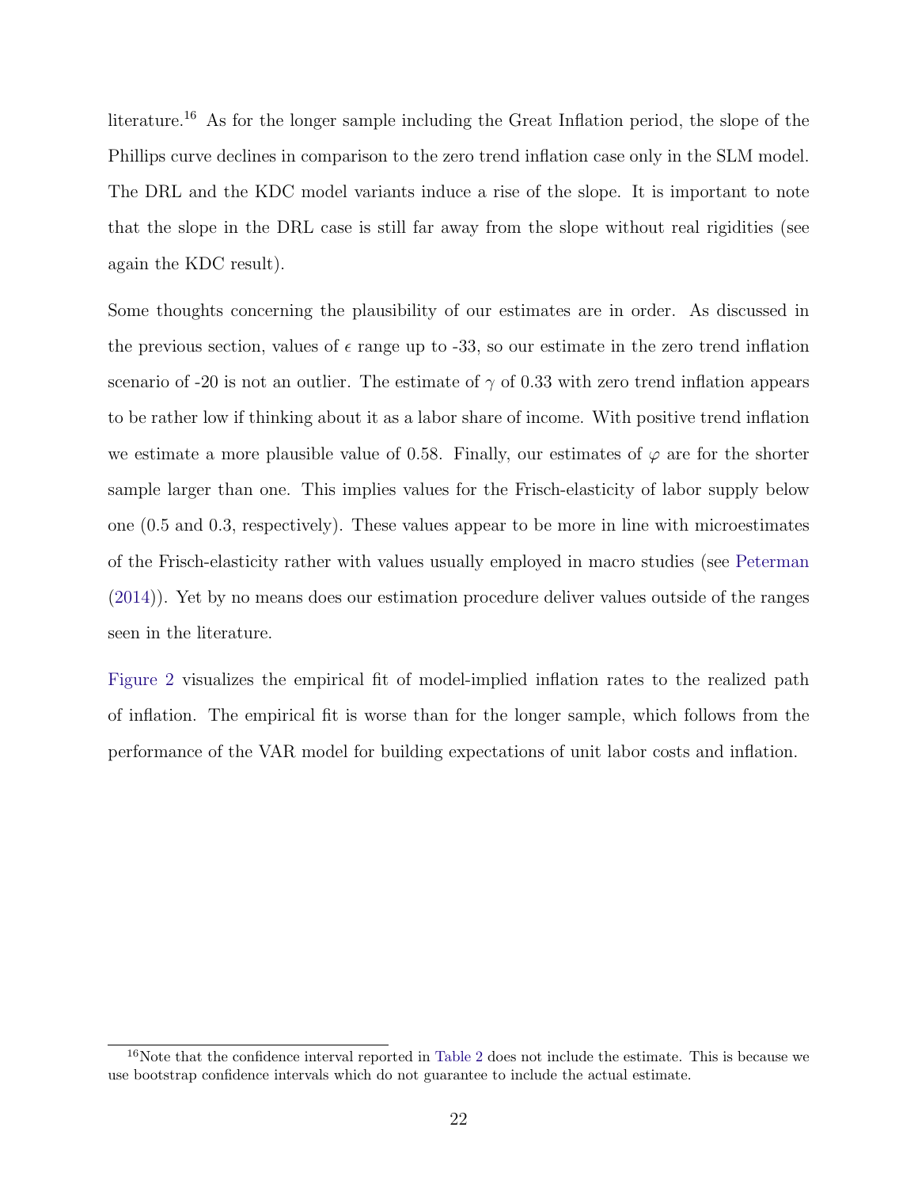literature.[16] As for the longer sample including the Great Inflation period, the slope of the Phillips curve declines in comparison to the zero trend inflation case only in the SLM model. The DRL and the KDC model variants induce a rise of the slope. It is important to note that the slope in the DRL case is still far away from the slope without real rigidities (see again the KDC result).

Some thoughts concerning the plausibility of our estimates are in order. As discussed in the previous section, values of $\epsilon$ range up to -33, so our estimate in the zero trend inflation scenario of -20 is not an outlier. The estimate of $\gamma$ of 0.33 with zero trend inflation appears to be rather low if thinking about it as a labor share of income. With positive trend inflation we estimate a more plausible value of 0.58. Finally, our estimates of $\varphi$ are for the shorter sample larger than one. This implies values for the Frisch-elasticity of labor supply below one (0.5 and 0.3, respectively). These values appear to be more in line with microestimates of the Frisch-elasticity rather with values usually employed in macro studies (see Peterman (2014)). Yet by no means does our estimation procedure deliver values outside of the ranges seen in the literature.

Figure 2 visualizes the empirical fit of model-implied inflation rates to the realized path of inflation. The empirical fit is worse than for the longer sample, which follows from the performance of the VAR model for building expectations of unit labor costs and inflation.

[16] Note that the confidence interval reported in Table 2 does not include the estimate. This is because we use bootstrap confidence intervals which do not guarantee to include the actual estimate.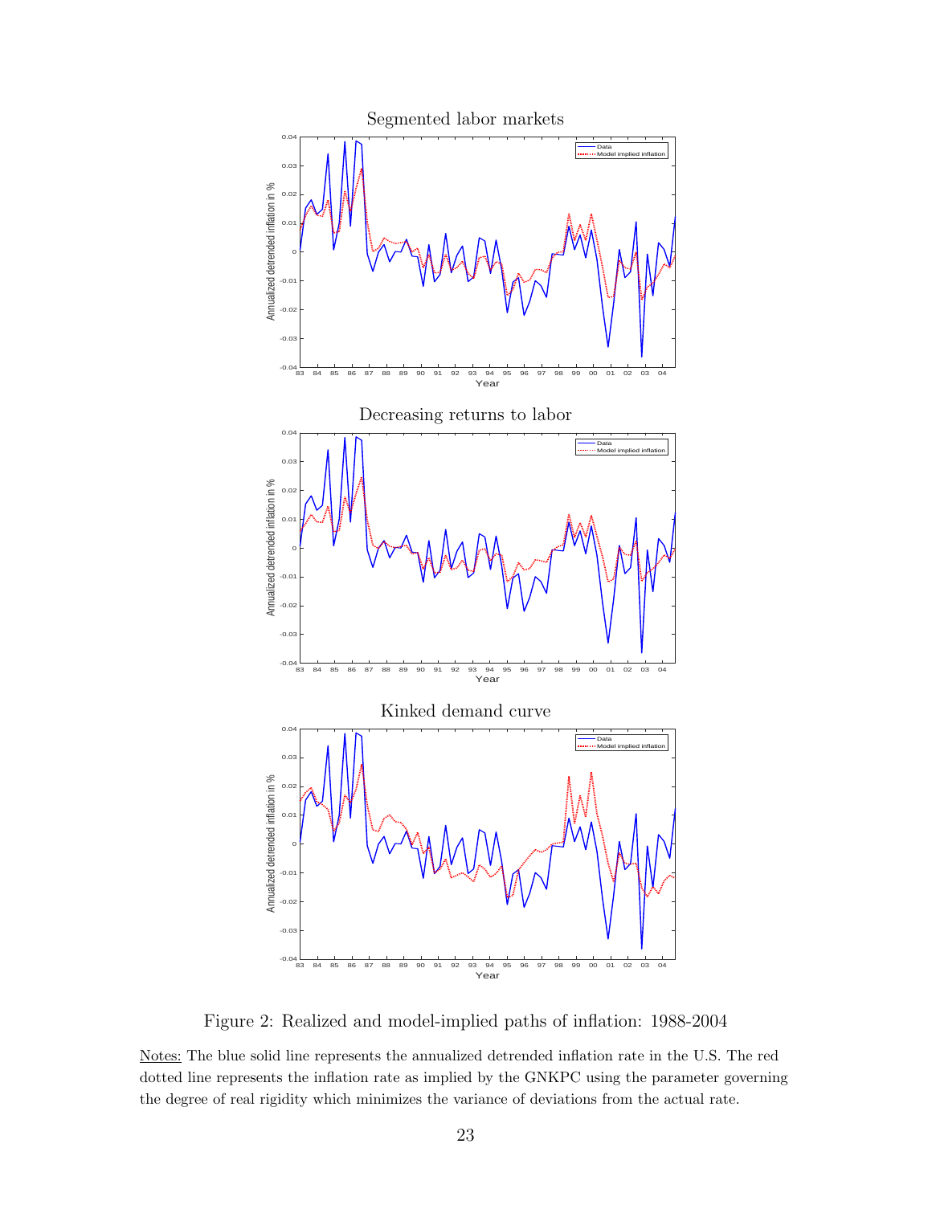Segmented labor markets

Decreasing returns to labor

Kinked demand curve

Figure 2: Realized and model-implied paths of inflation: 1988-2004

Notes: The blue solid line represents the annualized detrended inflation rate in the U.S. The red dotted line represents the inflation rate as implied by the GNKPC using the parameter governing the degree of real rigidity which minimizes the variance of deviations from the actual rate.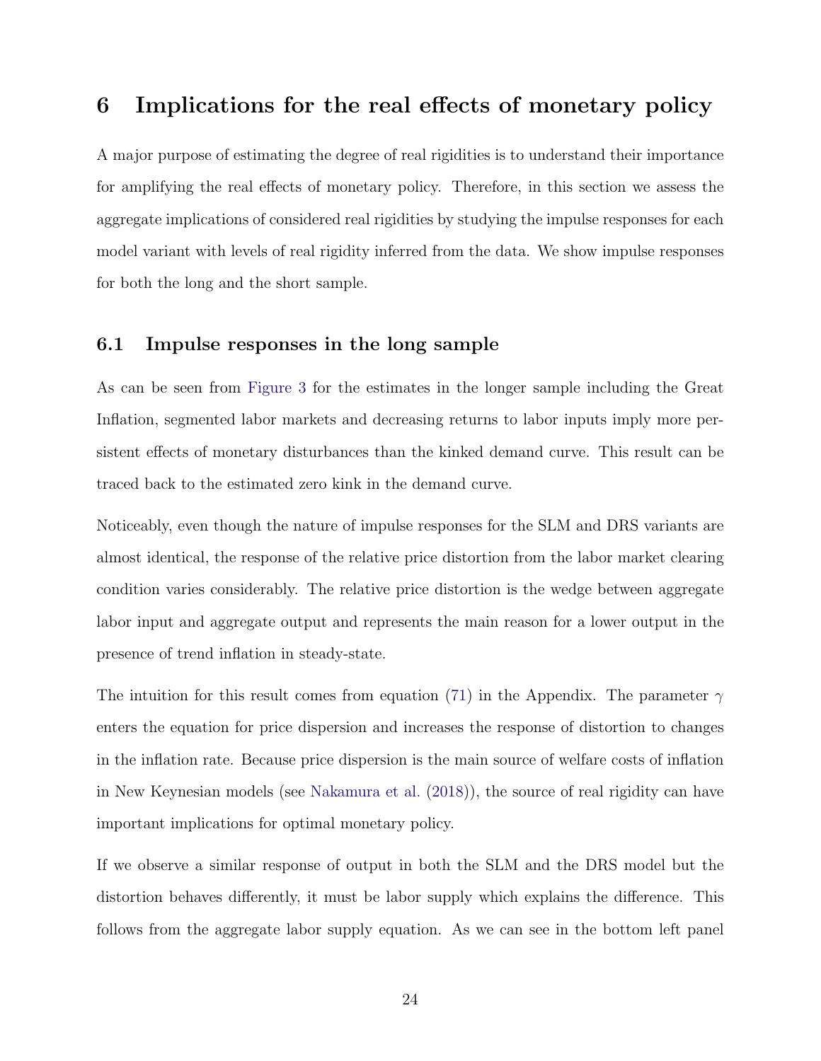# 6 Implications for the real effects of monetary policy

A major purpose of estimating the degree of real rigidities is to understand their importance for amplifying the real effects of monetary policy. Therefore, in this section we assess the aggregate implications of considered real rigidities by studying the impulse responses for each model variant with levels of real rigidity inferred from the data. We show impulse responses for both the long and the short sample.

## 6.1 Impulse responses in the long sample

As can be seen from Figure 3 for the estimates in the longer sample including the Great Inflation, segmented labor markets and decreasing returns to labor inputs imply more persistent effects of monetary disturbances than the kinked demand curve. This result can be traced back to the estimated zero kink in the demand curve.

Noticeably, even though the nature of impulse responses for the SLM and DRS variants are almost identical, the response of the relative price distortion from the labor market clearing condition varies considerably. The relative price distortion is the wedge between aggregate labor input and aggregate output and represents the main reason for a lower output in the presence of trend inflation in steady-state.

The intuition for this result comes from equation (71) in the Appendix. The parameter $\gamma$ enters the equation for price dispersion and increases the response of distortion to changes in the inflation rate. Because price dispersion is the main source of welfare costs of inflation in New Keynesian models (see Nakamura et al. (2018)), the source of real rigidity can have important implications for optimal monetary policy.

If we observe a similar response of output in both the SLM and the DRS model but the distortion behaves differently, it must be labor supply which explains the difference. This follows from the aggregate labor supply equation. As we can see in the bottom left panel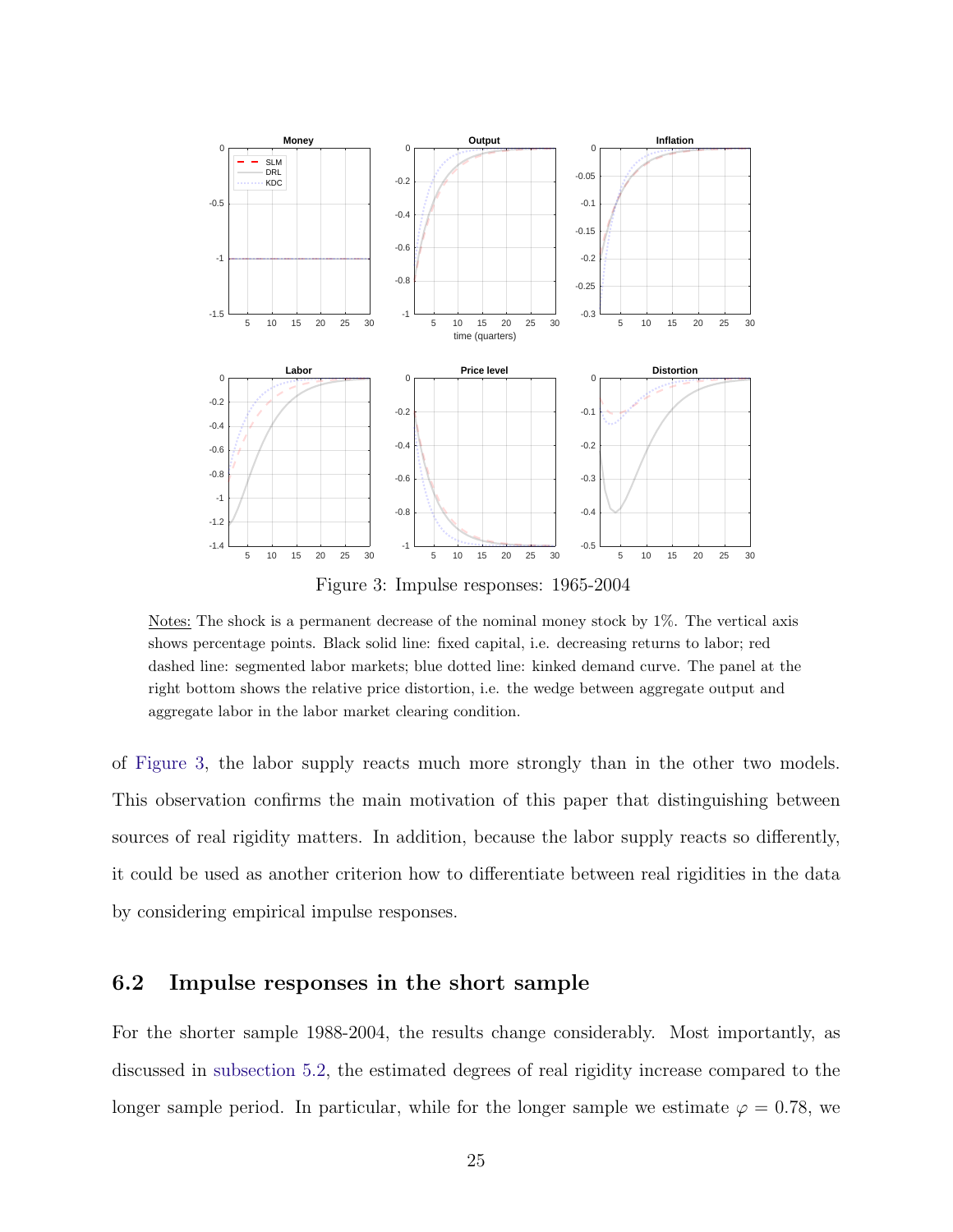Figure 3: Impulse responses: 1965-2004

Notes: The shock is a permanent decrease of the nominal money stock by 1%. The vertical axis shows percentage points. Black solid line: fixed capital, i.e. decreasing returns to labor; red dashed line: segmented labor markets; blue dotted line: kinked demand curve. The panel at the right bottom shows the relative price distortion, i.e. the wedge between aggregate output and aggregate labor in the labor market clearing condition.

of Figure 3, the labor supply reacts much more strongly than in the other two models. This observation confirms the main motivation of this paper that distinguishing between sources of real rigidity matters. In addition, because the labor supply reacts so differently, it could be used as another criterion how to differentiate between real rigidities in the data by considering empirical impulse responses.

## 6.2 Impulse responses in the short sample

For the shorter sample 1988-2004, the results change considerably. Most importantly, as discussed in subsection 5.2, the estimated degrees of real rigidity increase compared to the longer sample period. In particular, while for the longer sample we estimate $\varphi = 0.78$, we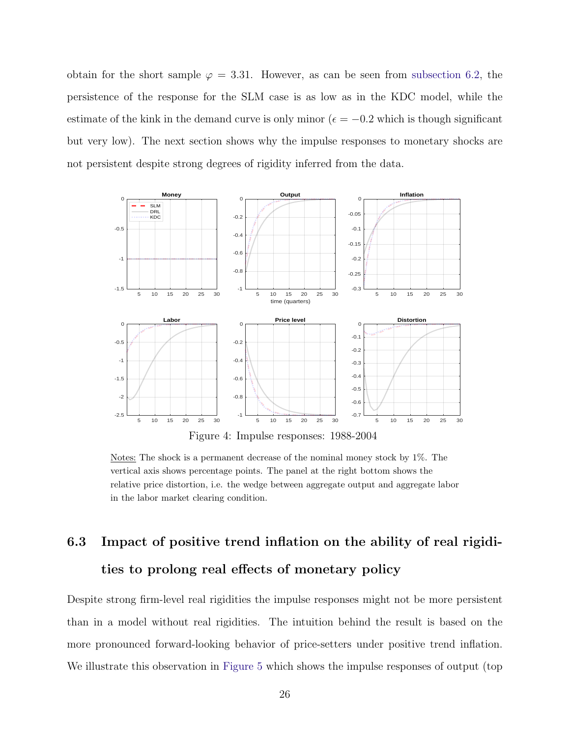obtain for the short sample $\varphi = 3.31$. However, as can be seen from subsection 6.2, the persistence of the response for the SLM case is as low as in the KDC model, while the estimate of the kink in the demand curve is only minor ($\epsilon = -0.2$ which is though significant but very low). The next section shows why the impulse responses to monetary shocks are not persistent despite strong degrees of rigidity inferred from the data.

Figure 4: Impulse responses: 1988-2004

Notes: The shock is a permanent decrease of the nominal money stock by 1%. The vertical axis shows percentage points. The panel at the right bottom shows the relative price distortion, i.e. the wedge between aggregate output and aggregate labor in the labor market clearing condition.

### 6.3 Impact of positive trend inflation on the ability of real rigidities to prolong real effects of monetary policy

Despite strong firm-level real rigidities the impulse responses might not be more persistent than in a model without real rigidities. The intuition behind the result is based on the more pronounced forward-looking behavior of price-setters under positive trend inflation. We illustrate this observation in Figure 5 which shows the impulse responses of output (top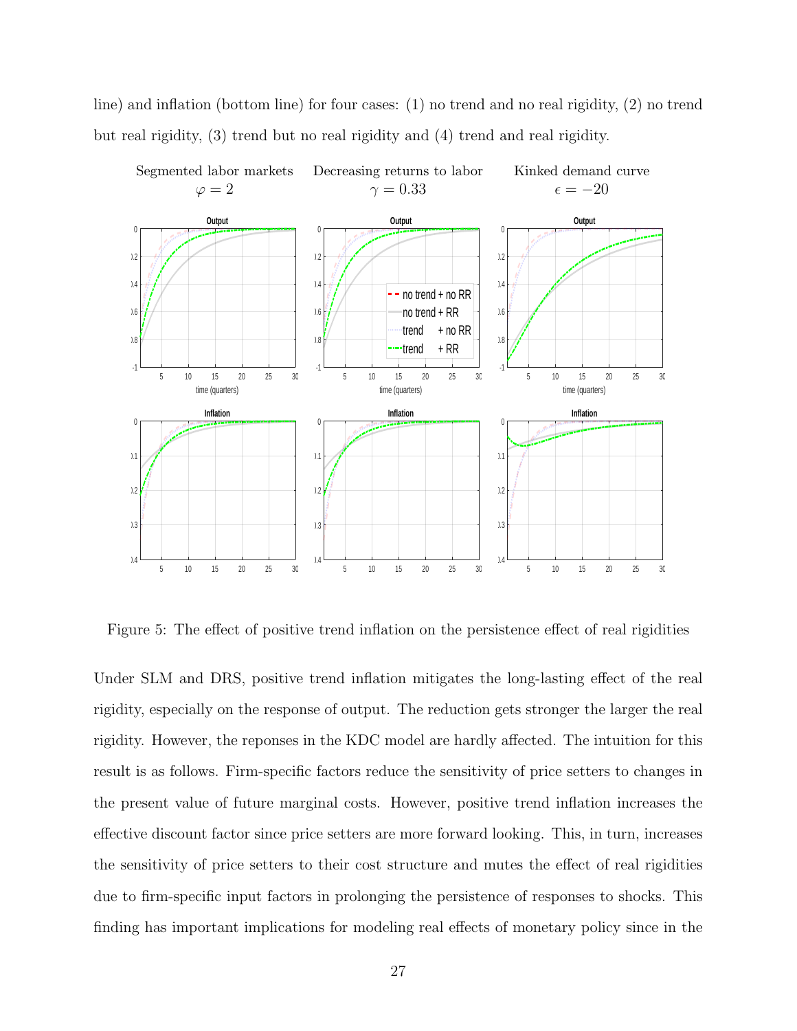line) and inflation (bottom line) for four cases: (1) no trend and no real rigidity, (2) no trend but real rigidity, (3) trend but no real rigidity and (4) trend and real rigidity.

Figure 5: The effect of positive trend inflation on the persistence effect of real rigidities

Under SLM and DRS, positive trend inflation mitigates the long-lasting effect of the real rigidity, especially on the response of output. The reduction gets stronger the larger the real rigidity. However, the reponses in the KDC model are hardly affected. The intuition for this result is as follows. Firm-specific factors reduce the sensitivity of price setters to changes in the present value of future marginal costs. However, positive trend inflation increases the effective discount factor since price setters are more forward looking. This, in turn, increases the sensitivity of price setters to their cost structure and mutes the effect of real rigidities due to firm-specific input factors in prolonging the persistence of responses to shocks. This finding has important implications for modeling real effects of monetary policy since in the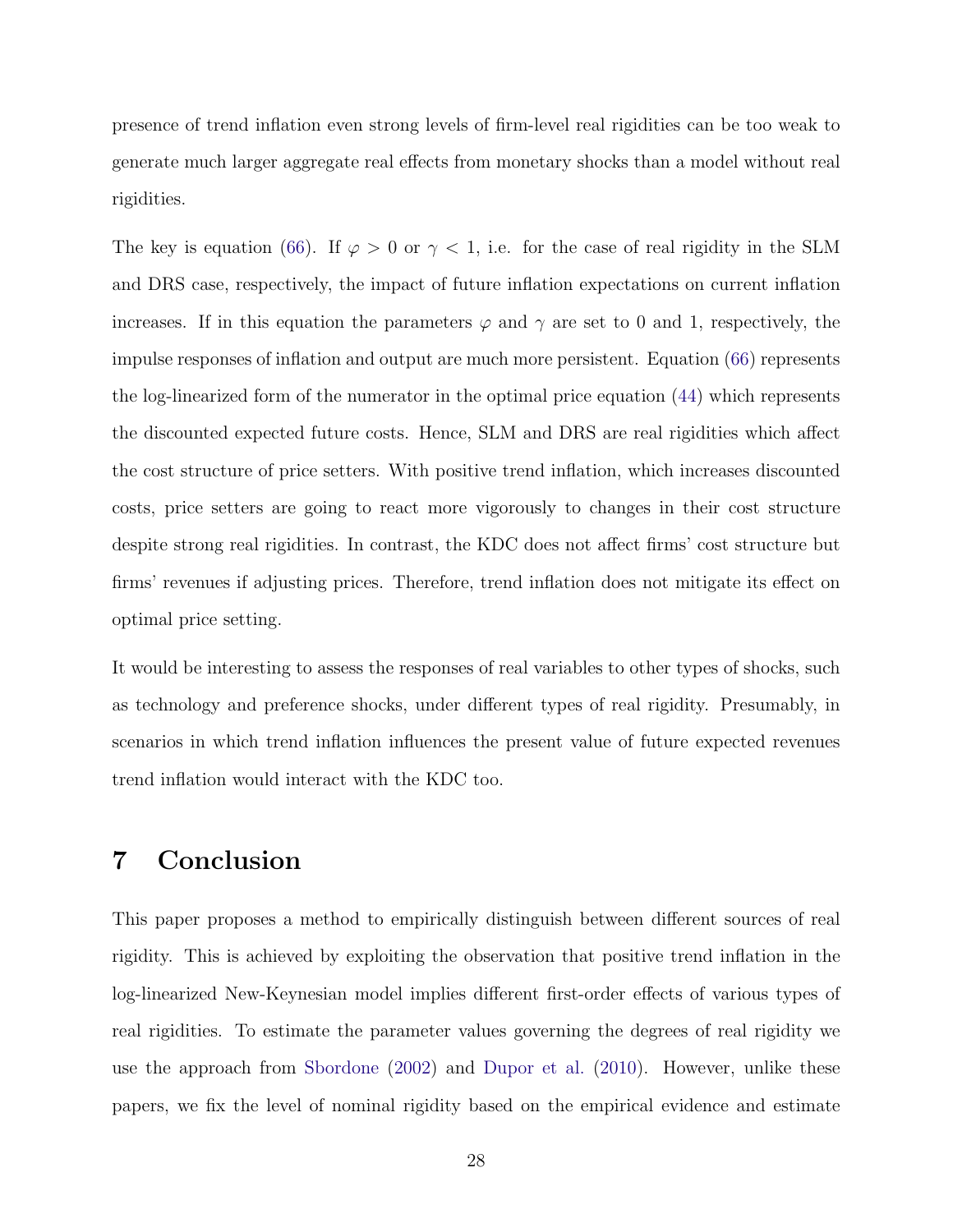presence of trend inflation even strong levels of firm-level real rigidities can be too weak to generate much larger aggregate real effects from monetary shocks than a model without real rigidities.

The key is equation (66). If $\varphi > 0$ or $\gamma < 1$, i.e. for the case of real rigidity in the SLM and DRS case, respectively, the impact of future inflation expectations on current inflation increases. If in this equation the parameters $\varphi$ and $\gamma$ are set to 0 and 1, respectively, the impulse responses of inflation and output are much more persistent. Equation (66) represents the log-linearized form of the numerator in the optimal price equation (44) which represents the discounted expected future costs. Hence, SLM and DRS are real rigidities which affect the cost structure of price setters. With positive trend inflation, which increases discounted costs, price setters are going to react more vigorously to changes in their cost structure despite strong real rigidities. In contrast, the KDC does not affect firms' cost structure but firms' revenues if adjusting prices. Therefore, trend inflation does not mitigate its effect on optimal price setting.

It would be interesting to assess the responses of real variables to other types of shocks, such as technology and preference shocks, under different types of real rigidity. Presumably, in scenarios in which trend inflation influences the present value of future expected revenues trend inflation would interact with the KDC too.

# 7 Conclusion

This paper proposes a method to empirically distinguish between different sources of real rigidity. This is achieved by exploiting the observation that positive trend inflation in the log-linearized New-Keynesian model implies different first-order effects of various types of real rigidities. To estimate the parameter values governing the degrees of real rigidity we use the approach from Sbordone (2002) and Dupor et al. (2010). However, unlike these papers, we fix the level of nominal rigidity based on the empirical evidence and estimate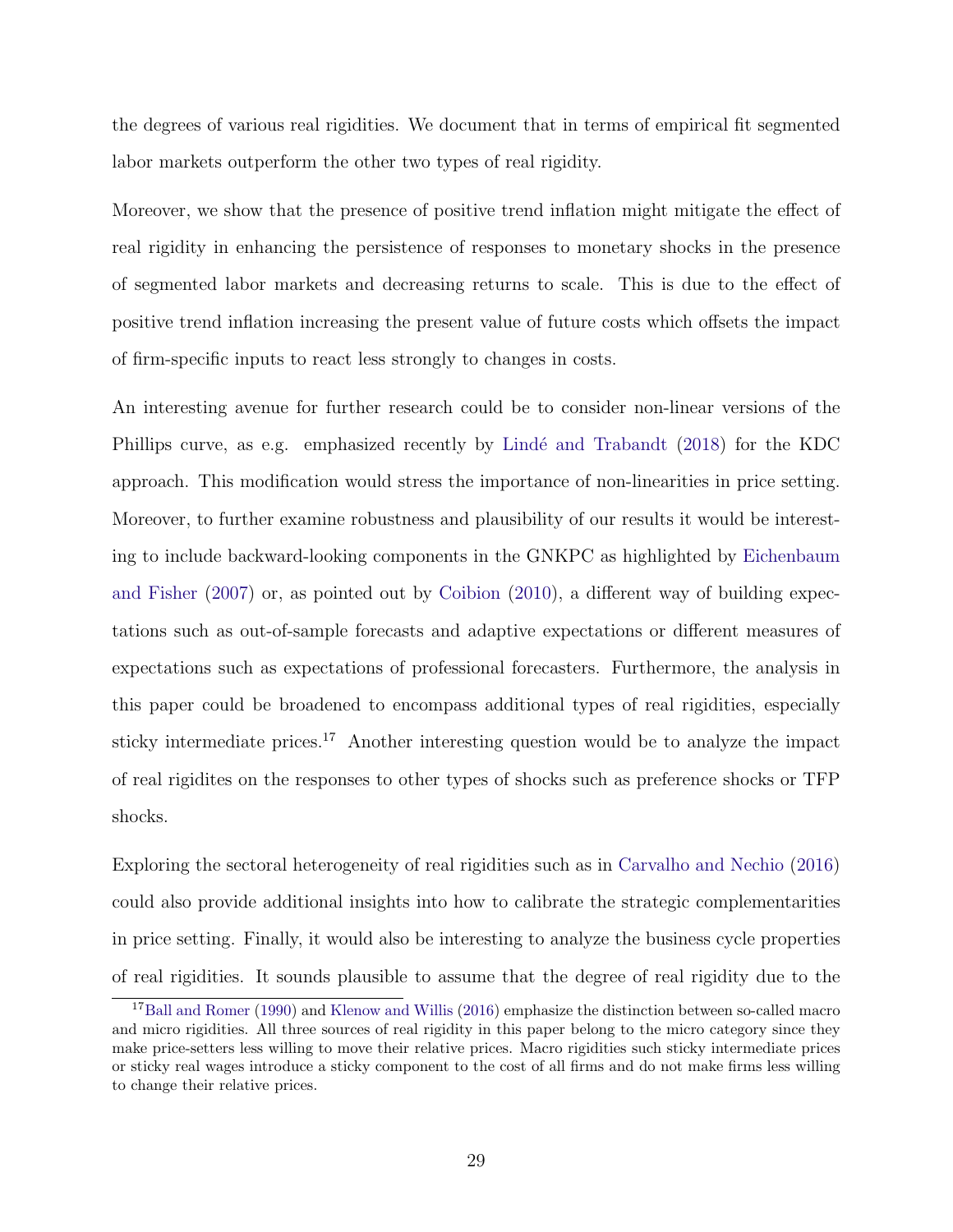the degrees of various real rigidities. We document that in terms of empirical fit segmented labor markets outperform the other two types of real rigidity.

Moreover, we show that the presence of positive trend inflation might mitigate the effect of real rigidity in enhancing the persistence of responses to monetary shocks in the presence of segmented labor markets and decreasing returns to scale. This is due to the effect of positive trend inflation increasing the present value of future costs which offsets the impact of firm-specific inputs to react less strongly to changes in costs.

An interesting avenue for further research could be to consider non-linear versions of the Phillips curve, as e.g. emphasized recently by Lindé and Trabandt (2018) for the KDC approach. This modification would stress the importance of non-linearities in price setting. Moreover, to further examine robustness and plausibility of our results it would be interesting to include backward-looking components in the GNKPC as highlighted by Eichenbaum and Fisher (2007) or, as pointed out by Coibion (2010), a different way of building expectations such as out-of-sample forecasts and adaptive expectations or different measures of expectations such as expectations of professional forecasters. Furthermore, the analysis in this paper could be broadened to encompass additional types of real rigidities, especially sticky intermediate prices.[17] Another interesting question would be to analyze the impact of real rigidites on the responses to other types of shocks such as preference shocks or TFP shocks.

Exploring the sectoral heterogeneity of real rigidities such as in Carvalho and Nechio (2016) could also provide additional insights into how to calibrate the strategic complementarities in price setting. Finally, it would also be interesting to analyze the business cycle properties of real rigidities. It sounds plausible to assume that the degree of real rigidity due to the

[17] Ball and Romer (1990) and Klenow and Willis (2016) emphasize the distinction between so-called macro and micro rigidities. All three sources of real rigidity in this paper belong to the micro category since they make price-setters less willing to move their relative prices. Macro rigidities such sticky intermediate prices or sticky real wages introduce a sticky component to the cost of all firms and do not make firms less willing to change their relative prices.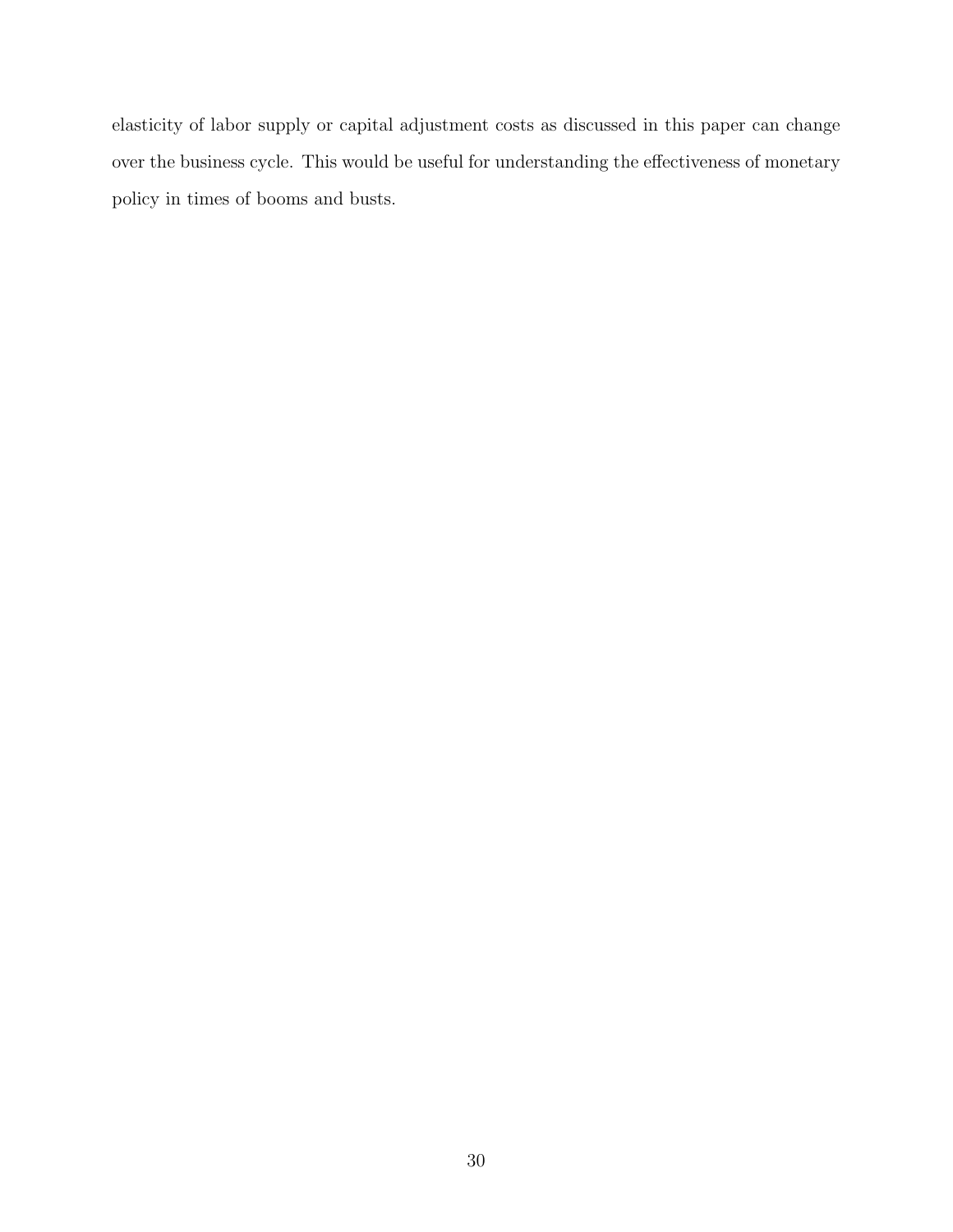elasticity of labor supply or capital adjustment costs as discussed in this paper can change over the business cycle. This would be useful for understanding the effectiveness of monetary policy in times of booms and busts.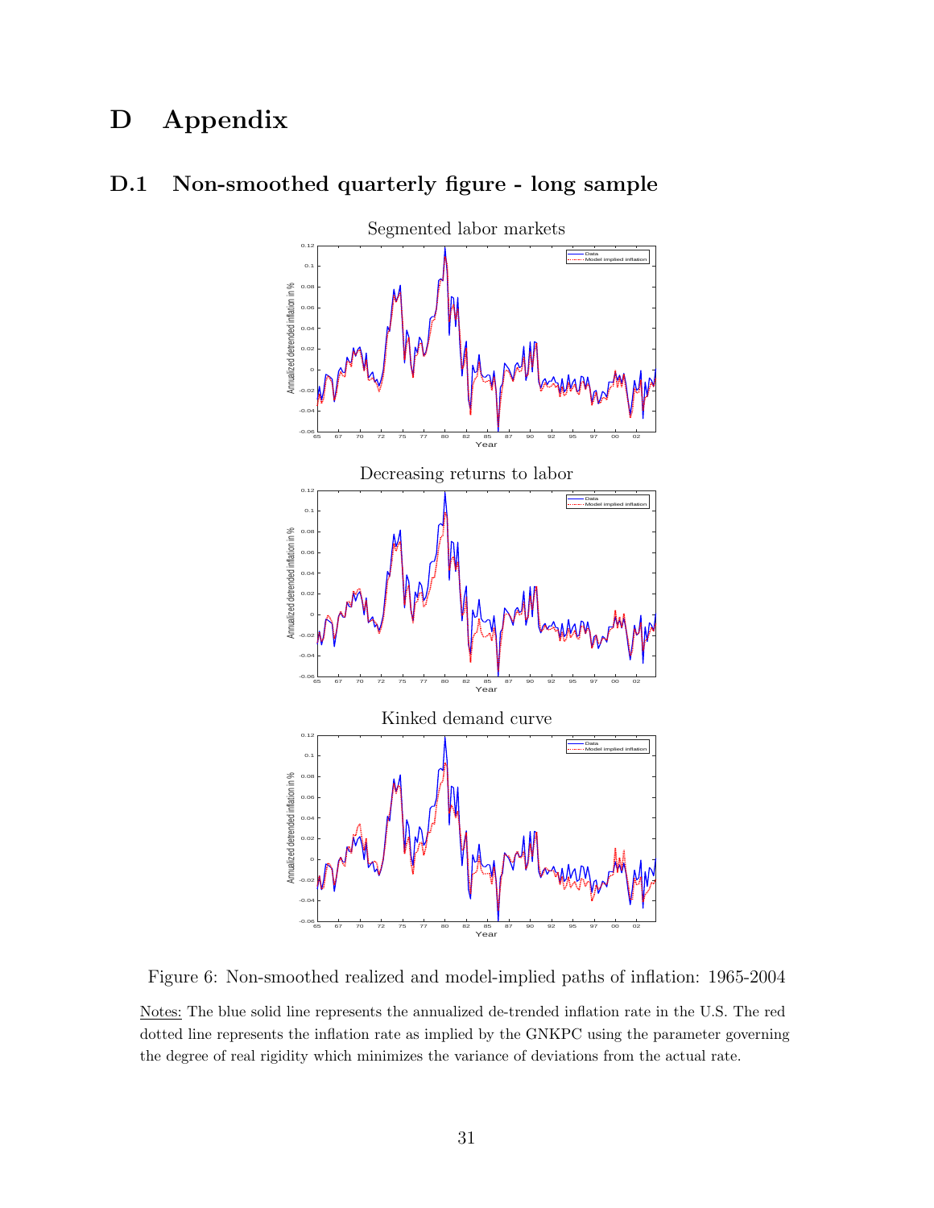# D Appendix

## D.1 Non-smoothed quarterly figure - long sample

Figure 6: Non-smoothed realized and model-implied paths of inflation: 1965-2004

Notes: The blue solid line represents the annualized de-trended inflation rate in the U.S. The red dotted line represents the inflation rate as implied by the GNKPC using the parameter governing the degree of real rigidity which minimizes the variance of deviations from the actual rate.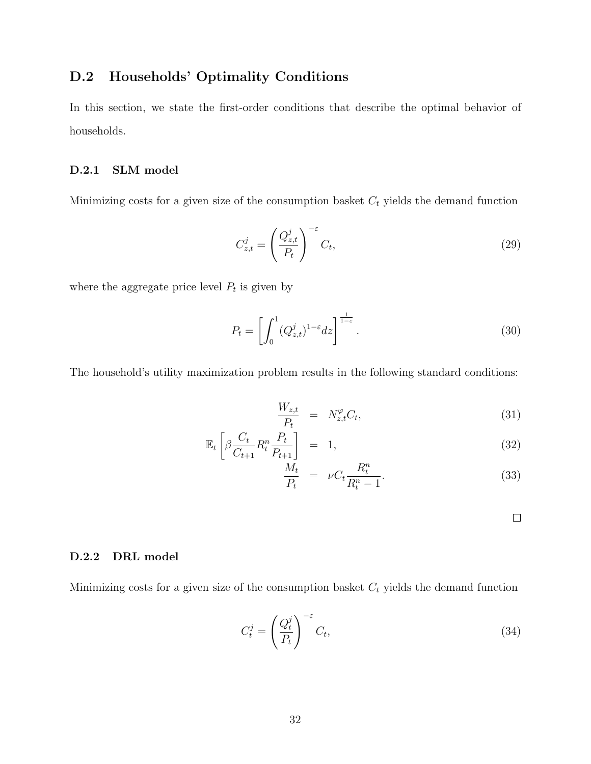## D.2 Households' Optimality Conditions

In this section, we state the first-order conditions that describe the optimal behavior of households.

### D.2.1 SLM model

Minimizing costs for a given size of the consumption basket $C_t$ yields the demand function

$$C^j_{z,t} = \left(\frac{Q^j_{z,t}}{P_t}\right)^{-\varepsilon} C_t, \tag{29}$$

where the aggregate price level $P_t$ is given by

$$P_t = \left[\int_0^1 (Q^j_{z,t})^{1-\varepsilon} dz\right]^{\frac{1}{1-\varepsilon}}. \tag{30}$$

The household's utility maximization problem results in the following standard conditions:

$$\frac{W_{z,t}}{P_t} = N^{\varphi}_{z,t} C_t, \tag{31}$$

$$\mathbb{E}_t\left[\beta \frac{C_t}{C_{t+1}} R^n_t \frac{P_t}{P_{t+1}}\right] = 1, \tag{32}$$

$$\frac{M_t}{P_t} = \nu C_t \frac{R^n_t}{R^n_t - 1}. \tag{33}$$

□

### D.2.2 DRL model

Minimizing costs for a given size of the consumption basket $C_t$ yields the demand function

$$C^j_t = \left(\frac{Q^j_t}{P_t}\right)^{-\varepsilon} C_t, \tag{34}$$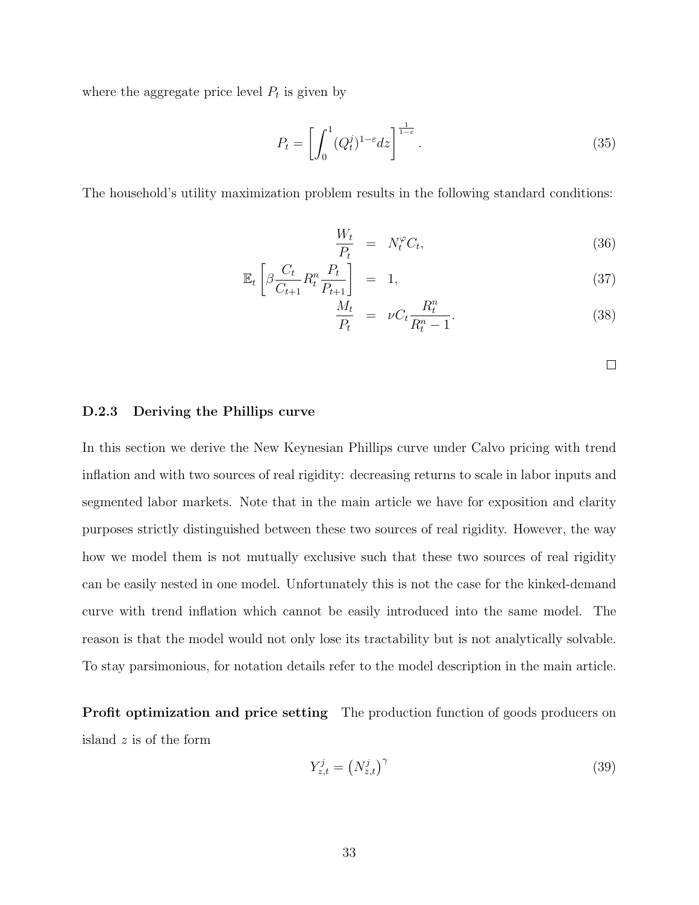where the aggregate price level $P_t$ is given by

$$P_t = \left[ \int_0^1 (Q_t^j)^{1-\varepsilon} dz \right]^{\frac{1}{1-\varepsilon}}. \tag{35}$$

The household's utility maximization problem results in the following standard conditions:

$$\begin{aligned}
\frac{W_t}{P_t} &= N_t^{\varphi} C_t, &(36)\\
\mathbb{E}_t \left[ \beta \frac{C_t}{C_{t+1}} R_t^n \frac{P_t}{P_{t+1}} \right] &= 1, &(37)\\
\frac{M_t}{P_t} &= \nu C_t \frac{R_t^n}{R_t^n - 1}. &(38)
\end{aligned}$$

□

### D.2.3 Deriving the Phillips curve

In this section we derive the New Keynesian Phillips curve under Calvo pricing with trend inflation and with two sources of real rigidity: decreasing returns to scale in labor inputs and segmented labor markets. Note that in the main article we have for exposition and clarity purposes strictly distinguished between these two sources of real rigidity. However, the way how we model them is not mutually exclusive such that these two sources of real rigidity can be easily nested in one model. Unfortunately this is not the case for the kinked-demand curve with trend inflation which cannot be easily introduced into the same model. The reason is that the model would not only lose its tractability but is not analytically solvable. To stay parsimonious, for notation details refer to the model description in the main article.

**Profit optimization and price setting** The production function of goods producers on island $z$ is of the form

$$Y_{z,t}^j = \left(N_{z,t}^j\right)^{\gamma} \tag{39}$$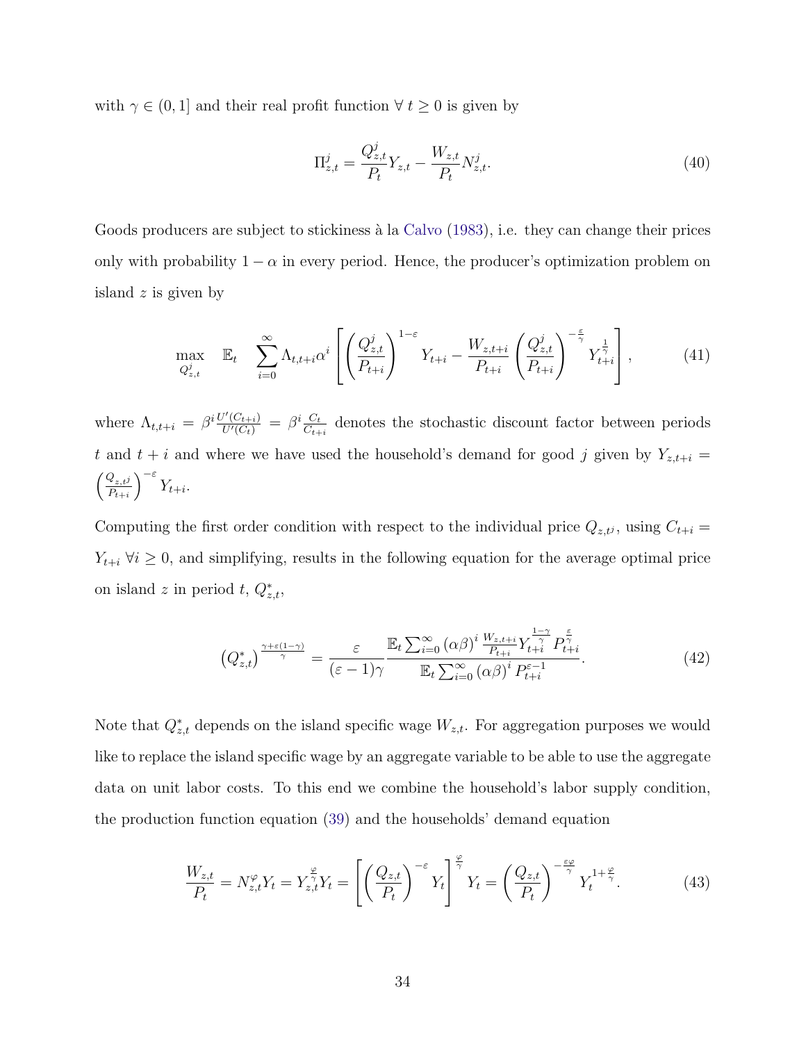with $\gamma \in (0, 1]$ and their real profit function $\forall\ t \geq 0$ is given by

$$\Pi_{z,t}^{j} = \frac{Q_{z,t}^{j}}{P_t} Y_{z,t} - \frac{W_{z,t}}{P_t} N_{z,t}^{j}. \tag{40}$$

Goods producers are subject to stickiness à la Calvo (1983), i.e. they can change their prices only with probability $1 - \alpha$ in every period. Hence, the producer's optimization problem on island $z$ is given by

$$\max_{Q_{z,t}^{j}} \quad \mathbb{E}_t \quad \sum_{i=0}^{\infty} \Lambda_{t,t+i} \alpha^i \left[ \left( \frac{Q_{z,t}^{j}}{P_{t+i}} \right)^{1-\varepsilon} Y_{t+i} - \frac{W_{z,t+i}}{P_{t+i}} \left( \frac{Q_{z,t}^{j}}{P_{t+i}} \right)^{-\frac{\varepsilon}{\gamma}} Y_{t+i}^{\frac{1}{\gamma}} \right], \tag{41}$$

where $\Lambda_{t,t+i} = \beta^i \frac{U'(C_{t+i})}{U'(C_t)} = \beta^i \frac{C_t}{C_{t+i}}$ denotes the stochastic discount factor between periods $t$ and $t+i$ and where we have used the household's demand for good $j$ given by $Y_{z,t+i} = \left(\frac{Q_{z,t^j}}{P_{t+i}}\right)^{-\varepsilon} Y_{t+i}$.

Computing the first order condition with respect to the individual price $Q_{z,t^j}$, using $C_{t+i} = Y_{t+i}\ \forall i \geq 0$, and simplifying, results in the following equation for the average optimal price on island $z$ in period $t$, $Q_{z,t}^{*}$,

$$\left(Q_{z,t}^{*}\right)^{\frac{\gamma+\varepsilon(1-\gamma)}{\gamma}} = \frac{\varepsilon}{(\varepsilon-1)\gamma} \frac{\mathbb{E}_t \sum_{i=0}^{\infty} (\alpha\beta)^i \frac{W_{z,t+i}}{P_{t+i}} Y_{t+i}^{\frac{1-\gamma}{\gamma}} P_{t+i}^{\frac{\varepsilon}{\gamma}}}{\mathbb{E}_t \sum_{i=0}^{\infty} (\alpha\beta)^i P_{t+i}^{\varepsilon-1}}. \tag{42}$$

Note that $Q_{z,t}^{*}$ depends on the island specific wage $W_{z,t}$. For aggregation purposes we would like to replace the island specific wage by an aggregate variable to be able to use the aggregate data on unit labor costs. To this end we combine the household's labor supply condition, the production function equation (39) and the households' demand equation

$$\frac{W_{z,t}}{P_t} = N_{z,t}^{\varphi} Y_t = Y_{z,t}^{\frac{\varphi}{\gamma}} Y_t = \left[ \left( \frac{Q_{z,t}}{P_t} \right)^{-\varepsilon} Y_t \right]^{\frac{\varphi}{\gamma}} Y_t = \left( \frac{Q_{z,t}}{P_t} \right)^{-\frac{\varepsilon\varphi}{\gamma}} Y_t^{1+\frac{\varphi}{\gamma}}. \tag{43}$$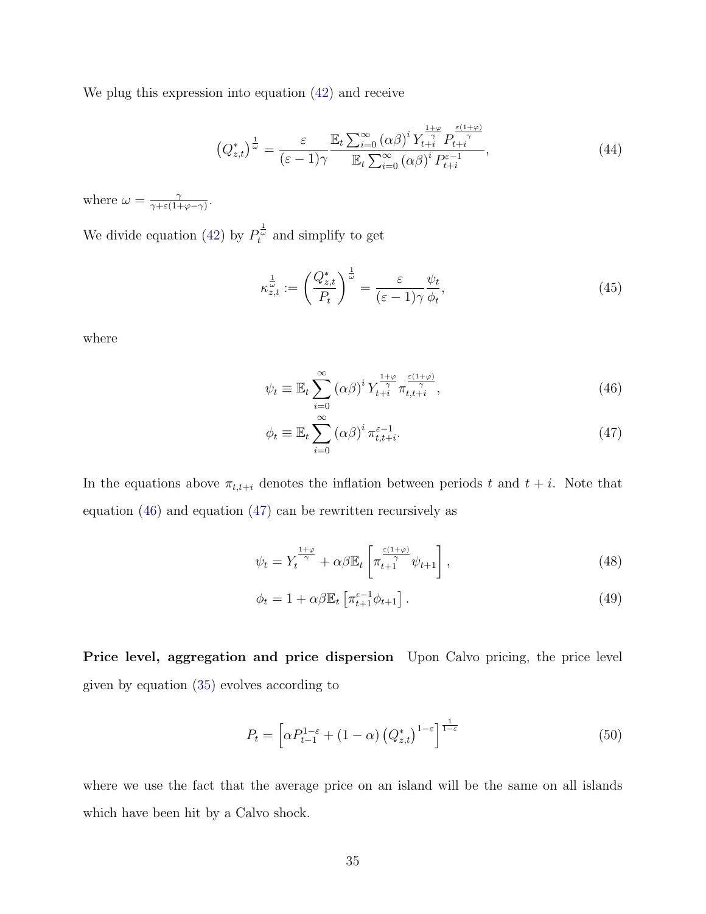We plug this expression into equation (42) and receive

$$\left(Q_{z,t}^{*}\right)^{\frac{1}{\omega}} = \frac{\varepsilon}{(\varepsilon-1)\gamma} \frac{\mathbb{E}_t \sum_{i=0}^{\infty} (\alpha\beta)^i Y_{t+i}^{\frac{1+\varphi}{\gamma}} P_{t+i}^{\frac{\varepsilon(1+\varphi)}{\gamma}}}{\mathbb{E}_t \sum_{i=0}^{\infty} (\alpha\beta)^i P_{t+i}^{\varepsilon-1}}, \tag{44}$$

where $\omega = \frac{\gamma}{\gamma+\varepsilon(1+\varphi-\gamma)}$.

We divide equation (42) by $P_t^{\frac{1}{\omega}}$ and simplify to get

$$\kappa_{z,t}^{\frac{1}{\omega}} := \left(\frac{Q_{z,t}^{*}}{P_t}\right)^{\frac{1}{\omega}} = \frac{\varepsilon}{(\varepsilon-1)\gamma} \frac{\psi_t}{\phi_t}, \tag{45}$$

where

$$\psi_t \equiv \mathbb{E}_t \sum_{i=0}^{\infty} (\alpha\beta)^i Y_{t+i}^{\frac{1+\varphi}{\gamma}} \pi_{t,t+i}^{\frac{\varepsilon(1+\varphi)}{\gamma}}, \tag{46}$$

$$\phi_t \equiv \mathbb{E}_t \sum_{i=0}^{\infty} (\alpha\beta)^i \pi_{t,t+i}^{\varepsilon-1}. \tag{47}$$

In the equations above $\pi_{t,t+i}$ denotes the inflation between periods $t$ and $t+i$. Note that equation (46) and equation (47) can be rewritten recursively as

$$\psi_t = Y_t^{\frac{1+\varphi}{\gamma}} + \alpha\beta\mathbb{E}_t\left[\pi_{t+1}^{\frac{\varepsilon(1+\varphi)}{\gamma}} \psi_{t+1}\right], \tag{48}$$

$$\phi_t = 1 + \alpha\beta\mathbb{E}_t\left[\pi_{t+1}^{\epsilon-1}\phi_{t+1}\right]. \tag{49}$$

**Price level, aggregation and price dispersion** Upon Calvo pricing, the price level given by equation (35) evolves according to

$$P_t = \left[\alpha P_{t-1}^{1-\varepsilon} + (1-\alpha)\left(Q_{z,t}^{*}\right)^{1-\varepsilon}\right]^{\frac{1}{1-\varepsilon}} \tag{50}$$

where we use the fact that the average price on an island will be the same on all islands which have been hit by a Calvo shock.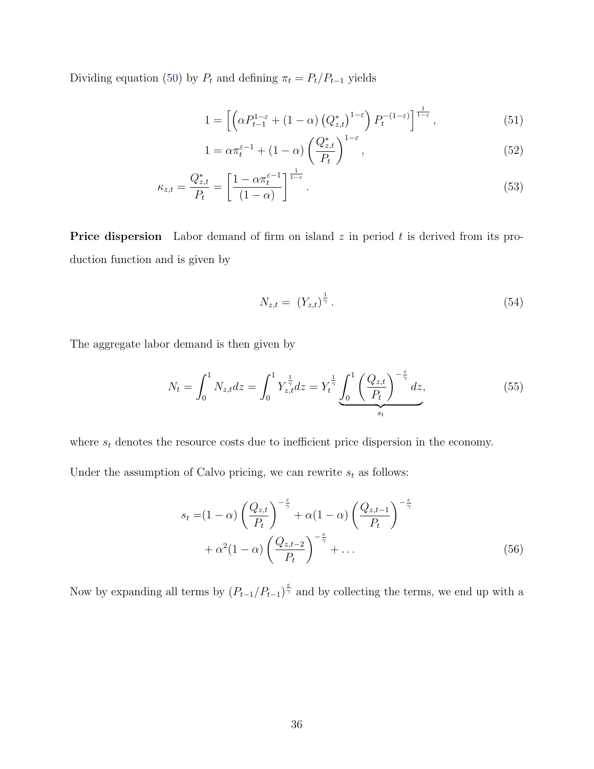Dividing equation (50) by $P_t$ and defining $\pi_t = P_t/P_{t-1}$ yields

$$1 = \left[\left(\alpha P_{t-1}^{1-\varepsilon} + (1-\alpha)\left(Q_{z,t}^{*}\right)^{1-\varepsilon}\right) P_t^{-(1-\varepsilon)}\right]^{\frac{1}{1-\varepsilon}}, \tag{51}$$

$$1 = \alpha \pi_t^{\varepsilon-1} + (1-\alpha)\left(\frac{Q_{z,t}^{*}}{P_t}\right)^{1-\varepsilon}, \tag{52}$$

$$\kappa_{z,t} = \frac{Q_{z,t}^{*}}{P_t} = \left[\frac{1-\alpha\pi_t^{\varepsilon-1}}{(1-\alpha)}\right]^{\frac{1}{1-\varepsilon}}. \tag{53}$$

**Price dispersion** Labor demand of firm on island $z$ in period $t$ is derived from its production function and is given by

$$N_{z,t} = \left(Y_{z,t}\right)^{\frac{1}{\gamma}}. \tag{54}$$

The aggregate labor demand is then given by

$$N_t = \int_0^1 N_{z,t}dz = \int_0^1 Y_{z,t}^{\frac{1}{\gamma}}dz = Y_t^{\frac{1}{\gamma}} \underbrace{\int_0^1 \left(\frac{Q_{z,t}}{P_t}\right)^{-\frac{\varepsilon}{\gamma}}dz}_{s_t}, \tag{55}$$

where $s_t$ denotes the resource costs due to inefficient price dispersion in the economy.

Under the assumption of Calvo pricing, we can rewrite $s_t$ as follows:

$$\begin{aligned} s_t =& (1-\alpha)\left(\frac{Q_{z,t}}{P_t}\right)^{-\frac{\varepsilon}{\gamma}} + \alpha(1-\alpha)\left(\frac{Q_{z,t-1}}{P_t}\right)^{-\frac{\varepsilon}{\gamma}} \\ &+ \alpha^2(1-\alpha)\left(\frac{Q_{z,t-2}}{P_t}\right)^{-\frac{\varepsilon}{\gamma}} + \ldots \end{aligned} \tag{56}$$

Now by expanding all terms by $(P_{t-1}/P_{t-1})^{\frac{\varepsilon}{\gamma}}$ and by collecting the terms, we end up with a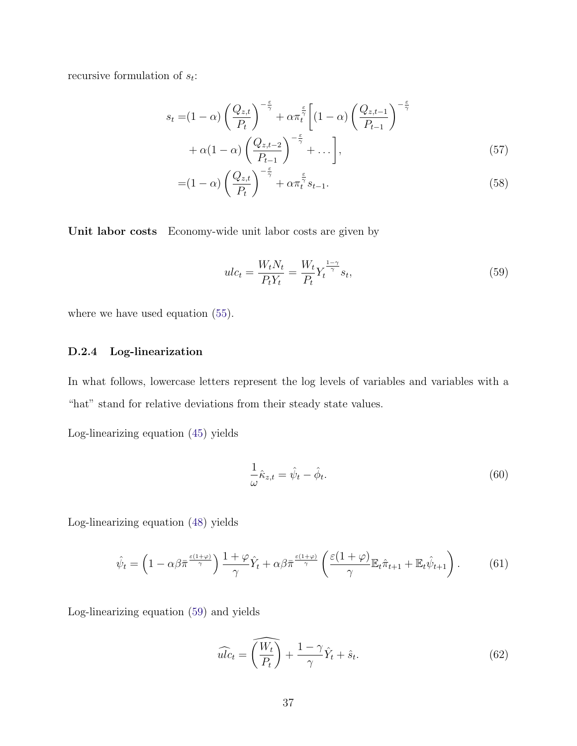recursive formulation of $s_t$:

$$
\begin{aligned}
s_t =& (1-\alpha)\left(\frac{Q_{z,t}}{P_t}\right)^{-\frac{\varepsilon}{\gamma}} + \alpha\pi_t^{\frac{\varepsilon}{\gamma}}\left[(1-\alpha)\left(\frac{Q_{z,t-1}}{P_{t-1}}\right)^{-\frac{\varepsilon}{\gamma}}\right. \\
& \left. + \alpha(1-\alpha)\left(\frac{Q_{z,t-2}}{P_{t-1}}\right)^{-\frac{\varepsilon}{\gamma}} + \dots\right], \qquad (57) \\
=& (1-\alpha)\left(\frac{Q_{z,t}}{P_t}\right)^{-\frac{\varepsilon}{\gamma}} + \alpha\pi_t^{\frac{\varepsilon}{\gamma}} s_{t-1}. \qquad (58)
\end{aligned}
$$

**Unit labor costs** Economy-wide unit labor costs are given by

$$
ulc_t = \frac{W_t N_t}{P_t Y_t} = \frac{W_t}{P_t} Y_t^{\frac{1-\gamma}{\gamma}} s_t, \tag{59}
$$

where we have used equation (55).

### D.2.4 Log-linearization

In what follows, lowercase letters represent the log levels of variables and variables with a "hat" stand for relative deviations from their steady state values.

Log-linearizing equation (45) yields

$$
\frac{1}{\omega}\hat{\kappa}_{z,t} = \hat{\psi}_t - \hat{\phi}_t. \tag{60}
$$

Log-linearizing equation (48) yields

$$
\hat{\psi}_t = \left(1 - \alpha\beta\bar{\pi}^{\frac{\varepsilon(1+\varphi)}{\gamma}}\right)\frac{1+\varphi}{\gamma}\hat{Y}_t + \alpha\beta\bar{\pi}^{\frac{\varepsilon(1+\varphi)}{\gamma}}\left(\frac{\varepsilon(1+\varphi)}{\gamma}\mathbb{E}_t\hat{\pi}_{t+1} + \mathbb{E}_t\hat{\psi}_{t+1}\right). \tag{61}
$$

Log-linearizing equation (59) and yields

$$
\widehat{ulc}_t = \widehat{\left(\frac{W_t}{P_t}\right)} + \frac{1-\gamma}{\gamma}\hat{Y}_t + \hat{s}_t. \tag{62}
$$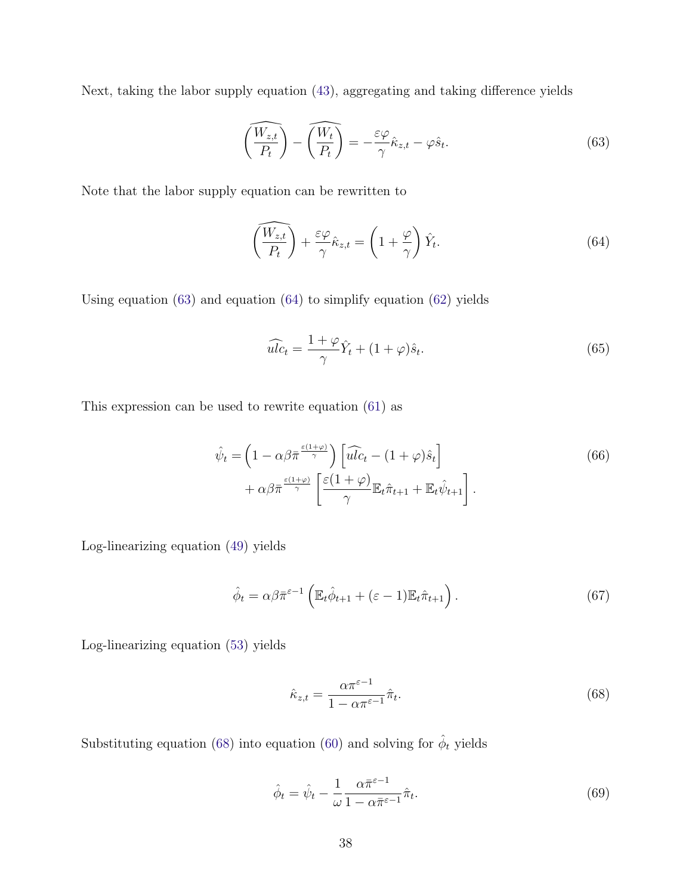Next, taking the labor supply equation (43), aggregating and taking difference yields

$$\widehat{\left(\frac{W_{z,t}}{P_t}\right)} - \widehat{\left(\frac{W_t}{P_t}\right)} = -\frac{\varepsilon\varphi}{\gamma}\hat{\kappa}_{z,t} - \varphi\hat{s}_t. \tag{63}$$

Note that the labor supply equation can be rewritten to

$$\widehat{\left(\frac{W_{z,t}}{P_t}\right)} + \frac{\varepsilon\varphi}{\gamma}\hat{\kappa}_{z,t} = \left(1 + \frac{\varphi}{\gamma}\right)\hat{Y}_t. \tag{64}$$

Using equation (63) and equation (64) to simplify equation (62) yields

$$\widehat{ulc}_t = \frac{1+\varphi}{\gamma}\hat{Y}_t + (1+\varphi)\hat{s}_t. \tag{65}$$

This expression can be used to rewrite equation (61) as

$$\begin{aligned}\hat{\psi}_t =& \left(1 - \alpha\beta\bar{\pi}^{\frac{\varepsilon(1+\varphi)}{\gamma}}\right)\left[\widehat{ulc}_t - (1+\varphi)\hat{s}_t\right] \\ &+ \alpha\beta\bar{\pi}^{\frac{\varepsilon(1+\varphi)}{\gamma}}\left[\frac{\varepsilon(1+\varphi)}{\gamma}\mathbb{E}_t\hat{\pi}_{t+1} + \mathbb{E}_t\hat{\psi}_{t+1}\right].\end{aligned} \tag{66}$$

Log-linearizing equation (49) yields

$$\hat{\phi}_t = \alpha\beta\bar{\pi}^{\varepsilon-1}\left(\mathbb{E}_t\hat{\phi}_{t+1} + (\varepsilon-1)\mathbb{E}_t\hat{\pi}_{t+1}\right). \tag{67}$$

Log-linearizing equation (53) yields

$$\hat{\kappa}_{z,t} = \frac{\alpha\pi^{\varepsilon-1}}{1-\alpha\pi^{\varepsilon-1}}\hat{\pi}_t. \tag{68}$$

Substituting equation (68) into equation (60) and solving for $\hat{\phi}_t$ yields

$$\hat{\phi}_t = \hat{\psi}_t - \frac{1}{\omega}\frac{\alpha\bar{\pi}^{\varepsilon-1}}{1-\alpha\bar{\pi}^{\varepsilon-1}}\hat{\pi}_t. \tag{69}$$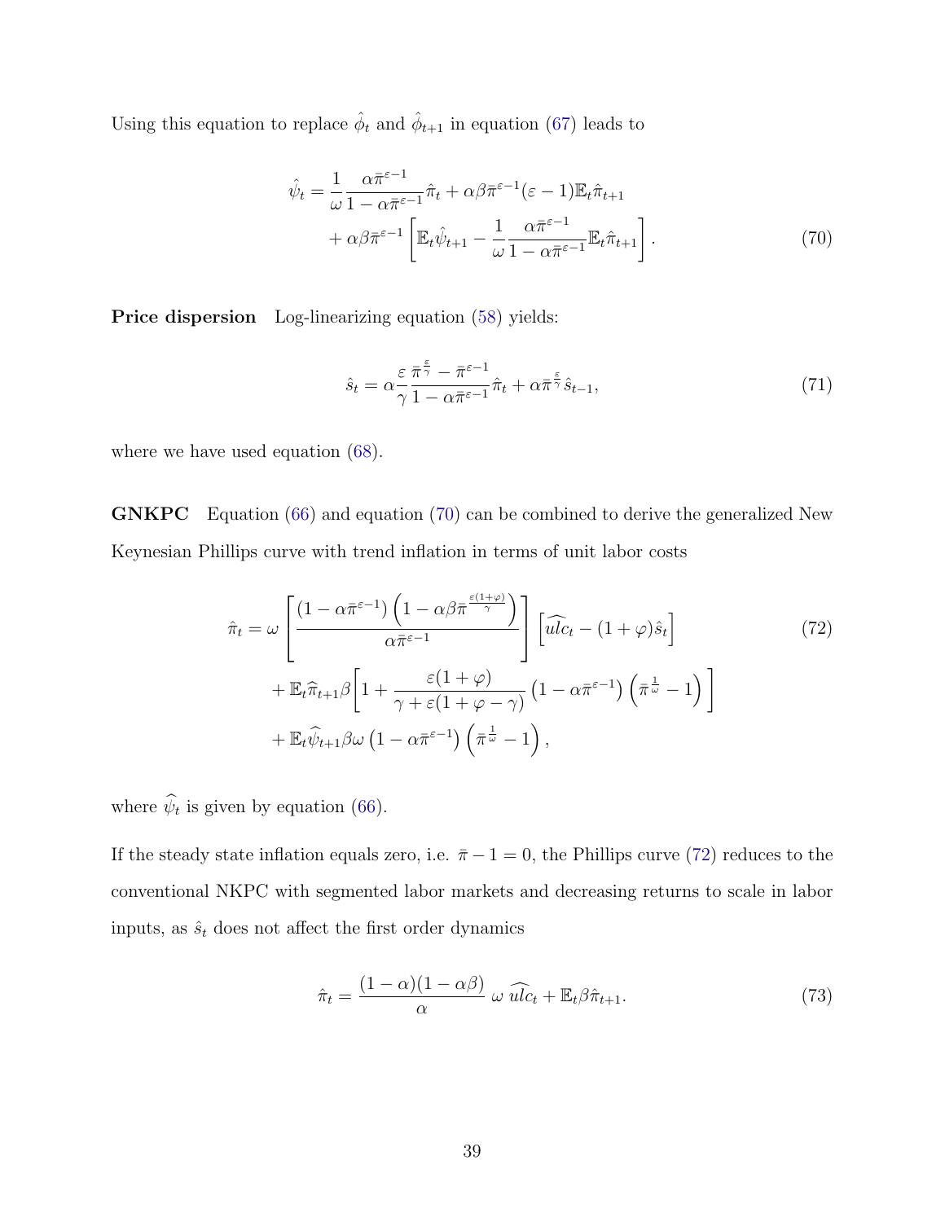Using this equation to replace $\hat{\phi}_t$ and $\hat{\phi}_{t+1}$ in equation (67) leads to

$$
\begin{aligned}
\hat{\psi}_t = & \frac{1}{\omega}\frac{\alpha\bar{\pi}^{\varepsilon-1}}{1-\alpha\bar{\pi}^{\varepsilon-1}}\hat{\pi}_t + \alpha\beta\bar{\pi}^{\varepsilon-1}(\varepsilon-1)\mathbb{E}_t\hat{\pi}_{t+1} \\
& + \alpha\beta\bar{\pi}^{\varepsilon-1}\left[\mathbb{E}_t\hat{\psi}_{t+1} - \frac{1}{\omega}\frac{\alpha\bar{\pi}^{\varepsilon-1}}{1-\alpha\bar{\pi}^{\varepsilon-1}}\mathbb{E}_t\hat{\pi}_{t+1}\right].
\end{aligned} \tag{70}
$$

**Price dispersion** Log-linearizing equation (58) yields:

$$
\hat{s}_t = \alpha\frac{\varepsilon}{\gamma}\frac{\bar{\pi}^{\frac{\varepsilon}{\gamma}} - \bar{\pi}^{\varepsilon-1}}{1-\alpha\bar{\pi}^{\varepsilon-1}}\hat{\pi}_t + \alpha\bar{\pi}^{\frac{\varepsilon}{\gamma}}\hat{s}_{t-1}, \tag{71}
$$

where we have used equation (68).

**GNKPC** Equation (66) and equation (70) can be combined to derive the generalized New Keynesian Phillips curve with trend inflation in terms of unit labor costs

$$
\begin{aligned}
\hat{\pi}_t = & \,\omega\left[\frac{\left(1-\alpha\bar{\pi}^{\varepsilon-1}\right)\left(1-\alpha\beta\bar{\pi}^{\frac{\varepsilon(1+\varphi)}{\gamma}}\right)}{\alpha\bar{\pi}^{\varepsilon-1}}\right]\left[\widehat{ulc}_t - (1+\varphi)\hat{s}_t\right] \\
& + \mathbb{E}_t\widehat{\pi}_{t+1}\beta\left[1 + \frac{\varepsilon(1+\varphi)}{\gamma+\varepsilon(1+\varphi-\gamma)}\left(1-\alpha\bar{\pi}^{\varepsilon-1}\right)\left(\bar{\pi}^{\frac{1}{\omega}}-1\right)\right] \\
& + \mathbb{E}_t\widehat{\psi}_{t+1}\beta\omega\left(1-\alpha\bar{\pi}^{\varepsilon-1}\right)\left(\bar{\pi}^{\frac{1}{\omega}}-1\right),
\end{aligned} \tag{72}
$$

where $\widehat{\psi}_t$ is given by equation (66).

If the steady state inflation equals zero, i.e. $\bar{\pi}-1=0$, the Phillips curve (72) reduces to the conventional NKPC with segmented labor markets and decreasing returns to scale in labor inputs, as $\hat{s}_t$ does not affect the first order dynamics

$$
\hat{\pi}_t = \frac{(1-\alpha)(1-\alpha\beta)}{\alpha}\,\omega\,\widehat{ulc}_t + \mathbb{E}_t\beta\hat{\pi}_{t+1}. \tag{73}
$$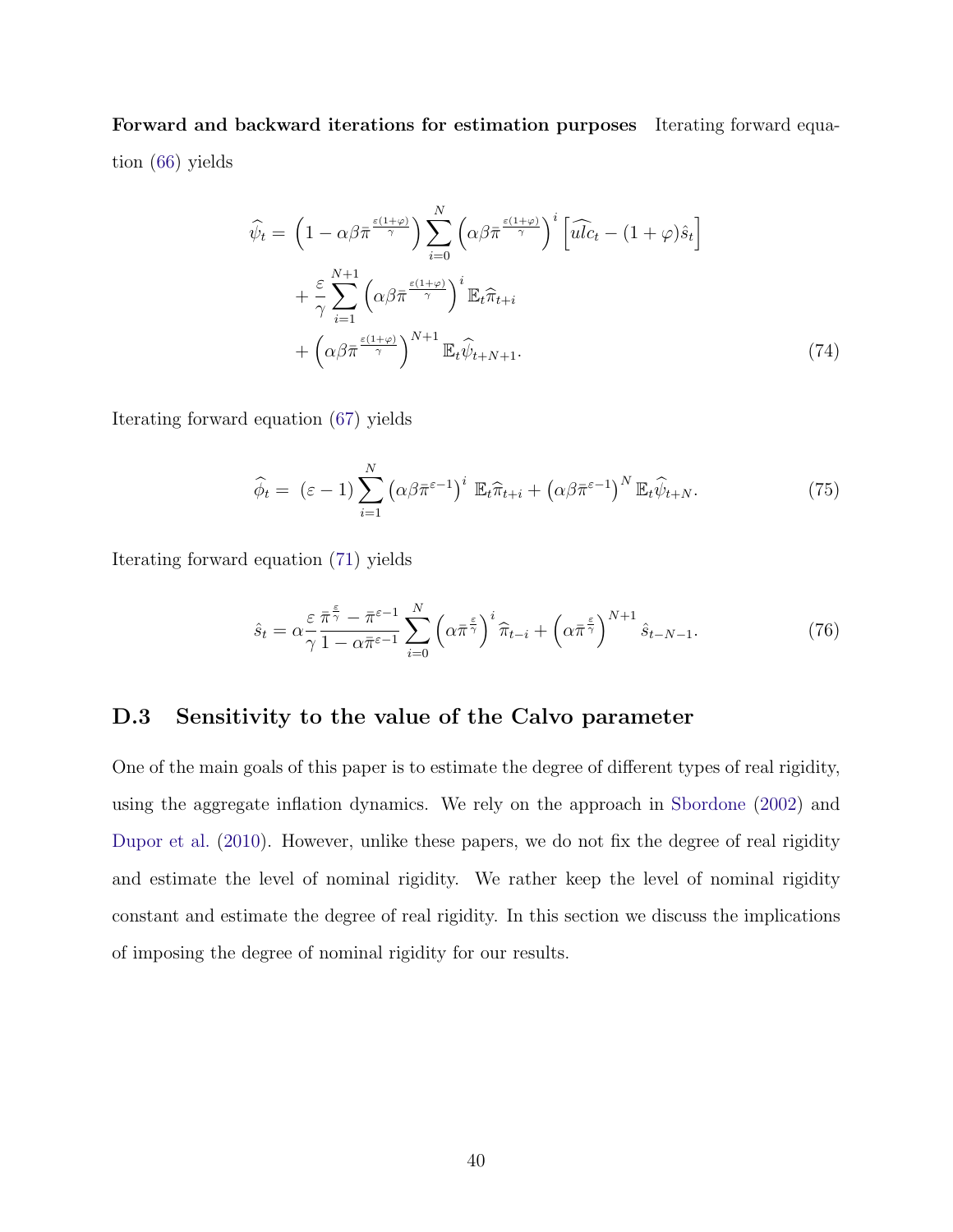**Forward and backward iterations for estimation purposes** Iterating forward equation (66) yields

$$
\begin{aligned}
\widehat{\psi}_t = &\left(1 - \alpha\beta\bar{\pi}^{\frac{\varepsilon(1+\varphi)}{\gamma}}\right) \sum_{i=0}^{N} \left(\alpha\beta\bar{\pi}^{\frac{\varepsilon(1+\varphi)}{\gamma}}\right)^i \left[\widehat{ulc}_t - (1+\varphi)\hat{s}_t\right] \\
&+ \frac{\varepsilon}{\gamma} \sum_{i=1}^{N+1} \left(\alpha\beta\bar{\pi}^{\frac{\varepsilon(1+\varphi)}{\gamma}}\right)^i \mathbb{E}_t\widehat{\pi}_{t+i} \\
&+ \left(\alpha\beta\bar{\pi}^{\frac{\varepsilon(1+\varphi)}{\gamma}}\right)^{N+1} \mathbb{E}_t\widehat{\psi}_{t+N+1}.
\end{aligned}
\tag{74}
$$

Iterating forward equation (67) yields

$$
\widehat{\phi}_t = (\varepsilon - 1) \sum_{i=1}^{N} \left(\alpha\beta\bar{\pi}^{\varepsilon-1}\right)^i \mathbb{E}_t\widehat{\pi}_{t+i} + \left(\alpha\beta\bar{\pi}^{\varepsilon-1}\right)^N \mathbb{E}_t\widehat{\psi}_{t+N}. \tag{75}
$$

Iterating forward equation (71) yields

$$
\hat{s}_t = \alpha \frac{\varepsilon}{\gamma} \frac{\bar{\pi}^{\frac{\varepsilon}{\gamma}} - \bar{\pi}^{\varepsilon-1}}{1 - \alpha\bar{\pi}^{\varepsilon-1}} \sum_{i=0}^{N} \left(\alpha\bar{\pi}^{\frac{\varepsilon}{\gamma}}\right)^i \widehat{\pi}_{t-i} + \left(\alpha\bar{\pi}^{\frac{\varepsilon}{\gamma}}\right)^{N+1} \hat{s}_{t-N-1}. \tag{76}
$$

## D.3 Sensitivity to the value of the Calvo parameter

One of the main goals of this paper is to estimate the degree of different types of real rigidity, using the aggregate inflation dynamics. We rely on the approach in Sbordone (2002) and Dupor et al. (2010). However, unlike these papers, we do not fix the degree of real rigidity and estimate the level of nominal rigidity. We rather keep the level of nominal rigidity constant and estimate the degree of real rigidity. In this section we discuss the implications of imposing the degree of nominal rigidity for our results.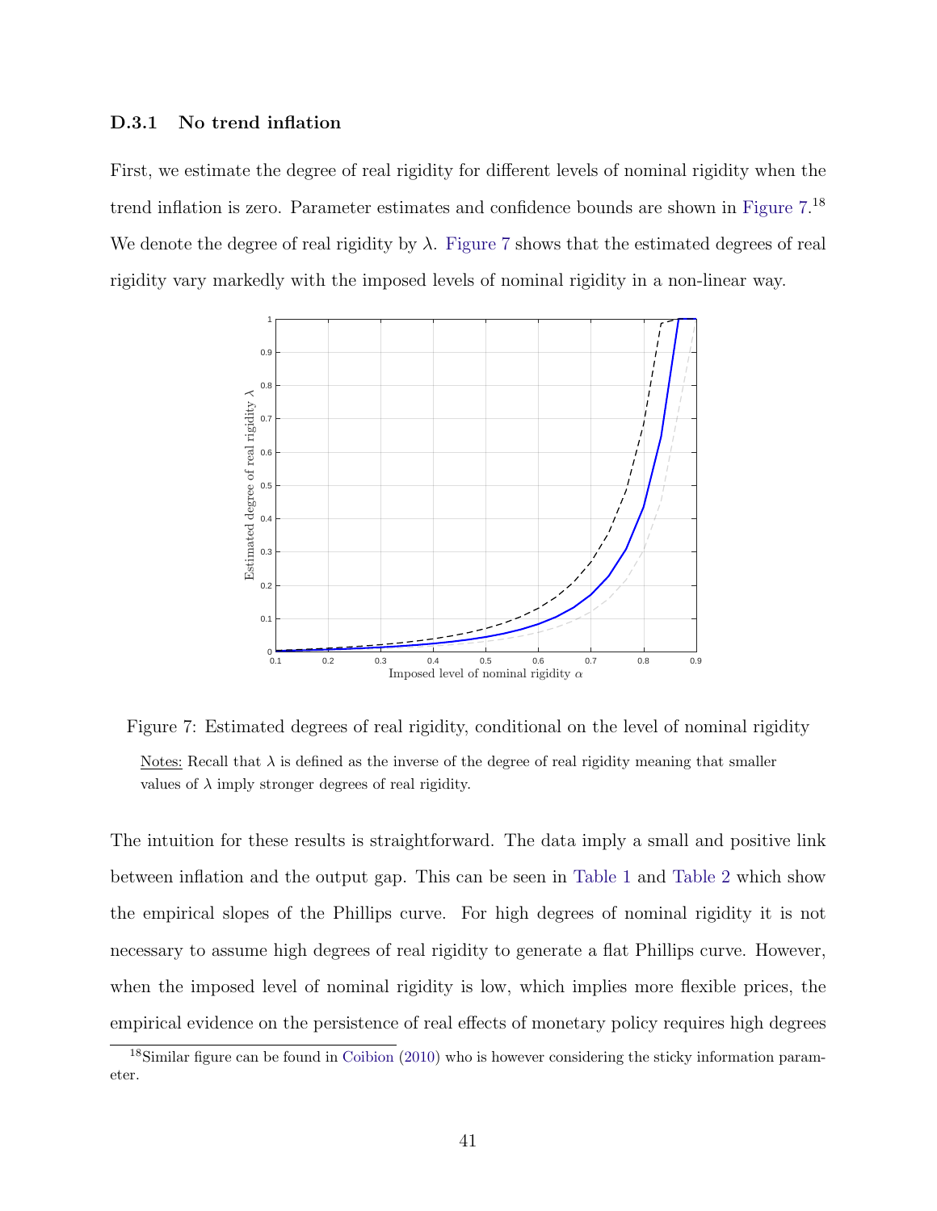### D.3.1 No trend inflation

First, we estimate the degree of real rigidity for different levels of nominal rigidity when the trend inflation is zero. Parameter estimates and confidence bounds are shown in Figure 7.[18] We denote the degree of real rigidity by $\lambda$. Figure 7 shows that the estimated degrees of real rigidity vary markedly with the imposed levels of nominal rigidity in a non-linear way.

Figure 7: Estimated degrees of real rigidity, conditional on the level of nominal rigidity

Notes: Recall that $\lambda$ is defined as the inverse of the degree of real rigidity meaning that smaller values of $\lambda$ imply stronger degrees of real rigidity.

The intuition for these results is straightforward. The data imply a small and positive link between inflation and the output gap. This can be seen in Table 1 and Table 2 which show the empirical slopes of the Phillips curve. For high degrees of nominal rigidity it is not necessary to assume high degrees of real rigidity to generate a flat Phillips curve. However, when the imposed level of nominal rigidity is low, which implies more flexible prices, the empirical evidence on the persistence of real effects of monetary policy requires high degrees

[18]Similar figure can be found in Coibion (2010) who is however considering the sticky information parameter.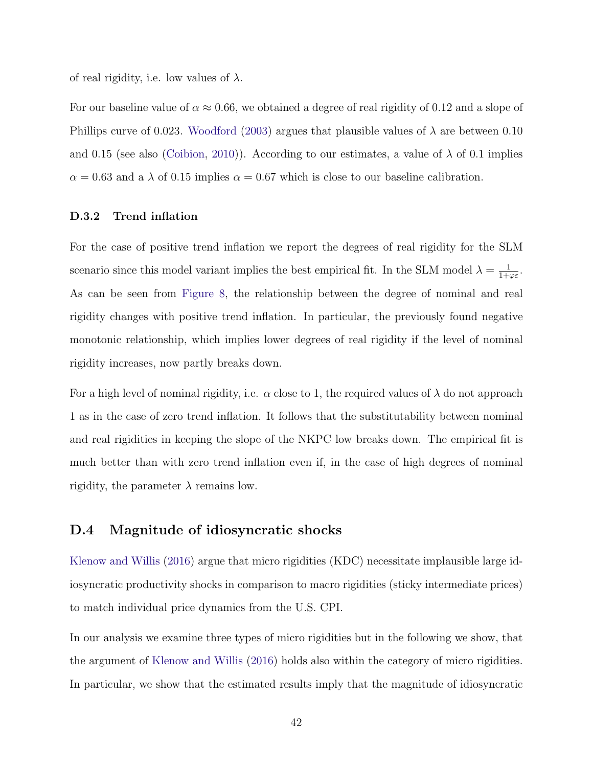of real rigidity, i.e. low values of $\lambda$.

For our baseline value of $\alpha \approx 0.66$, we obtained a degree of real rigidity of 0.12 and a slope of Phillips curve of 0.023. Woodford (2003) argues that plausible values of $\lambda$ are between 0.10 and 0.15 (see also (Coibion, 2010)). According to our estimates, a value of $\lambda$ of 0.1 implies $\alpha = 0.63$ and a $\lambda$ of 0.15 implies $\alpha = 0.67$ which is close to our baseline calibration.

### D.3.2 Trend inflation

For the case of positive trend inflation we report the degrees of real rigidity for the SLM scenario since this model variant implies the best empirical fit. In the SLM model $\lambda = \frac{1}{1+\varphi\varepsilon}$. As can be seen from Figure 8, the relationship between the degree of nominal and real rigidity changes with positive trend inflation. In particular, the previously found negative monotonic relationship, which implies lower degrees of real rigidity if the level of nominal rigidity increases, now partly breaks down.

For a high level of nominal rigidity, i.e. $\alpha$ close to 1, the required values of $\lambda$ do not approach 1 as in the case of zero trend inflation. It follows that the substitutability between nominal and real rigidities in keeping the slope of the NKPC low breaks down. The empirical fit is much better than with zero trend inflation even if, in the case of high degrees of nominal rigidity, the parameter $\lambda$ remains low.

## D.4 Magnitude of idiosyncratic shocks

Klenow and Willis (2016) argue that micro rigidities (KDC) necessitate implausible large idiosyncratic productivity shocks in comparison to macro rigidities (sticky intermediate prices) to match individual price dynamics from the U.S. CPI.

In our analysis we examine three types of micro rigidities but in the following we show, that the argument of Klenow and Willis (2016) holds also within the category of micro rigidities. In particular, we show that the estimated results imply that the magnitude of idiosyncratic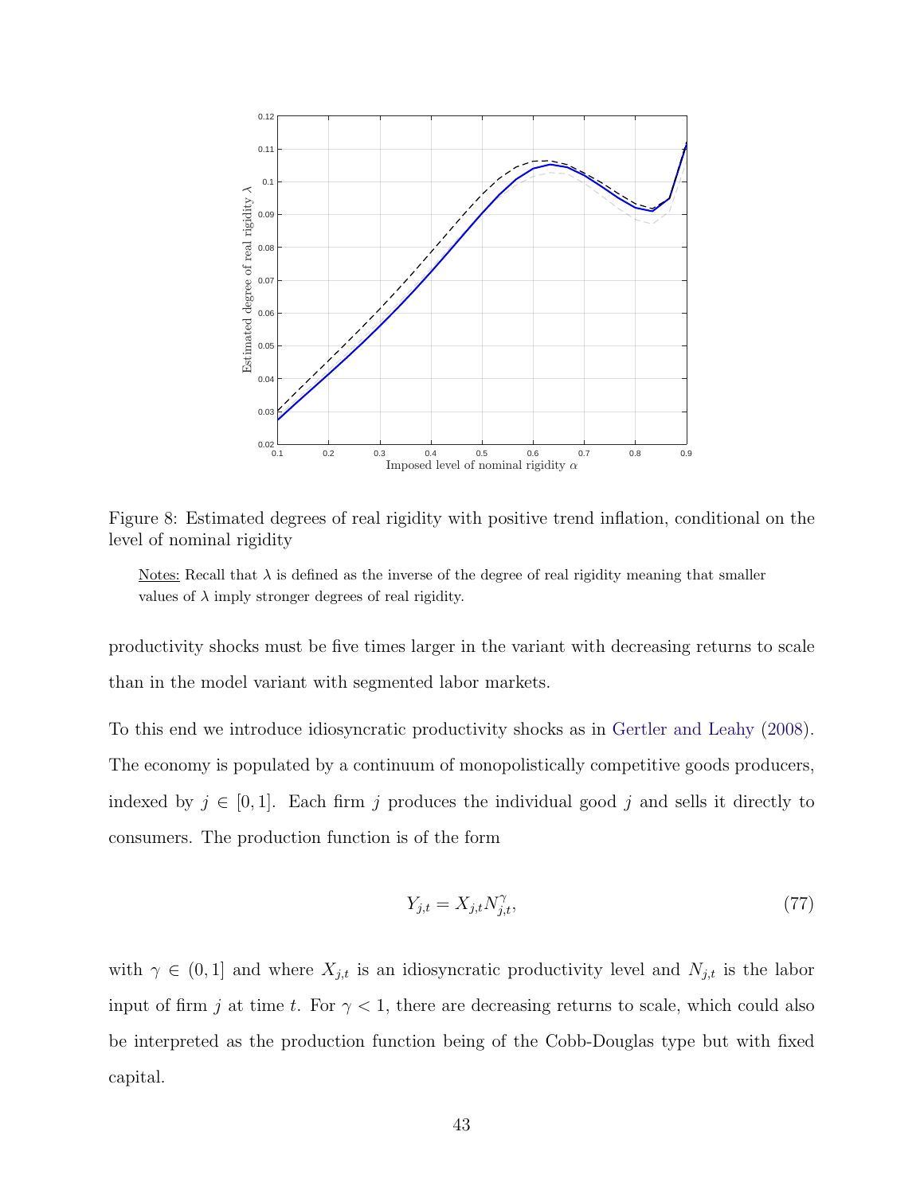Figure 8: Estimated degrees of real rigidity with positive trend inflation, conditional on the level of nominal rigidity

Notes: Recall that $\lambda$ is defined as the inverse of the degree of real rigidity meaning that smaller values of $\lambda$ imply stronger degrees of real rigidity.

productivity shocks must be five times larger in the variant with decreasing returns to scale than in the model variant with segmented labor markets.

To this end we introduce idiosyncratic productivity shocks as in Gertler and Leahy (2008). The economy is populated by a continuum of monopolistically competitive goods producers, indexed by $j \in [0, 1]$. Each firm $j$ produces the individual good $j$ and sells it directly to consumers. The production function is of the form

$$Y_{j,t} = X_{j,t} N_{j,t}^{\gamma}, \tag{77}$$

with $\gamma \in (0, 1]$ and where $X_{j,t}$ is an idiosyncratic productivity level and $N_{j,t}$ is the labor input of firm $j$ at time $t$. For $\gamma < 1$, there are decreasing returns to scale, which could also be interpreted as the production function being of the Cobb-Douglas type but with fixed capital.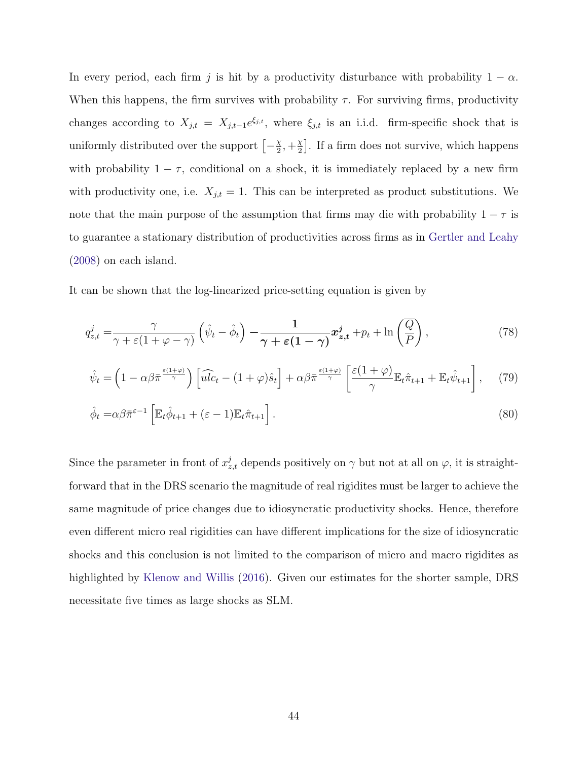In every period, each firm $j$ is hit by a productivity disturbance with probability $1-\alpha$. When this happens, the firm survives with probability $\tau$. For surviving firms, productivity changes according to $X_{j,t} = X_{j,t-1}e^{\xi_{j,t}}$, where $\xi_{j,t}$ is an i.i.d. firm-specific shock that is uniformly distributed over the support $\left[-\frac{\chi}{2}, +\frac{\chi}{2}\right]$. If a firm does not survive, which happens with probability $1-\tau$, conditional on a shock, it is immediately replaced by a new firm with productivity one, i.e. $X_{j,t} = 1$. This can be interpreted as product substitutions. We note that the main purpose of the assumption that firms may die with probability $1-\tau$ is to guarantee a stationary distribution of productivities across firms as in Gertler and Leahy (2008) on each island.

It can be shown that the log-linearized price-setting equation is given by

$$q^j_{z,t} = \frac{\gamma}{\gamma + \varepsilon(1+\varphi-\gamma)}\left(\hat{\psi}_t - \hat{\phi}_t\right) - \boldsymbol{\frac{1}{\gamma+\varepsilon(1-\gamma)}x^j_{z,t}} + p_t + \ln\left(\frac{\overline{Q}}{P}\right), \tag{78}$$

$$\hat{\psi}_t = \left(1 - \alpha\beta\bar{\pi}^{\frac{\varepsilon(1+\varphi)}{\gamma}}\right)\left[\widehat{ulc}_t - (1+\varphi)\hat{s}_t\right] + \alpha\beta\bar{\pi}^{\frac{\varepsilon(1+\varphi)}{\gamma}}\left[\frac{\varepsilon(1+\varphi)}{\gamma}\mathbb{E}_t\hat{\pi}_{t+1} + \mathbb{E}_t\hat{\psi}_{t+1}\right], \tag{79}$$

$$\hat{\phi}_t = \alpha\beta\bar{\pi}^{\varepsilon-1}\left[\mathbb{E}_t\hat{\phi}_{t+1} + (\varepsilon-1)\mathbb{E}_t\hat{\pi}_{t+1}\right]. \tag{80}$$

Since the parameter in front of $x^j_{z,t}$ depends positively on $\gamma$ but not at all on $\varphi$, it is straightforward that in the DRS scenario the magnitude of real rigidites must be larger to achieve the same magnitude of price changes due to idiosyncratic productivity shocks. Hence, therefore even different micro real rigidities can have different implications for the size of idiosyncratic shocks and this conclusion is not limited to the comparison of micro and macro rigidites as highlighted by Klenow and Willis (2016). Given our estimates for the shorter sample, DRS necessitate five times as large shocks as SLM.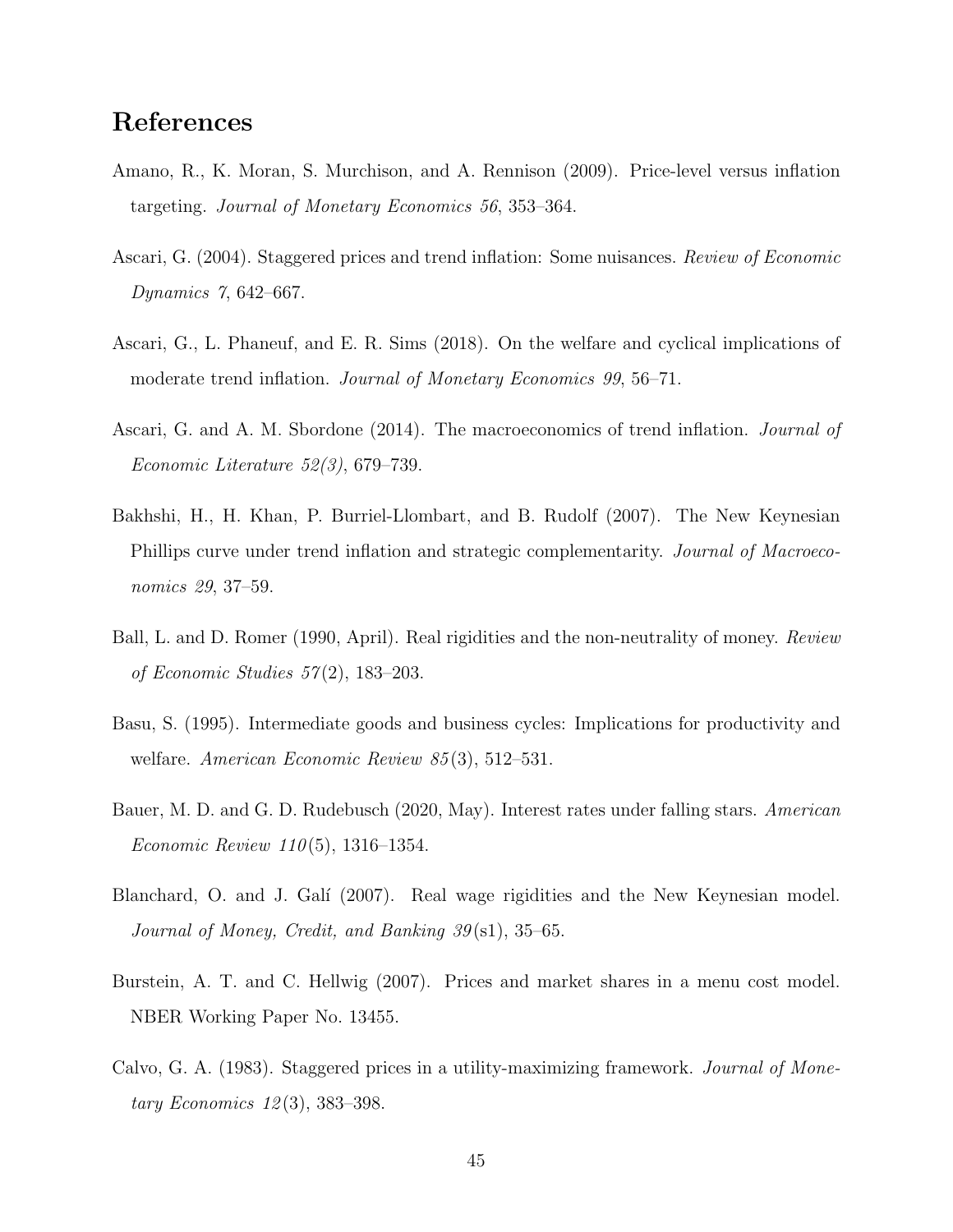# References

Amano, R., K. Moran, S. Murchison, and A. Rennison (2009). Price-level versus inflation targeting. *Journal of Monetary Economics 56*, 353–364.

Ascari, G. (2004). Staggered prices and trend inflation: Some nuisances. *Review of Economic Dynamics 7*, 642–667.

Ascari, G., L. Phaneuf, and E. R. Sims (2018). On the welfare and cyclical implications of moderate trend inflation. *Journal of Monetary Economics 99*, 56–71.

Ascari, G. and A. M. Sbordone (2014). The macroeconomics of trend inflation. *Journal of Economic Literature 52(3)*, 679–739.

Bakhshi, H., H. Khan, P. Burriel-Llombart, and B. Rudolf (2007). The New Keynesian Phillips curve under trend inflation and strategic complementarity. *Journal of Macroeconomics 29*, 37–59.

Ball, L. and D. Romer (1990, April). Real rigidities and the non-neutrality of money. *Review of Economic Studies 57*(2), 183–203.

Basu, S. (1995). Intermediate goods and business cycles: Implications for productivity and welfare. *American Economic Review 85*(3), 512–531.

Bauer, M. D. and G. D. Rudebusch (2020, May). Interest rates under falling stars. *American Economic Review 110*(5), 1316–1354.

Blanchard, O. and J. Galí (2007). Real wage rigidities and the New Keynesian model. *Journal of Money, Credit, and Banking 39*(s1), 35–65.

Burstein, A. T. and C. Hellwig (2007). Prices and market shares in a menu cost model. NBER Working Paper No. 13455.

Calvo, G. A. (1983). Staggered prices in a utility-maximizing framework. *Journal of Monetary Economics 12*(3), 383–398.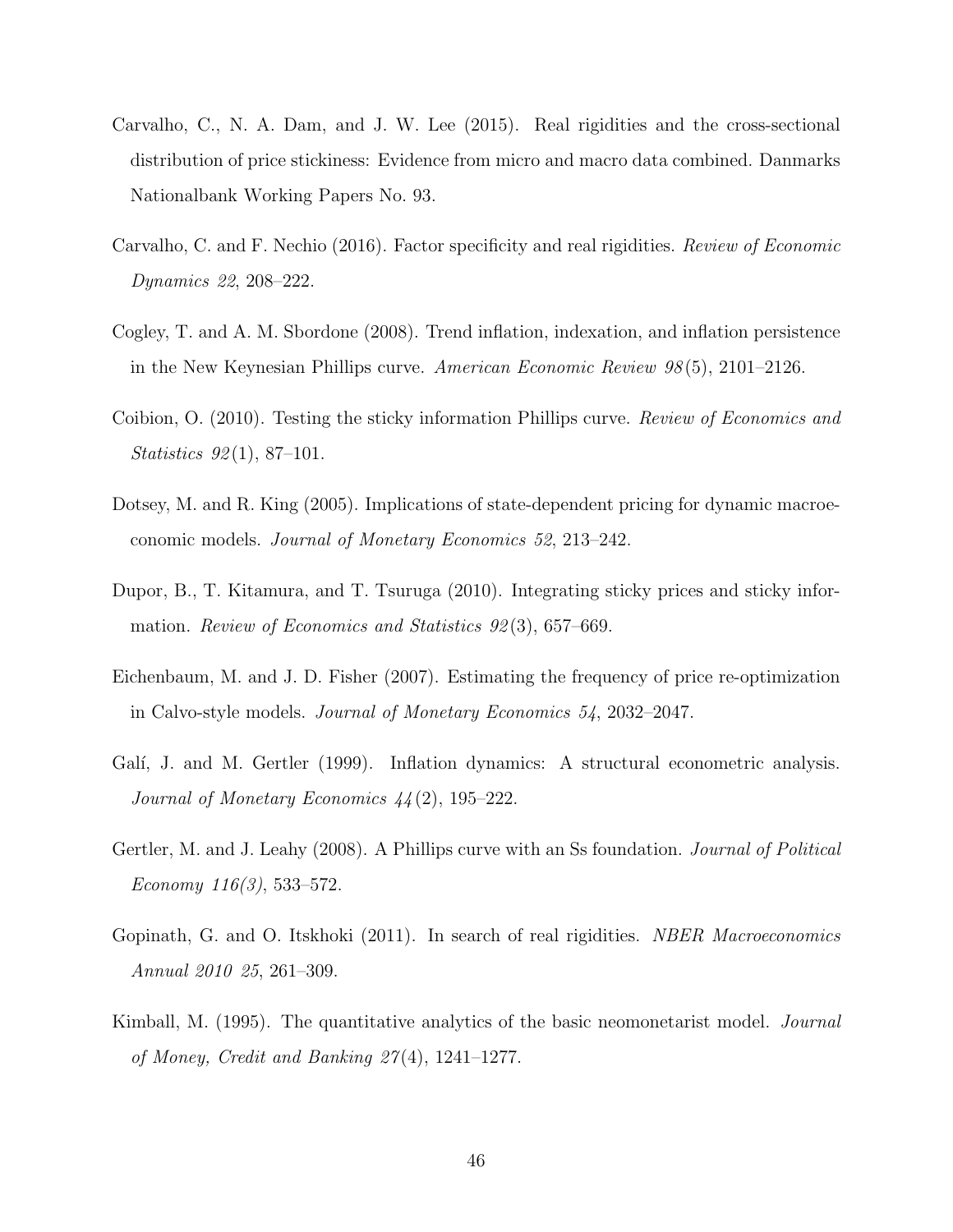Carvalho, C., N. A. Dam, and J. W. Lee (2015). Real rigidities and the cross-sectional distribution of price stickiness: Evidence from micro and macro data combined. Danmarks Nationalbank Working Papers No. 93.

Carvalho, C. and F. Nechio (2016). Factor specificity and real rigidities. *Review of Economic Dynamics 22*, 208–222.

Cogley, T. and A. M. Sbordone (2008). Trend inflation, indexation, and inflation persistence in the New Keynesian Phillips curve. *American Economic Review 98*(5), 2101–2126.

Coibion, O. (2010). Testing the sticky information Phillips curve. *Review of Economics and Statistics 92*(1), 87–101.

Dotsey, M. and R. King (2005). Implications of state-dependent pricing for dynamic macroeconomic models. *Journal of Monetary Economics 52*, 213–242.

Dupor, B., T. Kitamura, and T. Tsuruga (2010). Integrating sticky prices and sticky information. *Review of Economics and Statistics 92*(3), 657–669.

Eichenbaum, M. and J. D. Fisher (2007). Estimating the frequency of price re-optimization in Calvo-style models. *Journal of Monetary Economics 54*, 2032–2047.

Galí, J. and M. Gertler (1999). Inflation dynamics: A structural econometric analysis. *Journal of Monetary Economics 44*(2), 195–222.

Gertler, M. and J. Leahy (2008). A Phillips curve with an Ss foundation. *Journal of Political Economy 116(3)*, 533–572.

Gopinath, G. and O. Itskhoki (2011). In search of real rigidities. *NBER Macroeconomics Annual 2010 25*, 261–309.

Kimball, M. (1995). The quantitative analytics of the basic neomonetarist model. *Journal of Money, Credit and Banking 27*(4), 1241–1277.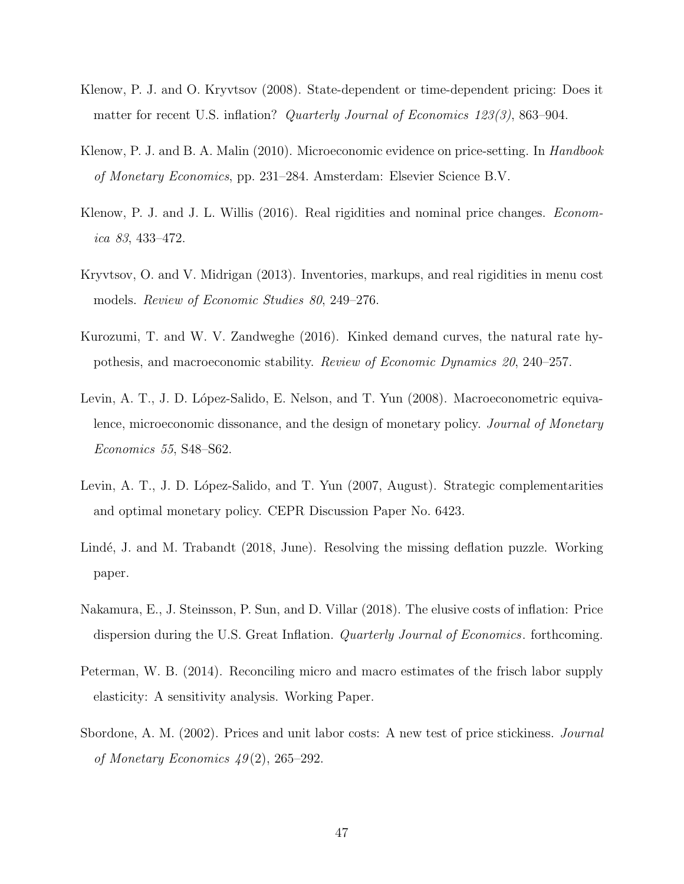Klenow, P. J. and O. Kryvtsov (2008). State-dependent or time-dependent pricing: Does it matter for recent U.S. inflation? *Quarterly Journal of Economics 123(3)*, 863–904.

Klenow, P. J. and B. A. Malin (2010). Microeconomic evidence on price-setting. In *Handbook of Monetary Economics*, pp. 231–284. Amsterdam: Elsevier Science B.V.

Klenow, P. J. and J. L. Willis (2016). Real rigidities and nominal price changes. *Economica 83*, 433–472.

Kryvtsov, O. and V. Midrigan (2013). Inventories, markups, and real rigidities in menu cost models. *Review of Economic Studies 80*, 249–276.

Kurozumi, T. and W. V. Zandweghe (2016). Kinked demand curves, the natural rate hypothesis, and macroeconomic stability. *Review of Economic Dynamics 20*, 240–257.

Levin, A. T., J. D. López-Salido, E. Nelson, and T. Yun (2008). Macroeconometric equivalence, microeconomic dissonance, and the design of monetary policy. *Journal of Monetary Economics 55*, S48–S62.

Levin, A. T., J. D. López-Salido, and T. Yun (2007, August). Strategic complementarities and optimal monetary policy. CEPR Discussion Paper No. 6423.

Lindé, J. and M. Trabandt (2018, June). Resolving the missing deflation puzzle. Working paper.

Nakamura, E., J. Steinsson, P. Sun, and D. Villar (2018). The elusive costs of inflation: Price dispersion during the U.S. Great Inflation. *Quarterly Journal of Economics*. forthcoming.

Peterman, W. B. (2014). Reconciling micro and macro estimates of the frisch labor supply elasticity: A sensitivity analysis. Working Paper.

Sbordone, A. M. (2002). Prices and unit labor costs: A new test of price stickiness. *Journal of Monetary Economics 49*(2), 265–292.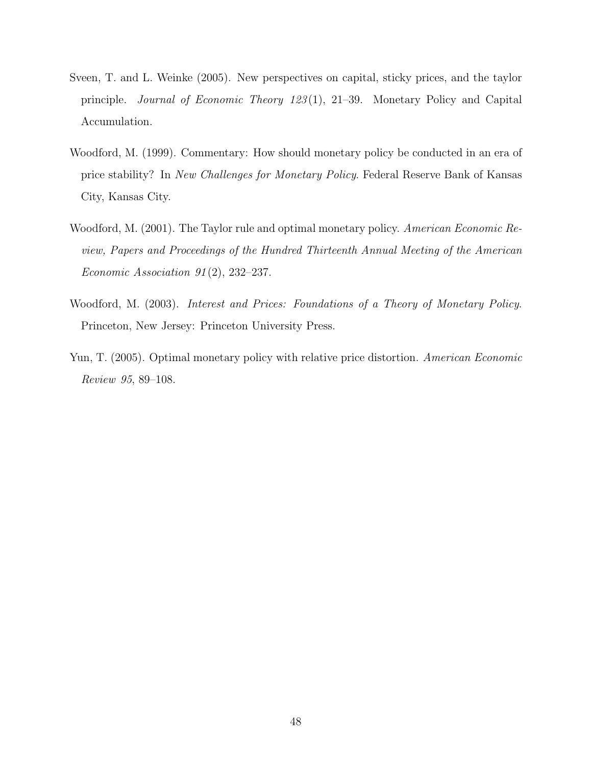Sveen, T. and L. Weinke (2005). New perspectives on capital, sticky prices, and the taylor principle. *Journal of Economic Theory 123*(1), 21–39. Monetary Policy and Capital Accumulation.

Woodford, M. (1999). Commentary: How should monetary policy be conducted in an era of price stability? In *New Challenges for Monetary Policy*. Federal Reserve Bank of Kansas City, Kansas City.

Woodford, M. (2001). The Taylor rule and optimal monetary policy. *American Economic Review, Papers and Proceedings of the Hundred Thirteenth Annual Meeting of the American Economic Association 91*(2), 232–237.

Woodford, M. (2003). *Interest and Prices: Foundations of a Theory of Monetary Policy*. Princeton, New Jersey: Princeton University Press.

Yun, T. (2005). Optimal monetary policy with relative price distortion. *American Economic Review 95*, 89–108.